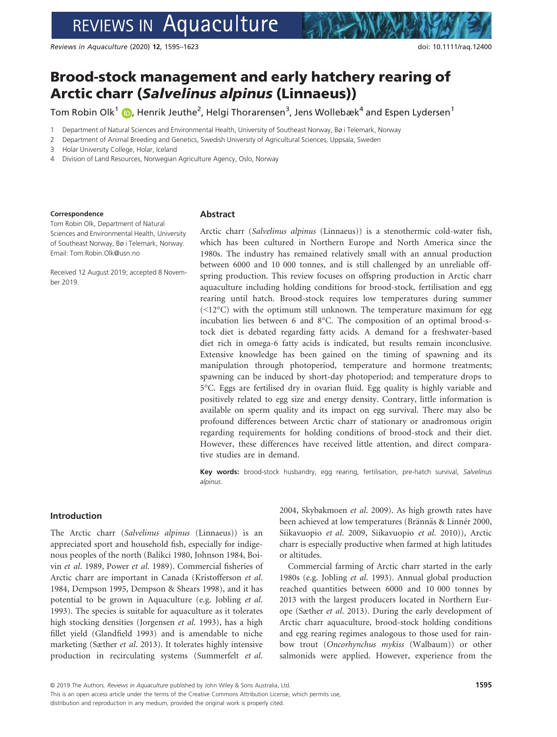# Brood-stock management and early hatchery rearing of Arctic charr (*Salvelinus alpinus* (Linnaeus))

Tom Robin Olk[1], Henrik Jeuthe[2], Helgi Thorarensen[3], Jens Wollebæk[4] and Espen Lydersen[1]

1 Department of Natural Sciences and Environmental Health, University of Southeast Norway, Bø i Telemark, Norway

2 Department of Animal Breeding and Genetics, Swedish University of Agricultural Sciences, Uppsala, Sweden

3 Holar University College, Holar, Iceland

4 Division of Land Resources, Norwegian Agriculture Agency, Oslo, Norway

**Correspondence**

Tom Robin Olk, Department of Natural Sciences and Environmental Health, University of Southeast Norway, Bø i Telemark, Norway. Email: Tom.Robin.Olk@usn.no

Received 12 August 2019; accepted 8 November 2019.

## Abstract

Arctic charr (*Salvelinus alpinus* (Linnaeus)) is a stenothermic cold-water fish, which has been cultured in Northern Europe and North America since the 1980s. The industry has remained relatively small with an annual production between 6000 and 10 000 tonnes, and is still challenged by an unreliable offspring production. This review focuses on offspring production in Arctic charr aquaculture including holding conditions for brood-stock, fertilisation and egg rearing until hatch. Brood-stock requires low temperatures during summer (<12°C) with the optimum still unknown. The temperature maximum for egg incubation lies between 6 and 8°C. The composition of an optimal brood-stock diet is debated regarding fatty acids. A demand for a freshwater-based diet rich in omega-6 fatty acids is indicated, but results remain inconclusive. Extensive knowledge has been gained on the timing of spawning and its manipulation through photoperiod, temperature and hormone treatments; spawning can be induced by short-day photoperiod; and temperature drops to 5°C. Eggs are fertilised dry in ovarian fluid. Egg quality is highly variable and positively related to egg size and energy density. Contrary, little information is available on sperm quality and its impact on egg survival. There may also be profound differences between Arctic charr of stationary or anadromous origin regarding requirements for holding conditions of brood-stock and their diet. However, these differences have received little attention, and direct comparative studies are in demand.

**Key words:** brood-stock husbandry, egg rearing, fertilisation, pre-hatch survival, *Salvelinus alpinus*.

## Introduction

The Arctic charr (*Salvelinus alpinus* (Linnaeus)) is an appreciated sport and household fish, especially for indigenous peoples of the north (Balikci 1980, Johnson 1984, Boivin *et al.* 1989, Power *et al.* 1989). Commercial fisheries of Arctic charr are important in Canada (Kristofferson *et al.* 1984, Dempson 1995, Dempson & Shears 1998), and it has potential to be grown in Aquaculture (e.g. Jobling *et al.* 1993). The species is suitable for aquaculture as it tolerates high stocking densities (Jorgensen *et al.* 1993), has a high fillet yield (Glandfield 1993) and is amendable to niche marketing (Sæther *et al.* 2013). It tolerates highly intensive production in recirculating systems (Summerfelt *et al.* 2004, Skybakmoen *et al.* 2009). As high growth rates have been achieved at low temperatures (Brännäs & Linnér 2000, Siikavuopio *et al.* 2009, Siikavuopio *et al.* 2010)), Arctic charr is especially productive when farmed at high latitudes or altitudes.

Commercial farming of Arctic charr started in the early 1980s (e.g. Jobling *et al.* 1993). Annual global production reached quantities between 6000 and 10 000 tonnes by 2013 with the largest producers located in Northern Europe (Sæther *et al.* 2013). During the early development of Arctic charr aquaculture, brood-stock holding conditions and egg rearing regimes analogous to those used for rainbow trout (*Oncorhynchus mykiss* (Walbaum)) or other salmonids were applied. However, experience from the

© 2019 The Authors. *Reviews in Aquaculture* published by John Wiley & Sons Australia, Ltd.
This is an open access article under the terms of the Creative Commons Attribution License, which permits use, distribution and reproduction in any medium, provided the original work is properly cited.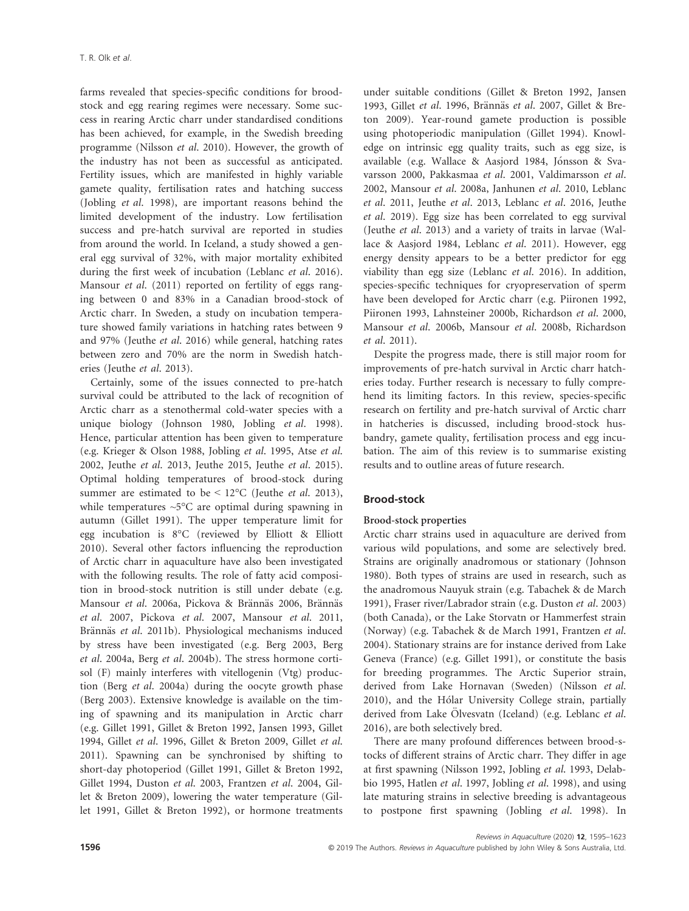farms revealed that species-specific conditions for brood-stock and egg rearing regimes were necessary. Some success in rearing Arctic charr under standardised conditions has been achieved, for example, in the Swedish breeding programme (Nilsson *et al.* 2010). However, the growth of the industry has not been as successful as anticipated. Fertility issues, which are manifested in highly variable gamete quality, fertilisation rates and hatching success (Jobling *et al.* 1998), are important reasons behind the limited development of the industry. Low fertilisation success and pre-hatch survival are reported in studies from around the world. In Iceland, a study showed a general egg survival of 32%, with major mortality exhibited during the first week of incubation (Leblanc *et al.* 2016). Mansour *et al.* (2011) reported on fertility of eggs ranging between 0 and 83% in a Canadian brood-stock of Arctic charr. In Sweden, a study on incubation temperature showed family variations in hatching rates between 9 and 97% (Jeuthe *et al.* 2016) while general, hatching rates between zero and 70% are the norm in Swedish hatcheries (Jeuthe *et al.* 2013).

Certainly, some of the issues connected to pre-hatch survival could be attributed to the lack of recognition of Arctic charr as a stenothermal cold-water species with a unique biology (Johnson 1980, Jobling *et al.* 1998). Hence, particular attention has been given to temperature (e.g. Krieger & Olson 1988, Jobling *et al.* 1995, Atse *et al.* 2002, Jeuthe *et al.* 2013, Jeuthe 2015, Jeuthe *et al.* 2015). Optimal holding temperatures of brood-stock during summer are estimated to be < 12°C (Jeuthe *et al.* 2013), while temperatures ~5°C are optimal during spawning in autumn (Gillet 1991). The upper temperature limit for egg incubation is 8°C (reviewed by Elliott & Elliott 2010). Several other factors influencing the reproduction of Arctic charr in aquaculture have also been investigated with the following results. The role of fatty acid composition in brood-stock nutrition is still under debate (e.g. Mansour *et al.* 2006a, Pickova & Brännäs 2006, Brännäs *et al.* 2007, Pickova *et al.* 2007, Mansour *et al.* 2011, Brännäs *et al.* 2011b). Physiological mechanisms induced by stress have been investigated (e.g. Berg 2003, Berg *et al.* 2004a, Berg *et al.* 2004b). The stress hormone cortisol (F) mainly interferes with vitellogenin (Vtg) production (Berg *et al.* 2004a) during the oocyte growth phase (Berg 2003). Extensive knowledge is available on the timing of spawning and its manipulation in Arctic charr (e.g. Gillet 1991, Gillet & Breton 1992, Jansen 1993, Gillet 1994, Gillet *et al.* 1996, Gillet & Breton 2009, Gillet *et al.* 2011). Spawning can be synchronised by shifting to short-day photoperiod (Gillet 1991, Gillet & Breton 1992, Gillet 1994, Duston *et al.* 2003, Frantzen *et al.* 2004, Gillet & Breton 2009), lowering the water temperature (Gillet 1991, Gillet & Breton 1992), or hormone treatments under suitable conditions (Gillet & Breton 1992, Jansen 1993, Gillet *et al.* 1996, Brännäs *et al.* 2007, Gillet & Breton 2009). Year-round gamete production is possible using photoperiodic manipulation (Gillet 1994). Knowledge on intrinsic egg quality traits, such as egg size, is available (e.g. Wallace & Aasjord 1984, Jónsson & Svavarsson 2000, Pakkasmaa *et al.* 2001, Valdimarsson *et al.* 2002, Mansour *et al.* 2008a, Janhunen *et al.* 2010, Leblanc *et al.* 2011, Jeuthe *et al.* 2013, Leblanc *et al.* 2016, Jeuthe *et al.* 2019). Egg size has been correlated to egg survival (Jeuthe *et al.* 2013) and a variety of traits in larvae (Wallace & Aasjord 1984, Leblanc *et al.* 2011). However, egg energy density appears to be a better predictor for egg viability than egg size (Leblanc *et al.* 2016). In addition, species-specific techniques for cryopreservation of sperm have been developed for Arctic charr (e.g. Piironen 1992, Piironen 1993, Lahnsteiner 2000b, Richardson *et al.* 2000, Mansour *et al.* 2006b, Mansour *et al.* 2008b, Richardson *et al.* 2011).

Despite the progress made, there is still major room for improvements of pre-hatch survival in Arctic charr hatcheries today. Further research is necessary to fully comprehend its limiting factors. In this review, species-specific research on fertility and pre-hatch survival of Arctic charr in hatcheries is discussed, including brood-stock husbandry, gamete quality, fertilisation process and egg incubation. The aim of this review is to summarise existing results and to outline areas of future research.

## Brood-stock

### Brood-stock properties

Arctic charr strains used in aquaculture are derived from various wild populations, and some are selectively bred. Strains are originally anadromous or stationary (Johnson 1980). Both types of strains are used in research, such as the anadromous Nauyuk strain (e.g. Tabachek & de March 1991), Fraser river/Labrador strain (e.g. Duston *et al.* 2003) (both Canada), or the Lake Storvatn or Hammerfest strain (Norway) (e.g. Tabachek & de March 1991, Frantzen *et al.* 2004). Stationary strains are for instance derived from Lake Geneva (France) (e.g. Gillet 1991), or constitute the basis for breeding programmes. The Arctic Superior strain, derived from Lake Hornavan (Sweden) (Nilsson *et al.* 2010), and the Hólar University College strain, partially derived from Lake Ölvesvatn (Iceland) (e.g. Leblanc *et al.* 2016), are both selectively bred.

There are many profound differences between brood-stocks of different strains of Arctic charr. They differ in age at first spawning (Nilsson 1992, Jobling *et al.* 1993, Delabbio 1995, Hatlen *et al.* 1997, Jobling *et al.* 1998), and using late maturing strains in selective breeding is advantageous to postpone first spawning (Jobling *et al.* 1998). In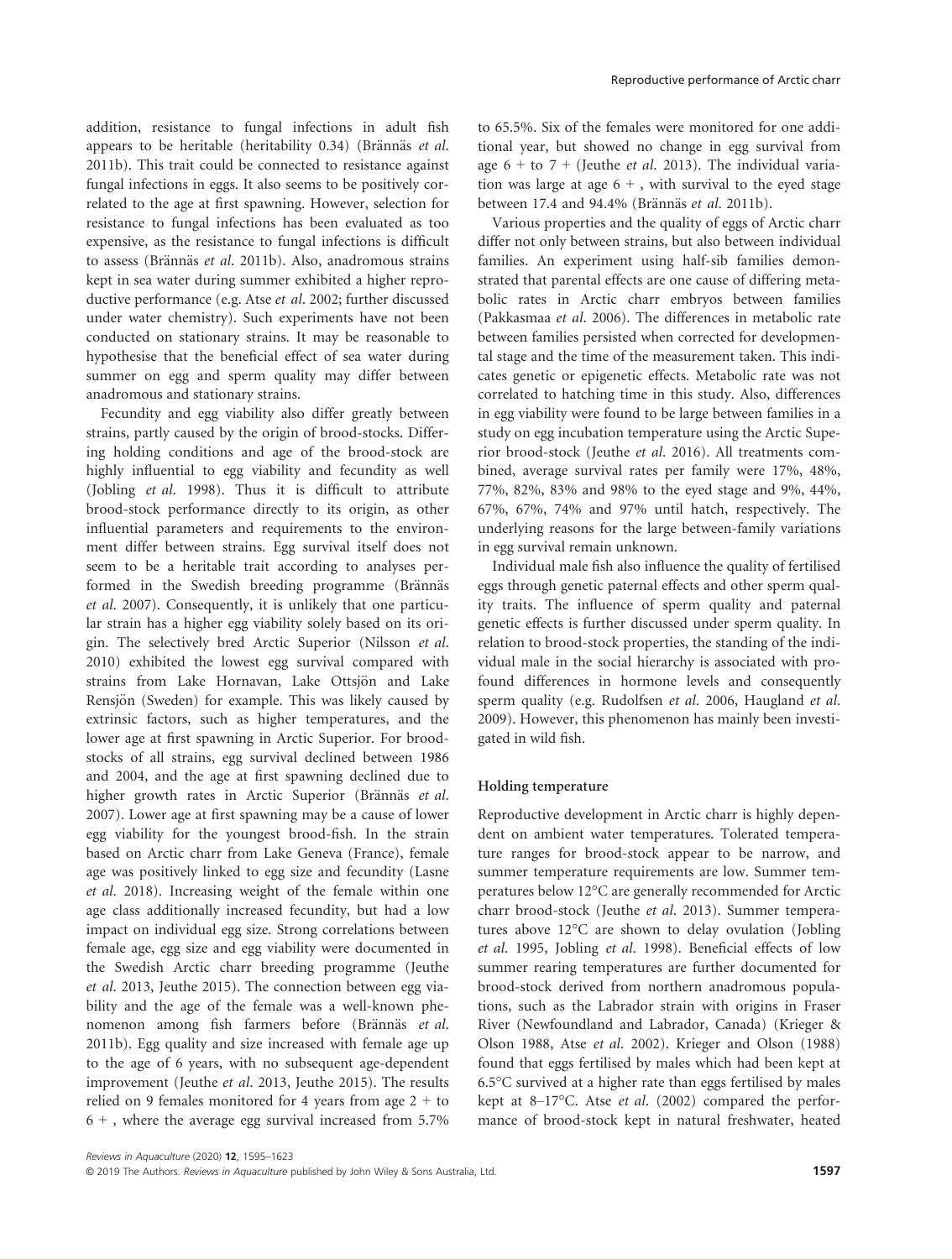addition, resistance to fungal infections in adult fish appears to be heritable (heritability 0.34) (Brännäs *et al.* 2011b). This trait could be connected to resistance against fungal infections in eggs. It also seems to be positively correlated to the age at first spawning. However, selection for resistance to fungal infections has been evaluated as too expensive, as the resistance to fungal infections is difficult to assess (Brännäs *et al.* 2011b). Also, anadromous strains kept in sea water during summer exhibited a higher reproductive performance (e.g. Atse *et al.* 2002; further discussed under water chemistry). Such experiments have not been conducted on stationary strains. It may be reasonable to hypothesise that the beneficial effect of sea water during summer on egg and sperm quality may differ between anadromous and stationary strains.

Fecundity and egg viability also differ greatly between strains, partly caused by the origin of brood-stocks. Differing holding conditions and age of the brood-stock are highly influential to egg viability and fecundity as well (Jobling *et al.* 1998). Thus it is difficult to attribute brood-stock performance directly to its origin, as other influential parameters and requirements to the environment differ between strains. Egg survival itself does not seem to be a heritable trait according to analyses performed in the Swedish breeding programme (Brännäs *et al.* 2007). Consequently, it is unlikely that one particular strain has a higher egg viability solely based on its origin. The selectively bred Arctic Superior (Nilsson *et al.* 2010) exhibited the lowest egg survival compared with strains from Lake Hornavan, Lake Ottsjön and Lake Rensjön (Sweden) for example. This was likely caused by extrinsic factors, such as higher temperatures, and the lower age at first spawning in Arctic Superior. For brood-stocks of all strains, egg survival declined between 1986 and 2004, and the age at first spawning declined due to higher growth rates in Arctic Superior (Brännäs *et al.* 2007). Lower age at first spawning may be a cause of lower egg viability for the youngest brood-fish. In the strain based on Arctic charr from Lake Geneva (France), female age was positively linked to egg size and fecundity (Lasne *et al.* 2018). Increasing weight of the female within one age class additionally increased fecundity, but had a low impact on individual egg size. Strong correlations between female age, egg size and egg viability were documented in the Swedish Arctic charr breeding programme (Jeuthe *et al.* 2013, Jeuthe 2015). The connection between egg viability and the age of the female was a well-known phenomenon among fish farmers before (Brännäs *et al.* 2011b). Egg quality and size increased with female age up to the age of 6 years, with no subsequent age-dependent improvement (Jeuthe *et al.* 2013, Jeuthe 2015). The results relied on 9 females monitored for 4 years from age 2 + to 6 + , where the average egg survival increased from 5.7% to 65.5%. Six of the females were monitored for one additional year, but showed no change in egg survival from age 6 + to 7 + (Jeuthe *et al.* 2013). The individual variation was large at age 6 + , with survival to the eyed stage between 17.4 and 94.4% (Brännäs *et al.* 2011b).

Various properties and the quality of eggs of Arctic charr differ not only between strains, but also between individual families. An experiment using half-sib families demonstrated that parental effects are one cause of differing metabolic rates in Arctic charr embryos between families (Pakkasmaa *et al.* 2006). The differences in metabolic rate between families persisted when corrected for developmental stage and the time of the measurement taken. This indicates genetic or epigenetic effects. Metabolic rate was not correlated to hatching time in this study. Also, differences in egg viability were found to be large between families in a study on egg incubation temperature using the Arctic Superior brood-stock (Jeuthe *et al.* 2016). All treatments combined, average survival rates per family were 17%, 48%, 77%, 82%, 83% and 98% to the eyed stage and 9%, 44%, 67%, 67%, 74% and 97% until hatch, respectively. The underlying reasons for the large between-family variations in egg survival remain unknown.

Individual male fish also influence the quality of fertilised eggs through genetic paternal effects and other sperm quality traits. The influence of sperm quality and paternal genetic effects is further discussed under sperm quality. In relation to brood-stock properties, the standing of the individual male in the social hierarchy is associated with profound differences in hormone levels and consequently sperm quality (e.g. Rudolfsen *et al.* 2006, Haugland *et al.* 2009). However, this phenomenon has mainly been investigated in wild fish.

### Holding temperature

Reproductive development in Arctic charr is highly dependent on ambient water temperatures. Tolerated temperature ranges for brood-stock appear to be narrow, and summer temperature requirements are low. Summer temperatures below 12°C are generally recommended for Arctic charr brood-stock (Jeuthe *et al.* 2013). Summer temperatures above 12°C are shown to delay ovulation (Jobling *et al.* 1995, Jobling *et al.* 1998). Beneficial effects of low summer rearing temperatures are further documented for brood-stock derived from northern anadromous populations, such as the Labrador strain with origins in Fraser River (Newfoundland and Labrador, Canada) (Krieger & Olson 1988, Atse *et al.* 2002). Krieger and Olson (1988) found that eggs fertilised by males which had been kept at 6.5°C survived at a higher rate than eggs fertilised by males kept at 8–17°C. Atse *et al.* (2002) compared the performance of brood-stock kept in natural freshwater, heated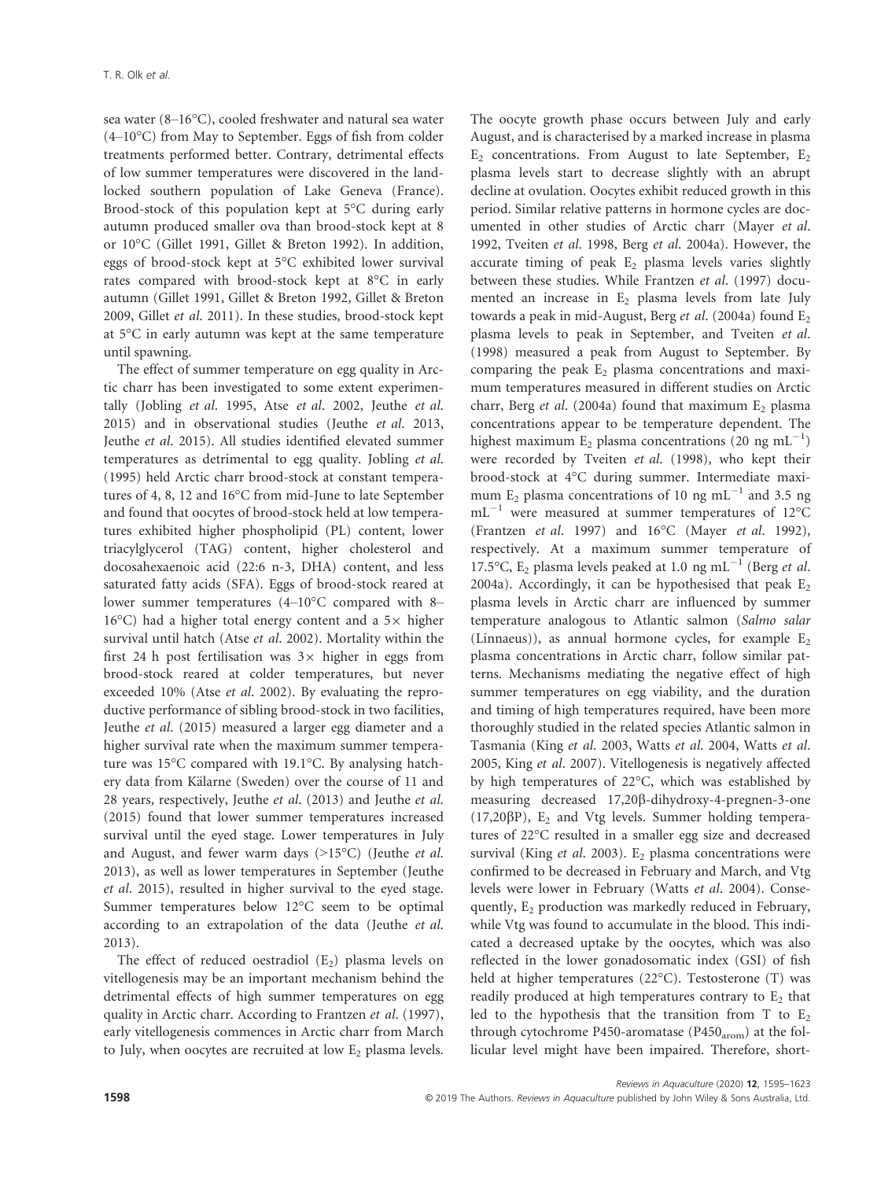sea water (8–16°C), cooled freshwater and natural sea water (4–10°C) from May to September. Eggs of fish from colder treatments performed better. Contrary, detrimental effects of low summer temperatures were discovered in the landlocked southern population of Lake Geneva (France). Brood-stock of this population kept at 5°C during early autumn produced smaller ova than brood-stock kept at 8 or 10°C (Gillet 1991, Gillet & Breton 1992). In addition, eggs of brood-stock kept at 5°C exhibited lower survival rates compared with brood-stock kept at 8°C in early autumn (Gillet 1991, Gillet & Breton 1992, Gillet & Breton 2009, Gillet *et al.* 2011). In these studies, brood-stock kept at 5°C in early autumn was kept at the same temperature until spawning.

The effect of summer temperature on egg quality in Arctic charr has been investigated to some extent experimentally (Jobling *et al.* 1995, Atse *et al.* 2002, Jeuthe *et al.* 2015) and in observational studies (Jeuthe *et al.* 2013, Jeuthe *et al.* 2015). All studies identified elevated summer temperatures as detrimental to egg quality. Jobling *et al.* (1995) held Arctic charr brood-stock at constant temperatures of 4, 8, 12 and 16°C from mid-June to late September and found that oocytes of brood-stock held at low temperatures exhibited higher phospholipid (PL) content, lower triacylglycerol (TAG) content, higher cholesterol and docosahexaenoic acid (22:6 n-3, DHA) content, and less saturated fatty acids (SFA). Eggs of brood-stock reared at lower summer temperatures (4–10°C compared with 8–16°C) had a higher total energy content and a 5× higher survival until hatch (Atse *et al.* 2002). Mortality within the first 24 h post fertilisation was 3× higher in eggs from brood-stock reared at colder temperatures, but never exceeded 10% (Atse *et al.* 2002). By evaluating the reproductive performance of sibling brood-stock in two facilities, Jeuthe *et al.* (2015) measured a larger egg diameter and a higher survival rate when the maximum summer temperature was 15°C compared with 19.1°C. By analysing hatchery data from Kälarne (Sweden) over the course of 11 and 28 years, respectively, Jeuthe *et al.* (2013) and Jeuthe *et al.* (2015) found that lower summer temperatures increased survival until the eyed stage. Lower temperatures in July and August, and fewer warm days (>15°C) (Jeuthe *et al.* 2013), as well as lower temperatures in September (Jeuthe *et al.* 2015), resulted in higher survival to the eyed stage. Summer temperatures below 12°C seem to be optimal according to an extrapolation of the data (Jeuthe *et al.* 2013).

The effect of reduced oestradiol ($E_2$) plasma levels on vitellogenesis may be an important mechanism behind the detrimental effects of high summer temperatures on egg quality in Arctic charr. According to Frantzen *et al.* (1997), early vitellogenesis commences in Arctic charr from March to July, when oocytes are recruited at low $E_2$ plasma levels. The oocyte growth phase occurs between July and early August, and is characterised by a marked increase in plasma $E_2$ concentrations. From August to late September, $E_2$ plasma levels start to decrease slightly with an abrupt decline at ovulation. Oocytes exhibit reduced growth in this period. Similar relative patterns in hormone cycles are documented in other studies of Arctic charr (Mayer *et al.* 1992, Tveiten *et al.* 1998, Berg *et al.* 2004a). However, the accurate timing of peak $E_2$ plasma levels varies slightly between these studies. While Frantzen *et al.* (1997) documented an increase in $E_2$ plasma levels from late July towards a peak in mid-August, Berg *et al.* (2004a) found $E_2$ plasma levels to peak in September, and Tveiten *et al.* (1998) measured a peak from August to September. By comparing the peak $E_2$ plasma concentrations and maximum temperatures measured in different studies on Arctic charr, Berg *et al.* (2004a) found that maximum $E_2$ plasma concentrations appear to be temperature dependent. The highest maximum $E_2$ plasma concentrations (20 ng $mL^{-1}$) were recorded by Tveiten *et al.* (1998), who kept their brood-stock at 4°C during summer. Intermediate maximum $E_2$ plasma concentrations of 10 ng $mL^{-1}$ and 3.5 ng $mL^{-1}$ were measured at summer temperatures of 12°C (Frantzen *et al.* 1997) and 16°C (Mayer *et al.* 1992), respectively. At a maximum summer temperature of 17.5°C, $E_2$ plasma levels peaked at 1.0 ng $mL^{-1}$ (Berg *et al.* 2004a). Accordingly, it can be hypothesised that peak $E_2$ plasma levels in Arctic charr are influenced by summer temperature analogous to Atlantic salmon (*Salmo salar* (Linnaeus)), as annual hormone cycles, for example $E_2$ plasma concentrations in Arctic charr, follow similar patterns. Mechanisms mediating the negative effect of high summer temperatures on egg viability, and the duration and timing of high temperatures required, have been more thoroughly studied in the related species Atlantic salmon in Tasmania (King *et al.* 2003, Watts *et al.* 2004, Watts *et al.* 2005, King *et al.* 2007). Vitellogenesis is negatively affected by high temperatures of 22°C, which was established by measuring decreased 17,20β-dihydroxy-4-pregnen-3-one (17,20βP), $E_2$ and Vtg levels. Summer holding temperatures of 22°C resulted in a smaller egg size and decreased survival (King *et al.* 2003). $E_2$ plasma concentrations were confirmed to be decreased in February and March, and Vtg levels were lower in February (Watts *et al.* 2004). Consequently, $E_2$ production was markedly reduced in February, while Vtg was found to accumulate in the blood. This indicated a decreased uptake by the oocytes, which was also reflected in the lower gonadosomatic index (GSI) of fish held at higher temperatures (22°C). Testosterone (T) was readily produced at high temperatures contrary to $E_2$ that led to the hypothesis that the transition from T to $E_2$ through cytochrome P450-aromatase ($P450_{arom}$) at the follicular level might have been impaired. Therefore, short-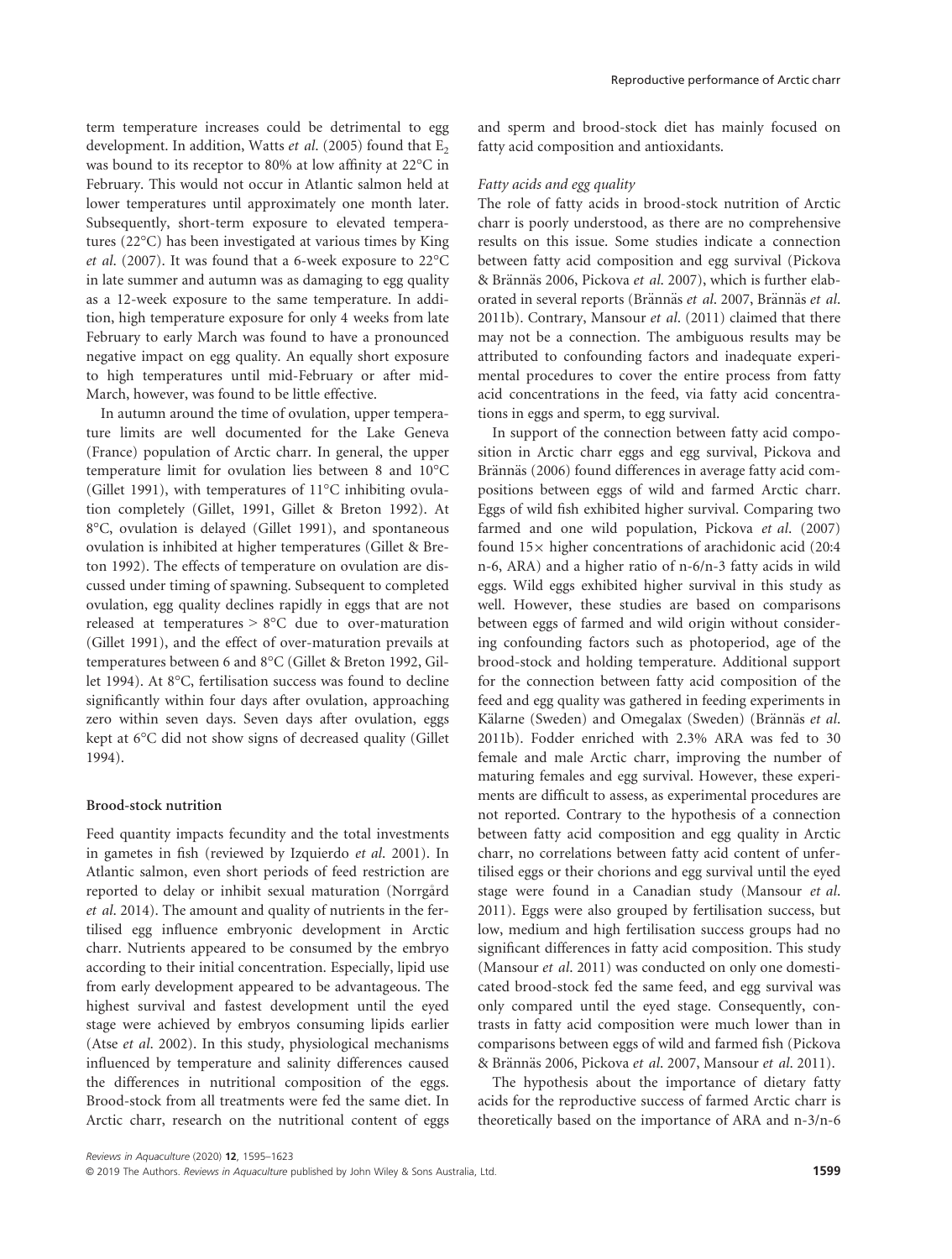term temperature increases could be detrimental to egg development. In addition, Watts *et al*. (2005) found that $E_2$ was bound to its receptor to 80% at low affinity at 22°C in February. This would not occur in Atlantic salmon held at lower temperatures until approximately one month later. Subsequently, short-term exposure to elevated temperatures (22°C) has been investigated at various times by King *et al*. (2007). It was found that a 6-week exposure to 22°C in late summer and autumn was as damaging to egg quality as a 12-week exposure to the same temperature. In addition, high temperature exposure for only 4 weeks from late February to early March was found to have a pronounced negative impact on egg quality. An equally short exposure to high temperatures until mid-February or after mid-March, however, was found to be little effective.

In autumn around the time of ovulation, upper temperature limits are well documented for the Lake Geneva (France) population of Arctic charr. In general, the upper temperature limit for ovulation lies between 8 and 10°C (Gillet 1991), with temperatures of 11°C inhibiting ovulation completely (Gillet, 1991, Gillet & Breton 1992). At 8°C, ovulation is delayed (Gillet 1991), and spontaneous ovulation is inhibited at higher temperatures (Gillet & Breton 1992). The effects of temperature on ovulation are discussed under timing of spawning. Subsequent to completed ovulation, egg quality declines rapidly in eggs that are not released at temperatures > 8°C due to over-maturation (Gillet 1991), and the effect of over-maturation prevails at temperatures between 6 and 8°C (Gillet & Breton 1992, Gillet 1994). At 8°C, fertilisation success was found to decline significantly within four days after ovulation, approaching zero within seven days. Seven days after ovulation, eggs kept at 6°C did not show signs of decreased quality (Gillet 1994).

## Brood-stock nutrition

Feed quantity impacts fecundity and the total investments in gametes in fish (reviewed by Izquierdo *et al*. 2001). In Atlantic salmon, even short periods of feed restriction are reported to delay or inhibit sexual maturation (Norrgård *et al*. 2014). The amount and quality of nutrients in the fertilised egg influence embryonic development in Arctic charr. Nutrients appeared to be consumed by the embryo according to their initial concentration. Especially, lipid use from early development appeared to be advantageous. The highest survival and fastest development until the eyed stage were achieved by embryos consuming lipids earlier (Atse *et al*. 2002). In this study, physiological mechanisms influenced by temperature and salinity differences caused the differences in nutritional composition of the eggs. Brood-stock from all treatments were fed the same diet. In Arctic charr, research on the nutritional content of eggs and sperm and brood-stock diet has mainly focused on fatty acid composition and antioxidants.

### *Fatty acids and egg quality*

The role of fatty acids in brood-stock nutrition of Arctic charr is poorly understood, as there are no comprehensive results on this issue. Some studies indicate a connection between fatty acid composition and egg survival (Pickova & Brännäs 2006, Pickova *et al*. 2007), which is further elaborated in several reports (Brännäs *et al*. 2007, Brännäs *et al*. 2011b). Contrary, Mansour *et al*. (2011) claimed that there may not be a connection. The ambiguous results may be attributed to confounding factors and inadequate experimental procedures to cover the entire process from fatty acid concentrations in the feed, via fatty acid concentrations in eggs and sperm, to egg survival.

In support of the connection between fatty acid composition in Arctic charr eggs and egg survival, Pickova and Brännäs (2006) found differences in average fatty acid compositions between eggs of wild and farmed Arctic charr. Eggs of wild fish exhibited higher survival. Comparing two farmed and one wild population, Pickova *et al*. (2007) found 15× higher concentrations of arachidonic acid (20:4 n-6, ARA) and a higher ratio of n-6/n-3 fatty acids in wild eggs. Wild eggs exhibited higher survival in this study as well. However, these studies are based on comparisons between eggs of farmed and wild origin without considering confounding factors such as photoperiod, age of the brood-stock and holding temperature. Additional support for the connection between fatty acid composition of the feed and egg quality was gathered in feeding experiments in Kälarne (Sweden) and Omegalax (Sweden) (Brännäs *et al*. 2011b). Fodder enriched with 2.3% ARA was fed to 30 female and male Arctic charr, improving the number of maturing females and egg survival. However, these experiments are difficult to assess, as experimental procedures are not reported. Contrary to the hypothesis of a connection between fatty acid composition and egg quality in Arctic charr, no correlations between fatty acid content of unfertilised eggs or their chorions and egg survival until the eyed stage were found in a Canadian study (Mansour *et al*. 2011). Eggs were also grouped by fertilisation success, but low, medium and high fertilisation success groups had no significant differences in fatty acid composition. This study (Mansour *et al*. 2011) was conducted on only one domesticated brood-stock fed the same feed, and egg survival was only compared until the eyed stage. Consequently, contrasts in fatty acid composition were much lower than in comparisons between eggs of wild and farmed fish (Pickova & Brännäs 2006, Pickova *et al*. 2007, Mansour *et al*. 2011).

The hypothesis about the importance of dietary fatty acids for the reproductive success of farmed Arctic charr is theoretically based on the importance of ARA and n-3/n-6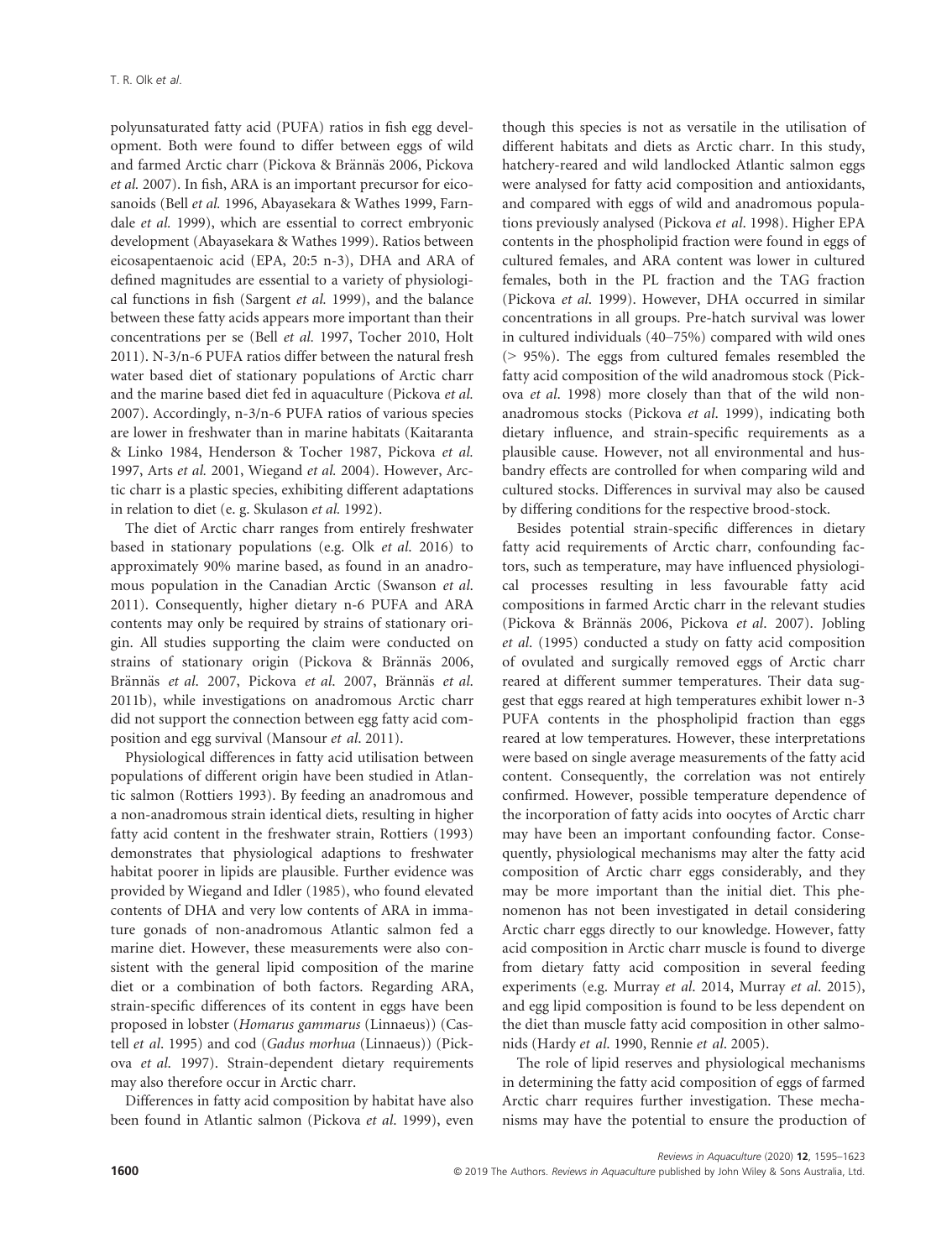polyunsaturated fatty acid (PUFA) ratios in fish egg development. Both were found to differ between eggs of wild and farmed Arctic charr (Pickova & Brännäs 2006, Pickova *et al.* 2007). In fish, ARA is an important precursor for eicosanoids (Bell *et al.* 1996, Abayasekara & Wathes 1999, Farndale *et al.* 1999), which are essential to correct embryonic development (Abayasekara & Wathes 1999). Ratios between eicosapentaenoic acid (EPA, 20:5 n-3), DHA and ARA of defined magnitudes are essential to a variety of physiological functions in fish (Sargent *et al.* 1999), and the balance between these fatty acids appears more important than their concentrations per se (Bell *et al.* 1997, Tocher 2010, Holt 2011). N-3/n-6 PUFA ratios differ between the natural fresh water based diet of stationary populations of Arctic charr and the marine based diet fed in aquaculture (Pickova *et al.* 2007). Accordingly, n-3/n-6 PUFA ratios of various species are lower in freshwater than in marine habitats (Kaitaranta & Linko 1984, Henderson & Tocher 1987, Pickova *et al.* 1997, Arts *et al.* 2001, Wiegand *et al.* 2004). However, Arctic charr is a plastic species, exhibiting different adaptations in relation to diet (e. g. Skulason *et al.* 1992).

The diet of Arctic charr ranges from entirely freshwater based in stationary populations (e.g. Olk *et al.* 2016) to approximately 90% marine based, as found in an anadromous population in the Canadian Arctic (Swanson *et al.* 2011). Consequently, higher dietary n-6 PUFA and ARA contents may only be required by strains of stationary origin. All studies supporting the claim were conducted on strains of stationary origin (Pickova & Brännäs 2006, Brännäs *et al.* 2007, Pickova *et al.* 2007, Brännäs *et al.* 2011b), while investigations on anadromous Arctic charr did not support the connection between egg fatty acid composition and egg survival (Mansour *et al.* 2011).

Physiological differences in fatty acid utilisation between populations of different origin have been studied in Atlantic salmon (Rottiers 1993). By feeding an anadromous and a non-anadromous strain identical diets, resulting in higher fatty acid content in the freshwater strain, Rottiers (1993) demonstrates that physiological adaptions to freshwater habitat poorer in lipids are plausible. Further evidence was provided by Wiegand and Idler (1985), who found elevated contents of DHA and very low contents of ARA in immature gonads of non-anadromous Atlantic salmon fed a marine diet. However, these measurements were also consistent with the general lipid composition of the marine diet or a combination of both factors. Regarding ARA, strain-specific differences of its content in eggs have been proposed in lobster (*Homarus gammarus* (Linnaeus)) (Castell *et al.* 1995) and cod (*Gadus morhua* (Linnaeus)) (Pickova *et al.* 1997). Strain-dependent dietary requirements may also therefore occur in Arctic charr.

Differences in fatty acid composition by habitat have also been found in Atlantic salmon (Pickova *et al.* 1999), even though this species is not as versatile in the utilisation of different habitats and diets as Arctic charr. In this study, hatchery-reared and wild landlocked Atlantic salmon eggs were analysed for fatty acid composition and antioxidants, and compared with eggs of wild and anadromous populations previously analysed (Pickova *et al.* 1998). Higher EPA contents in the phospholipid fraction were found in eggs of cultured females, and ARA content was lower in cultured females, both in the PL fraction and the TAG fraction (Pickova *et al.* 1999). However, DHA occurred in similar concentrations in all groups. Pre-hatch survival was lower in cultured individuals (40–75%) compared with wild ones (> 95%). The eggs from cultured females resembled the fatty acid composition of the wild anadromous stock (Pickova *et al.* 1998) more closely than that of the wild non-anadromous stocks (Pickova *et al.* 1999), indicating both dietary influence, and strain-specific requirements as a plausible cause. However, not all environmental and husbandry effects are controlled for when comparing wild and cultured stocks. Differences in survival may also be caused by differing conditions for the respective brood-stock.

Besides potential strain-specific differences in dietary fatty acid requirements of Arctic charr, confounding factors, such as temperature, may have influenced physiological processes resulting in less favourable fatty acid compositions in farmed Arctic charr in the relevant studies (Pickova & Brännäs 2006, Pickova *et al.* 2007). Jobling *et al.* (1995) conducted a study on fatty acid composition of ovulated and surgically removed eggs of Arctic charr reared at different summer temperatures. Their data suggest that eggs reared at high temperatures exhibit lower n-3 PUFA contents in the phospholipid fraction than eggs reared at low temperatures. However, these interpretations were based on single average measurements of the fatty acid content. Consequently, the correlation was not entirely confirmed. However, possible temperature dependence of the incorporation of fatty acids into oocytes of Arctic charr may have been an important confounding factor. Consequently, physiological mechanisms may alter the fatty acid composition of Arctic charr eggs considerably, and they may be more important than the initial diet. This phenomenon has not been investigated in detail considering Arctic charr eggs directly to our knowledge. However, fatty acid composition in Arctic charr muscle is found to diverge from dietary fatty acid composition in several feeding experiments (e.g. Murray *et al.* 2014, Murray *et al.* 2015), and egg lipid composition is found to be less dependent on the diet than muscle fatty acid composition in other salmonids (Hardy *et al.* 1990, Rennie *et al.* 2005).

The role of lipid reserves and physiological mechanisms in determining the fatty acid composition of eggs of farmed Arctic charr requires further investigation. These mechanisms may have the potential to ensure the production of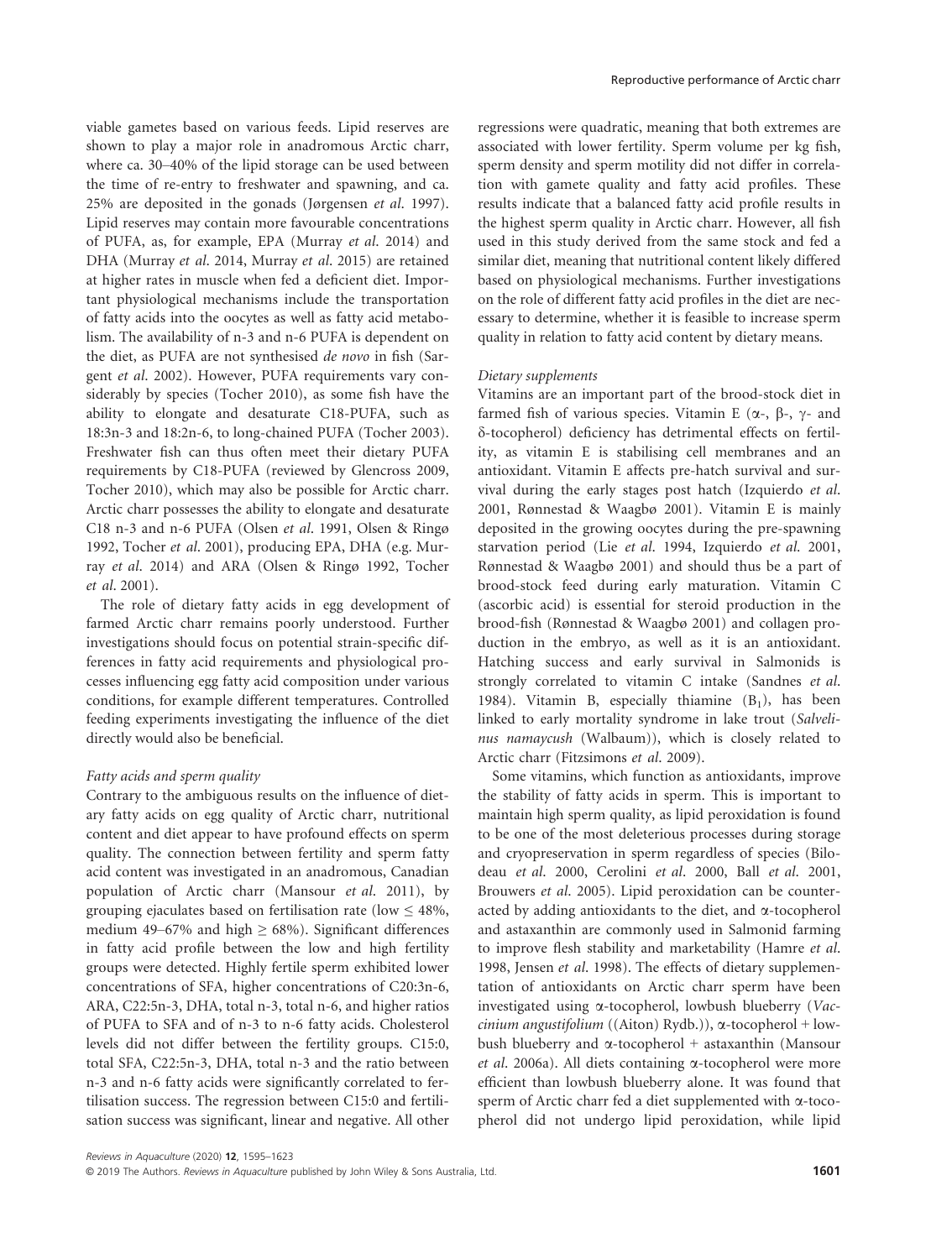viable gametes based on various feeds. Lipid reserves are shown to play a major role in anadromous Arctic charr, where ca. 30–40% of the lipid storage can be used between the time of re-entry to freshwater and spawning, and ca. 25% are deposited in the gonads (Jørgensen *et al*. 1997). Lipid reserves may contain more favourable concentrations of PUFA, as, for example, EPA (Murray *et al*. 2014) and DHA (Murray *et al*. 2014, Murray *et al*. 2015) are retained at higher rates in muscle when fed a deficient diet. Important physiological mechanisms include the transportation of fatty acids into the oocytes as well as fatty acid metabolism. The availability of n-3 and n-6 PUFA is dependent on the diet, as PUFA are not synthesised *de novo* in fish (Sargent *et al*. 2002). However, PUFA requirements vary considerably by species (Tocher 2010), as some fish have the ability to elongate and desaturate C18-PUFA, such as 18:3n-3 and 18:2n-6, to long-chained PUFA (Tocher 2003). Freshwater fish can thus often meet their dietary PUFA requirements by C18-PUFA (reviewed by Glencross 2009, Tocher 2010), which may also be possible for Arctic charr. Arctic charr possesses the ability to elongate and desaturate C18 n-3 and n-6 PUFA (Olsen *et al*. 1991, Olsen & Ringø 1992, Tocher *et al*. 2001), producing EPA, DHA (e.g. Murray *et al*. 2014) and ARA (Olsen & Ringø 1992, Tocher *et al*. 2001).

The role of dietary fatty acids in egg development of farmed Arctic charr remains poorly understood. Further investigations should focus on potential strain-specific differences in fatty acid requirements and physiological processes influencing egg fatty acid composition under various conditions, for example different temperatures. Controlled feeding experiments investigating the influence of the diet directly would also be beneficial.

### *Fatty acids and sperm quality*

Contrary to the ambiguous results on the influence of dietary fatty acids on egg quality of Arctic charr, nutritional content and diet appear to have profound effects on sperm quality. The connection between fertility and sperm fatty acid content was investigated in an anadromous, Canadian population of Arctic charr (Mansour *et al*. 2011), by grouping ejaculates based on fertilisation rate (low ≤ 48%, medium 49–67% and high ≥ 68%). Significant differences in fatty acid profile between the low and high fertility groups were detected. Highly fertile sperm exhibited lower concentrations of SFA, higher concentrations of C20:3n-6, ARA, C22:5n-3, DHA, total n-3, total n-6, and higher ratios of PUFA to SFA and of n-3 to n-6 fatty acids. Cholesterol levels did not differ between the fertility groups. C15:0, total SFA, C22:5n-3, DHA, total n-3 and the ratio between n-3 and n-6 fatty acids were significantly correlated to fertilisation success. The regression between C15:0 and fertilisation success was significant, linear and negative. All other regressions were quadratic, meaning that both extremes are associated with lower fertility. Sperm volume per kg fish, sperm density and sperm motility did not differ in correlation with gamete quality and fatty acid profiles. These results indicate that a balanced fatty acid profile results in the highest sperm quality in Arctic charr. However, all fish used in this study derived from the same stock and fed a similar diet, meaning that nutritional content likely differed based on physiological mechanisms. Further investigations on the role of different fatty acid profiles in the diet are necessary to determine, whether it is feasible to increase sperm quality in relation to fatty acid content by dietary means.

### *Dietary supplements*

Vitamins are an important part of the brood-stock diet in farmed fish of various species. Vitamin E (α-, β-, γ- and δ-tocopherol) deficiency has detrimental effects on fertility, as vitamin E is stabilising cell membranes and an antioxidant. Vitamin E affects pre-hatch survival and survival during the early stages post hatch (Izquierdo *et al*. 2001, Rønnestad & Waagbø 2001). Vitamin E is mainly deposited in the growing oocytes during the pre-spawning starvation period (Lie *et al*. 1994, Izquierdo *et al*. 2001, Rønnestad & Waagbø 2001) and should thus be a part of brood-stock feed during early maturation. Vitamin C (ascorbic acid) is essential for steroid production in the brood-fish (Rønnestad & Waagbø 2001) and collagen production in the embryo, as well as it is an antioxidant. Hatching success and early survival in Salmonids is strongly correlated to vitamin C intake (Sandnes *et al*. 1984). Vitamin B, especially thiamine ($B_1$), has been linked to early mortality syndrome in lake trout (*Salvelinus namaycush* (Walbaum)), which is closely related to Arctic charr (Fitzsimons *et al*. 2009).

Some vitamins, which function as antioxidants, improve the stability of fatty acids in sperm. This is important to maintain high sperm quality, as lipid peroxidation is found to be one of the most deleterious processes during storage and cryopreservation in sperm regardless of species (Bilodeau *et al*. 2000, Cerolini *et al*. 2000, Ball *et al*. 2001, Brouwers *et al*. 2005). Lipid peroxidation can be counteracted by adding antioxidants to the diet, and α-tocopherol and astaxanthin are commonly used in Salmonid farming to improve flesh stability and marketability (Hamre *et al*. 1998, Jensen *et al*. 1998). The effects of dietary supplementation of antioxidants on Arctic charr sperm have been investigated using α-tocopherol, lowbush blueberry (*Vaccinium angustifolium* ((Aiton) Rydb.)), α-tocopherol + lowbush blueberry and α-tocopherol + astaxanthin (Mansour *et al*. 2006a). All diets containing α-tocopherol were more efficient than lowbush blueberry alone. It was found that sperm of Arctic charr fed a diet supplemented with α-tocopherol did not undergo lipid peroxidation, while lipid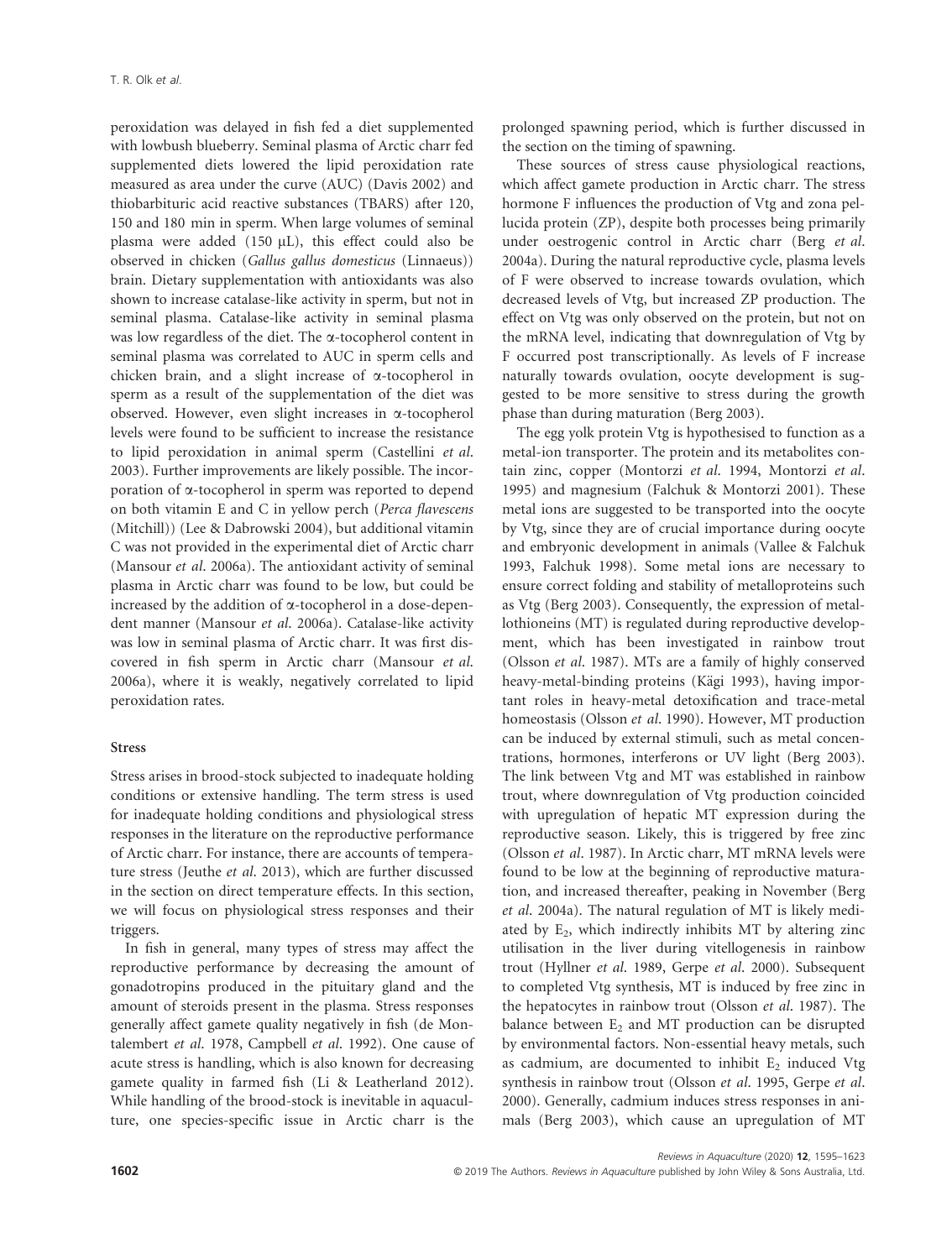peroxidation was delayed in fish fed a diet supplemented with lowbush blueberry. Seminal plasma of Arctic charr fed supplemented diets lowered the lipid peroxidation rate measured as area under the curve (AUC) (Davis 2002) and thiobarbituric acid reactive substances (TBARS) after 120, 150 and 180 min in sperm. When large volumes of seminal plasma were added (150 μL), this effect could also be observed in chicken (*Gallus gallus domesticus* (Linnaeus)) brain. Dietary supplementation with antioxidants was also shown to increase catalase-like activity in sperm, but not in seminal plasma. Catalase-like activity in seminal plasma was low regardless of the diet. The α-tocopherol content in seminal plasma was correlated to AUC in sperm cells and chicken brain, and a slight increase of α-tocopherol in sperm as a result of the supplementation of the diet was observed. However, even slight increases in α-tocopherol levels were found to be sufficient to increase the resistance to lipid peroxidation in animal sperm (Castellini *et al.* 2003). Further improvements are likely possible. The incorporation of α-tocopherol in sperm was reported to depend on both vitamin E and C in yellow perch (*Perca flavescens* (Mitchill)) (Lee & Dabrowski 2004), but additional vitamin C was not provided in the experimental diet of Arctic charr (Mansour *et al.* 2006a). The antioxidant activity of seminal plasma in Arctic charr was found to be low, but could be increased by the addition of α-tocopherol in a dose-dependent manner (Mansour *et al.* 2006a). Catalase-like activity was low in seminal plasma of Arctic charr. It was first discovered in fish sperm in Arctic charr (Mansour *et al.* 2006a), where it is weakly, negatively correlated to lipid peroxidation rates.

### Stress

Stress arises in brood-stock subjected to inadequate holding conditions or extensive handling. The term stress is used for inadequate holding conditions and physiological stress responses in the literature on the reproductive performance of Arctic charr. For instance, there are accounts of temperature stress (Jeuthe *et al.* 2013), which are further discussed in the section on direct temperature effects. In this section, we will focus on physiological stress responses and their triggers.

In fish in general, many types of stress may affect the reproductive performance by decreasing the amount of gonadotropins produced in the pituitary gland and the amount of steroids present in the plasma. Stress responses generally affect gamete quality negatively in fish (de Montalembert *et al.* 1978, Campbell *et al.* 1992). One cause of acute stress is handling, which is also known for decreasing gamete quality in farmed fish (Li & Leatherland 2012). While handling of the brood-stock is inevitable in aquaculture, one species-specific issue in Arctic charr is the prolonged spawning period, which is further discussed in the section on the timing of spawning.

These sources of stress cause physiological reactions, which affect gamete production in Arctic charr. The stress hormone F influences the production of Vtg and zona pellucida protein (ZP), despite both processes being primarily under oestrogenic control in Arctic charr (Berg *et al.* 2004a). During the natural reproductive cycle, plasma levels of F were observed to increase towards ovulation, which decreased levels of Vtg, but increased ZP production. The effect on Vtg was only observed on the protein, but not on the mRNA level, indicating that downregulation of Vtg by F occurred post transcriptionally. As levels of F increase naturally towards ovulation, oocyte development is suggested to be more sensitive to stress during the growth phase than during maturation (Berg 2003).

The egg yolk protein Vtg is hypothesised to function as a metal-ion transporter. The protein and its metabolites contain zinc, copper (Montorzi *et al.* 1994, Montorzi *et al.* 1995) and magnesium (Falchuk & Montorzi 2001). These metal ions are suggested to be transported into the oocyte by Vtg, since they are of crucial importance during oocyte and embryonic development in animals (Vallee & Falchuk 1993, Falchuk 1998). Some metal ions are necessary to ensure correct folding and stability of metalloproteins such as Vtg (Berg 2003). Consequently, the expression of metallothioneins (MT) is regulated during reproductive development, which has been investigated in rainbow trout (Olsson *et al.* 1987). MTs are a family of highly conserved heavy-metal-binding proteins (Kägi 1993), having important roles in heavy-metal detoxification and trace-metal homeostasis (Olsson *et al.* 1990). However, MT production can be induced by external stimuli, such as metal concentrations, hormones, interferons or UV light (Berg 2003). The link between Vtg and MT was established in rainbow trout, where downregulation of Vtg production coincided with upregulation of hepatic MT expression during the reproductive season. Likely, this is triggered by free zinc (Olsson *et al.* 1987). In Arctic charr, MT mRNA levels were found to be low at the beginning of reproductive maturation, and increased thereafter, peaking in November (Berg *et al.* 2004a). The natural regulation of MT is likely mediated by $E_2$, which indirectly inhibits MT by altering zinc utilisation in the liver during vitellogenesis in rainbow trout (Hyllner *et al.* 1989, Gerpe *et al.* 2000). Subsequent to completed Vtg synthesis, MT is induced by free zinc in the hepatocytes in rainbow trout (Olsson *et al.* 1987). The balance between $E_2$ and MT production can be disrupted by environmental factors. Non-essential heavy metals, such as cadmium, are documented to inhibit $E_2$ induced Vtg synthesis in rainbow trout (Olsson *et al.* 1995, Gerpe *et al.* 2000). Generally, cadmium induces stress responses in animals (Berg 2003), which cause an upregulation of MT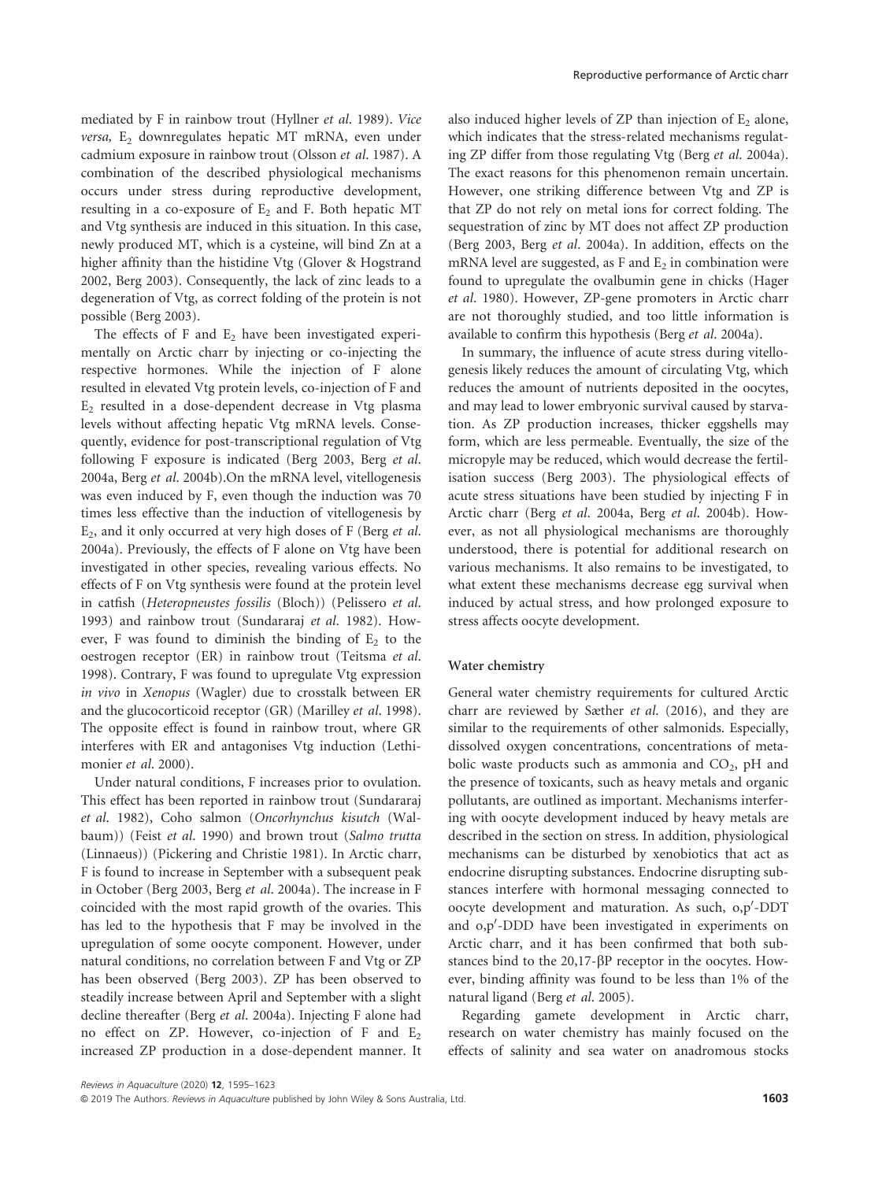mediated by F in rainbow trout (Hyllner *et al*. 1989). *Vice versa,* $E_2$ downregulates hepatic MT mRNA, even under cadmium exposure in rainbow trout (Olsson *et al*. 1987). A combination of the described physiological mechanisms occurs under stress during reproductive development, resulting in a co-exposure of $E_2$ and F. Both hepatic MT and Vtg synthesis are induced in this situation. In this case, newly produced MT, which is a cysteine, will bind Zn at a higher affinity than the histidine Vtg (Glover & Hogstrand 2002, Berg 2003). Consequently, the lack of zinc leads to a degeneration of Vtg, as correct folding of the protein is not possible (Berg 2003).

The effects of F and $E_2$ have been investigated experimentally on Arctic charr by injecting or co-injecting the respective hormones. While the injection of F alone resulted in elevated Vtg protein levels, co-injection of F and $E_2$ resulted in a dose-dependent decrease in Vtg plasma levels without affecting hepatic Vtg mRNA levels. Consequently, evidence for post-transcriptional regulation of Vtg following F exposure is indicated (Berg 2003, Berg *et al*. 2004a, Berg *et al*. 2004b).On the mRNA level, vitellogenesis was even induced by F, even though the induction was 70 times less effective than the induction of vitellogenesis by $E_2$, and it only occurred at very high doses of F (Berg *et al*. 2004a). Previously, the effects of F alone on Vtg have been investigated in other species, revealing various effects. No effects of F on Vtg synthesis were found at the protein level in catfish (*Heteropneustes fossilis* (Bloch)) (Pelissero *et al*. 1993) and rainbow trout (Sundararaj *et al*. 1982). However, F was found to diminish the binding of $E_2$ to the oestrogen receptor (ER) in rainbow trout (Teitsma *et al*. 1998). Contrary, F was found to upregulate Vtg expression *in vivo* in *Xenopus* (Wagler) due to crosstalk between ER and the glucocorticoid receptor (GR) (Marilley *et al*. 1998). The opposite effect is found in rainbow trout, where GR interferes with ER and antagonises Vtg induction (Lethimonier *et al*. 2000).

Under natural conditions, F increases prior to ovulation. This effect has been reported in rainbow trout (Sundararaj *et al*. 1982), Coho salmon (*Oncorhynchus kisutch* (Walbaum)) (Feist *et al*. 1990) and brown trout (*Salmo trutta* (Linnaeus)) (Pickering and Christie 1981). In Arctic charr, F is found to increase in September with a subsequent peak in October (Berg 2003, Berg *et al*. 2004a). The increase in F coincided with the most rapid growth of the ovaries. This has led to the hypothesis that F may be involved in the upregulation of some oocyte component. However, under natural conditions, no correlation between F and Vtg or ZP has been observed (Berg 2003). ZP has been observed to steadily increase between April and September with a slight decline thereafter (Berg *et al*. 2004a). Injecting F alone had no effect on ZP. However, co-injection of F and $E_2$ increased ZP production in a dose-dependent manner. It also induced higher levels of ZP than injection of $E_2$ alone, which indicates that the stress-related mechanisms regulating ZP differ from those regulating Vtg (Berg *et al*. 2004a). The exact reasons for this phenomenon remain uncertain. However, one striking difference between Vtg and ZP is that ZP do not rely on metal ions for correct folding. The sequestration of zinc by MT does not affect ZP production (Berg 2003, Berg *et al*. 2004a). In addition, effects on the mRNA level are suggested, as F and $E_2$ in combination were found to upregulate the ovalbumin gene in chicks (Hager *et al*. 1980). However, ZP-gene promoters in Arctic charr are not thoroughly studied, and too little information is available to confirm this hypothesis (Berg *et al*. 2004a).

In summary, the influence of acute stress during vitellogenesis likely reduces the amount of circulating Vtg, which reduces the amount of nutrients deposited in the oocytes, and may lead to lower embryonic survival caused by starvation. As ZP production increases, thicker eggshells may form, which are less permeable. Eventually, the size of the micropyle may be reduced, which would decrease the fertilisation success (Berg 2003). The physiological effects of acute stress situations have been studied by injecting F in Arctic charr (Berg *et al*. 2004a, Berg *et al*. 2004b). However, as not all physiological mechanisms are thoroughly understood, there is potential for additional research on various mechanisms. It also remains to be investigated, to what extent these mechanisms decrease egg survival when induced by actual stress, and how prolonged exposure to stress affects oocyte development.

### Water chemistry

General water chemistry requirements for cultured Arctic charr are reviewed by Sæther *et al*. (2016), and they are similar to the requirements of other salmonids. Especially, dissolved oxygen concentrations, concentrations of metabolic waste products such as ammonia and $CO_2$, pH and the presence of toxicants, such as heavy metals and organic pollutants, are outlined as important. Mechanisms interfering with oocyte development induced by heavy metals are described in the section on stress. In addition, physiological mechanisms can be disturbed by xenobiotics that act as endocrine disrupting substances. Endocrine disrupting substances interfere with hormonal messaging connected to oocyte development and maturation. As such, o,p′-DDT and o,p′-DDD have been investigated in experiments on Arctic charr, and it has been confirmed that both substances bind to the 20,17-βP receptor in the oocytes. However, binding affinity was found to be less than 1% of the natural ligand (Berg *et al*. 2005).

Regarding gamete development in Arctic charr, research on water chemistry has mainly focused on the effects of salinity and sea water on anadromous stocks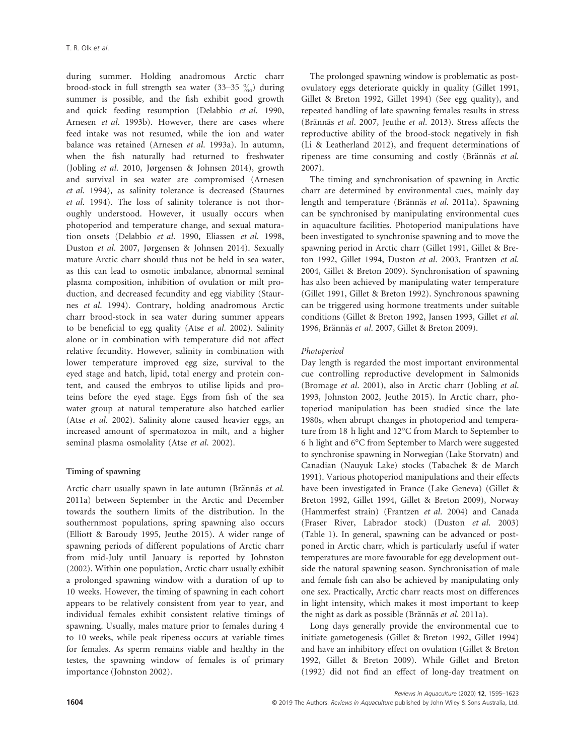during summer. Holding anadromous Arctic charr brood-stock in full strength sea water (33–35 ‰) during summer is possible, and the fish exhibit good growth and quick feeding resumption (Delabbio *et al.* 1990, Arnesen *et al.* 1993b). However, there are cases where feed intake was not resumed, while the ion and water balance was retained (Arnesen *et al.* 1993a). In autumn, when the fish naturally had returned to freshwater (Jobling *et al.* 2010, Jørgensen & Johnsen 2014), growth and survival in sea water are compromised (Arnesen *et al.* 1994), as salinity tolerance is decreased (Staurnes *et al.* 1994). The loss of salinity tolerance is not thoroughly understood. However, it usually occurs when photoperiod and temperature change, and sexual maturation onsets (Delabbio *et al.* 1990, Eliassen *et al.* 1998, Duston *et al.* 2007, Jørgensen & Johnsen 2014). Sexually mature Arctic charr should thus not be held in sea water, as this can lead to osmotic imbalance, abnormal seminal plasma composition, inhibition of ovulation or milt production, and decreased fecundity and egg viability (Staurnes *et al.* 1994). Contrary, holding anadromous Arctic charr brood-stock in sea water during summer appears to be beneficial to egg quality (Atse *et al.* 2002). Salinity alone or in combination with temperature did not affect relative fecundity. However, salinity in combination with lower temperature improved egg size, survival to the eyed stage and hatch, lipid, total energy and protein content, and caused the embryos to utilise lipids and proteins before the eyed stage. Eggs from fish of the sea water group at natural temperature also hatched earlier (Atse *et al.* 2002). Salinity alone caused heavier eggs, an increased amount of spermatozoa in milt, and a higher seminal plasma osmolality (Atse *et al.* 2002).

## Timing of spawning

Arctic charr usually spawn in late autumn (Brännäs *et al.* 2011a) between September in the Arctic and December towards the southern limits of the distribution. In the southernmost populations, spring spawning also occurs (Elliott & Baroudy 1995, Jeuthe 2015). A wider range of spawning periods of different populations of Arctic charr from mid-July until January is reported by Johnston (2002). Within one population, Arctic charr usually exhibit a prolonged spawning window with a duration of up to 10 weeks. However, the timing of spawning in each cohort appears to be relatively consistent from year to year, and individual females exhibit consistent relative timings of spawning. Usually, males mature prior to females during 4 to 10 weeks, while peak ripeness occurs at variable times for females. As sperm remains viable and healthy in the testes, the spawning window of females is of primary importance (Johnston 2002).

The prolonged spawning window is problematic as post-ovulatory eggs deteriorate quickly in quality (Gillet 1991, Gillet & Breton 1992, Gillet 1994) (See egg quality), and repeated handling of late spawning females results in stress (Brännäs *et al.* 2007, Jeuthe *et al.* 2013). Stress affects the reproductive ability of the brood-stock negatively in fish (Li & Leatherland 2012), and frequent determinations of ripeness are time consuming and costly (Brännäs *et al.* 2007).

The timing and synchronisation of spawning in Arctic charr are determined by environmental cues, mainly day length and temperature (Brännäs *et al.* 2011a). Spawning can be synchronised by manipulating environmental cues in aquaculture facilities. Photoperiod manipulations have been investigated to synchronise spawning and to move the spawning period in Arctic charr (Gillet 1991, Gillet & Breton 1992, Gillet 1994, Duston *et al.* 2003, Frantzen *et al.* 2004, Gillet & Breton 2009). Synchronisation of spawning has also been achieved by manipulating water temperature (Gillet 1991, Gillet & Breton 1992). Synchronous spawning can be triggered using hormone treatments under suitable conditions (Gillet & Breton 1992, Jansen 1993, Gillet *et al.* 1996, Brännäs *et al.* 2007, Gillet & Breton 2009).

### *Photoperiod*

Day length is regarded the most important environmental cue controlling reproductive development in Salmonids (Bromage *et al.* 2001), also in Arctic charr (Jobling *et al.* 1993, Johnston 2002, Jeuthe 2015). In Arctic charr, photoperiod manipulation has been studied since the late 1980s, when abrupt changes in photoperiod and temperature from 18 h light and 12°C from March to September to 6 h light and 6°C from September to March were suggested to synchronise spawning in Norwegian (Lake Storvatn) and Canadian (Nauyuk Lake) stocks (Tabachek & de March 1991). Various photoperiod manipulations and their effects have been investigated in France (Lake Geneva) (Gillet & Breton 1992, Gillet 1994, Gillet & Breton 2009), Norway (Hammerfest strain) (Frantzen *et al.* 2004) and Canada (Fraser River, Labrador stock) (Duston *et al.* 2003) (Table 1). In general, spawning can be advanced or postponed in Arctic charr, which is particularly useful if water temperatures are more favourable for egg development outside the natural spawning season. Synchronisation of male and female fish can also be achieved by manipulating only one sex. Practically, Arctic charr reacts most on differences in light intensity, which makes it most important to keep the night as dark as possible (Brännäs *et al.* 2011a).

Long days generally provide the environmental cue to initiate gametogenesis (Gillet & Breton 1992, Gillet 1994) and have an inhibitory effect on ovulation (Gillet & Breton 1992, Gillet & Breton 2009). While Gillet and Breton (1992) did not find an effect of long-day treatment on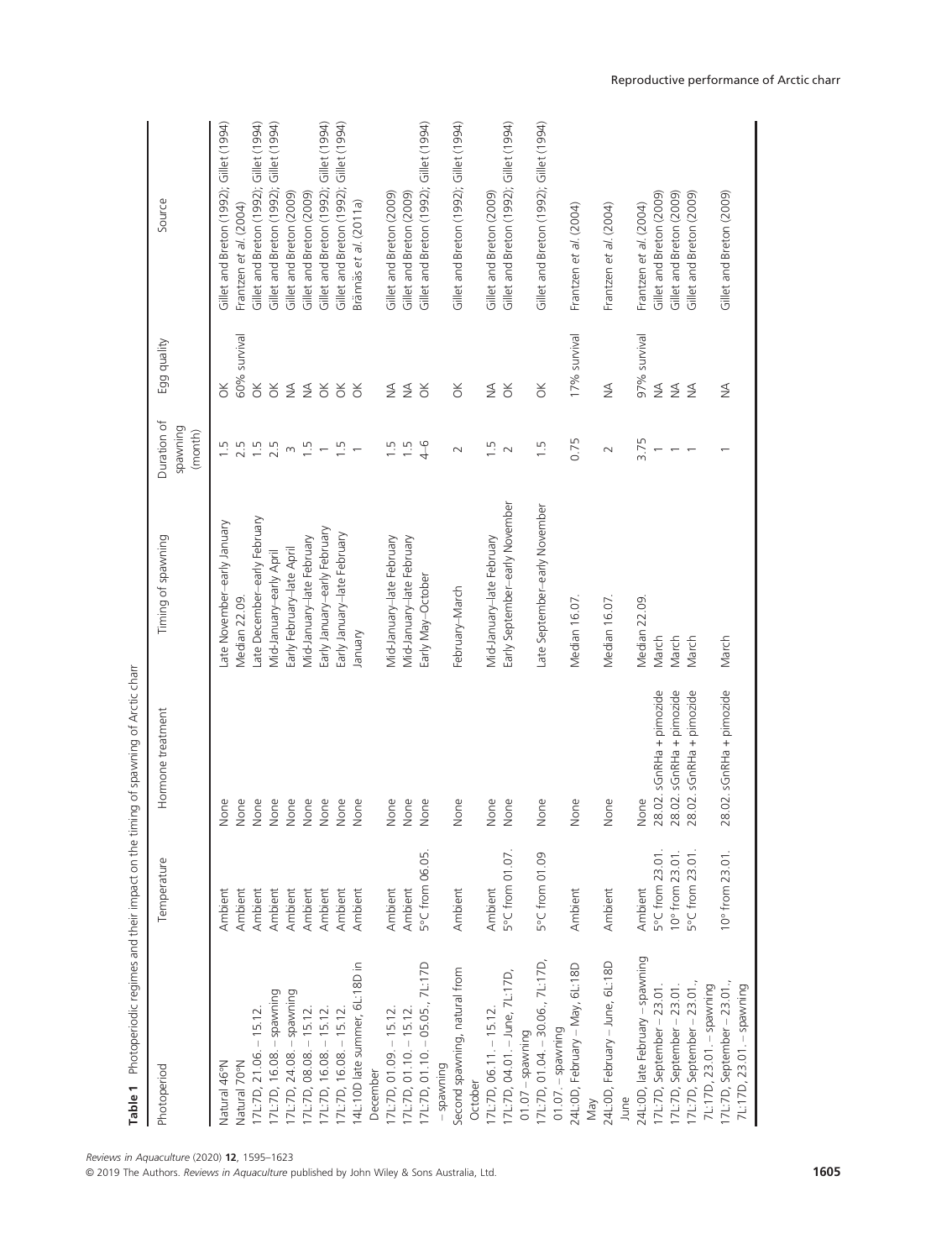**Table 1** Photoperiodic regimes and their impact on the timing of spawning of Arctic charr

| Photoperiod | Temperature | Hormone treatment | Timing of spawning | Duration of spawning (month) | Egg quality | Source |
|---|---|---|---|---|---|---|
| Natural 46°N | Ambient | None | Late November–early January | 1.5 | OK | Gillet and Breton (1992); Gillet (1994) |
| Natural 70°N | Ambient | None | Median 22.09. | 2.5 | 60% survival | Frantzen *et al.* (2004) |
| 17L:7D, 21.06. – 15.12. | Ambient | None | Late December–early February | 1.5 | OK | Gillet and Breton (1992); Gillet (1994) |
| 17L:7D, 16.08. – spawning | Ambient | None | Mid-January–early April | 2.5 | OK | Gillet and Breton (1992); Gillet (1994) |
| 17L:7D, 24.08. – spawning | Ambient | None | Early February–late April | 3 | NA | Gillet and Breton (2009) |
| 17L:7D, 08.08. – 15.12. | Ambient | None | Mid-January–late February | 1.5 | NA | Gillet and Breton (2009) |
| 17L:7D, 16.08. – 15.12. | Ambient | None | Early January–early February | 1 | OK | Gillet and Breton (1992); Gillet (1994) |
| 17L:7D, 16.08. – 15.12. | Ambient | None | Early January–late February | 1.5 | OK | Gillet and Breton (1992); Gillet (1994) |
| 14L:10D late summer, 6L:18D in December | Ambient | None | January | 1 | OK | Brännäs *et al.* (2011a) |
| 17L:7D, 01.09. – 15.12. | Ambient | None | Mid-January–late February | 1.5 | NA | Gillet and Breton (2009) |
| 17L:7D, 01.10. – 15.12. | Ambient | None | Mid-January–late February | 1.5 | NA | Gillet and Breton (2009) |
| 17L:7D, 01.10. – 05.05., 7L:17D – spawning | 5°C from 06.05. | None | Early May–October | 4–6 | OK | Gillet and Breton (1992); Gillet (1994) |
| Second spawning, natural from October | Ambient | None | February–March | 2 | OK | Gillet and Breton (1992); Gillet (1994) |
| 17L:7D, 06.11. – 15.12. | Ambient | None | Mid-January–late February | 1.5 | NA | Gillet and Breton (2009) |
| 17L:7D, 04.01. – June, 7L:17D, 01.07 – spawning | 5°C from 01.07. | None | Early September–early November | 2 | OK | Gillet and Breton (1992); Gillet (1994) |
| 17L:7D, 01.04. – 30.06., 7L:17D, 01.07. – spawning | 5°C from 01.09 | None | Late September–early November | 1.5 | OK | Gillet and Breton (1992); Gillet (1994) |
| 24L:0D, February – May, 6L:18D May | Ambient | None | Median 16.07. | 0.75 | 17% survival | Frantzen *et al.* (2004) |
| 24L:0D, February – June, 6L:18D June | Ambient | None | Median 16.07. | 2 | NA | Frantzen *et al.* (2004) |
| 24L:0D, late February – spawning | Ambient | None | Median 22.09. | 3.75 | 97% survival | Frantzen *et al.* (2004) |
| 17L:7D, September – 23.01. | 5°C from 23.01. | 28.02. sGnRHa + pimozide | March | 1 | NA | Gillet and Breton (2009) |
| 17L:7D, September – 23.01. | 10° from 23.01. | 28.02. sGnRHa + pimozide | March | 1 | NA | Gillet and Breton (2009) |
| 17L:7D, September – 23.01., 7L:17D, 23.01. – spawning | 5°C from 23.01. | 28.02. sGnRHa + pimozide | March | 1 | NA | Gillet and Breton (2009) |
| 17L:7D, September – 23.01., 7L:17D, 23.01. – spawning | 10° from 23.01. | 28.02. sGnRHa + pimozide | March | 1 | NA | Gillet and Breton (2009) |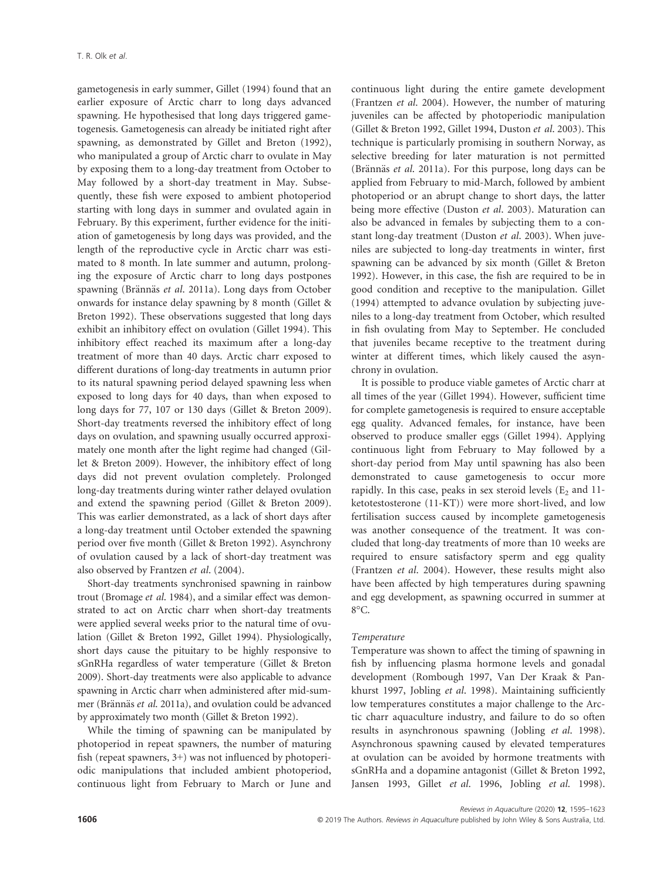gametogenesis in early summer, Gillet (1994) found that an earlier exposure of Arctic charr to long days advanced spawning. He hypothesised that long days triggered gametogenesis. Gametogenesis can already be initiated right after spawning, as demonstrated by Gillet and Breton (1992), who manipulated a group of Arctic charr to ovulate in May by exposing them to a long-day treatment from October to May followed by a short-day treatment in May. Subsequently, these fish were exposed to ambient photoperiod starting with long days in summer and ovulated again in February. By this experiment, further evidence for the initiation of gametogenesis by long days was provided, and the length of the reproductive cycle in Arctic charr was estimated to 8 month. In late summer and autumn, prolonging the exposure of Arctic charr to long days postpones spawning (Brännäs *et al.* 2011a). Long days from October onwards for instance delay spawning by 8 month (Gillet & Breton 1992). These observations suggested that long days exhibit an inhibitory effect on ovulation (Gillet 1994). This inhibitory effect reached its maximum after a long-day treatment of more than 40 days. Arctic charr exposed to different durations of long-day treatments in autumn prior to its natural spawning period delayed spawning less when exposed to long days for 40 days, than when exposed to long days for 77, 107 or 130 days (Gillet & Breton 2009). Short-day treatments reversed the inhibitory effect of long days on ovulation, and spawning usually occurred approximately one month after the light regime had changed (Gillet & Breton 2009). However, the inhibitory effect of long days did not prevent ovulation completely. Prolonged long-day treatments during winter rather delayed ovulation and extend the spawning period (Gillet & Breton 2009). This was earlier demonstrated, as a lack of short days after a long-day treatment until October extended the spawning period over five month (Gillet & Breton 1992). Asynchrony of ovulation caused by a lack of short-day treatment was also observed by Frantzen *et al.* (2004).

Short-day treatments synchronised spawning in rainbow trout (Bromage *et al.* 1984), and a similar effect was demonstrated to act on Arctic charr when short-day treatments were applied several weeks prior to the natural time of ovulation (Gillet & Breton 1992, Gillet 1994). Physiologically, short days cause the pituitary to be highly responsive to sGnRHa regardless of water temperature (Gillet & Breton 2009). Short-day treatments were also applicable to advance spawning in Arctic charr when administered after mid-summer (Brännäs *et al.* 2011a), and ovulation could be advanced by approximately two month (Gillet & Breton 1992).

While the timing of spawning can be manipulated by photoperiod in repeat spawners, the number of maturing fish (repeat spawners, 3+) was not influenced by photoperiodic manipulations that included ambient photoperiod, continuous light from February to March or June and continuous light during the entire gamete development (Frantzen *et al.* 2004). However, the number of maturing juveniles can be affected by photoperiodic manipulation (Gillet & Breton 1992, Gillet 1994, Duston *et al.* 2003). This technique is particularly promising in southern Norway, as selective breeding for later maturation is not permitted (Brännäs *et al.* 2011a). For this purpose, long days can be applied from February to mid-March, followed by ambient photoperiod or an abrupt change to short days, the latter being more effective (Duston *et al.* 2003). Maturation can also be advanced in females by subjecting them to a constant long-day treatment (Duston *et al.* 2003). When juveniles are subjected to long-day treatments in winter, first spawning can be advanced by six month (Gillet & Breton 1992). However, in this case, the fish are required to be in good condition and receptive to the manipulation. Gillet (1994) attempted to advance ovulation by subjecting juveniles to a long-day treatment from October, which resulted in fish ovulating from May to September. He concluded that juveniles became receptive to the treatment during winter at different times, which likely caused the asynchrony in ovulation.

It is possible to produce viable gametes of Arctic charr at all times of the year (Gillet 1994). However, sufficient time for complete gametogenesis is required to ensure acceptable egg quality. Advanced females, for instance, have been observed to produce smaller eggs (Gillet 1994). Applying continuous light from February to May followed by a short-day period from May until spawning has also been demonstrated to cause gametogenesis to occur more rapidly. In this case, peaks in sex steroid levels ($E_2$ and 11-ketotestosterone (11-KT)) were more short-lived, and low fertilisation success caused by incomplete gametogenesis was another consequence of the treatment. It was concluded that long-day treatments of more than 10 weeks are required to ensure satisfactory sperm and egg quality (Frantzen *et al.* 2004). However, these results might also have been affected by high temperatures during spawning and egg development, as spawning occurred in summer at 8°C.

*Temperature*

Temperature was shown to affect the timing of spawning in fish by influencing plasma hormone levels and gonadal development (Rombough 1997, Van Der Kraak & Pankhurst 1997, Jobling *et al.* 1998). Maintaining sufficiently low temperatures constitutes a major challenge to the Arctic charr aquaculture industry, and failure to do so often results in asynchronous spawning (Jobling *et al.* 1998). Asynchronous spawning caused by elevated temperatures at ovulation can be avoided by hormone treatments with sGnRHa and a dopamine antagonist (Gillet & Breton 1992, Jansen 1993, Gillet *et al.* 1996, Jobling *et al.* 1998).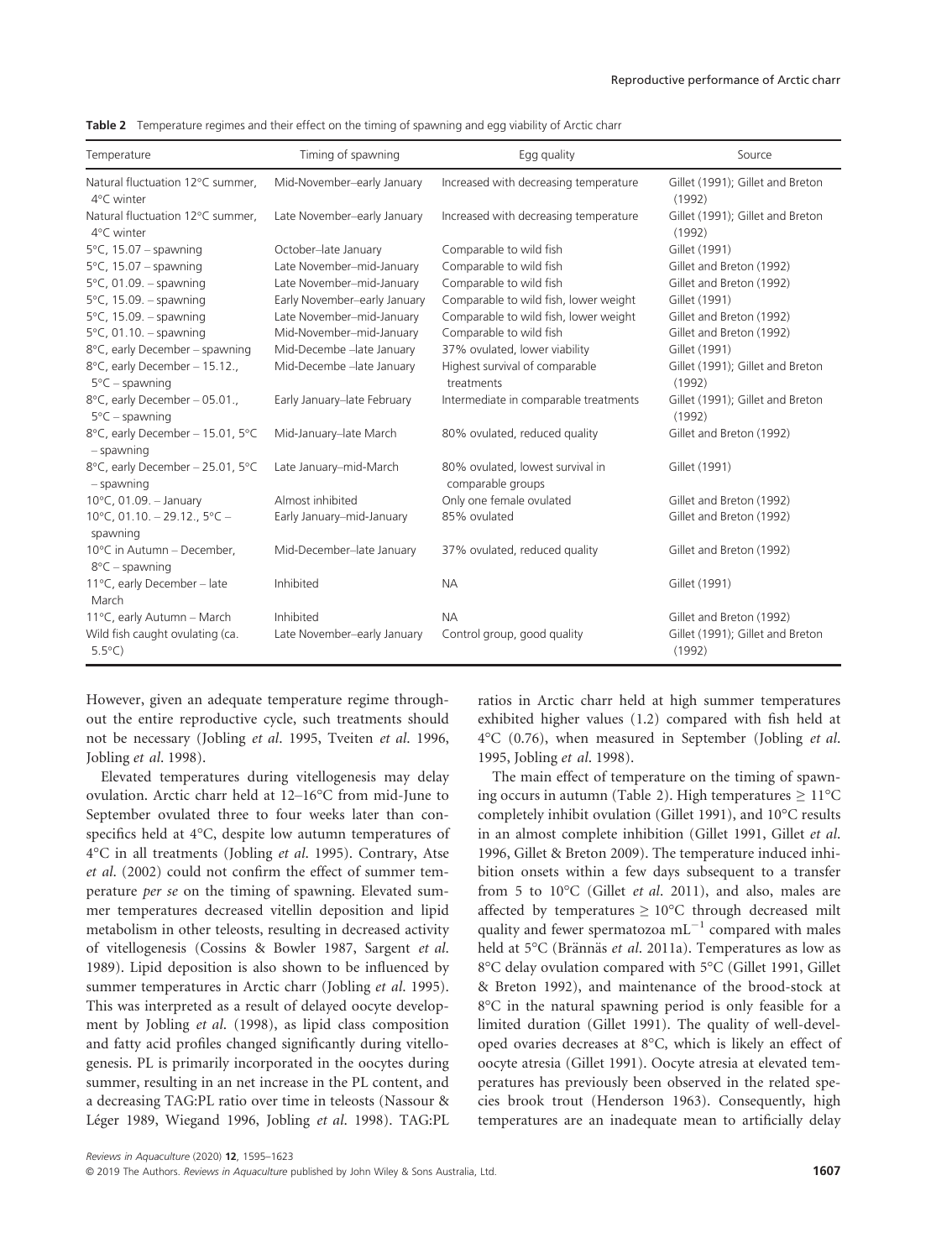**Table 2** Temperature regimes and their effect on the timing of spawning and egg viability of Arctic charr

| Temperature | Timing of spawning | Egg quality | Source |
|---|---|---|---|
| Natural fluctuation 12°C summer, 4°C winter | Mid-November–early January | Increased with decreasing temperature | Gillet (1991); Gillet and Breton (1992) |
| Natural fluctuation 12°C summer, 4°C winter | Late November–early January | Increased with decreasing temperature | Gillet (1991); Gillet and Breton (1992) |
| 5°C, 15.07 – spawning | October–late January | Comparable to wild fish | Gillet (1991) |
| 5°C, 15.07 – spawning | Late November–mid-January | Comparable to wild fish | Gillet and Breton (1992) |
| 5°C, 01.09. – spawning | Late November–mid-January | Comparable to wild fish | Gillet and Breton (1992) |
| 5°C, 15.09. – spawning | Early November–early January | Comparable to wild fish, lower weight | Gillet (1991) |
| 5°C, 15.09. – spawning | Late November–mid-January | Comparable to wild fish, lower weight | Gillet and Breton (1992) |
| 5°C, 01.10. – spawning | Mid-November–mid-January | Comparable to wild fish | Gillet and Breton (1992) |
| 8°C, early December – spawning | Mid-Decembe –late January | 37% ovulated, lower viability | Gillet (1991) |
| 8°C, early December – 15.12., 5°C – spawning | Mid-Decembe –late January | Highest survival of comparable treatments | Gillet (1991); Gillet and Breton (1992) |
| 8°C, early December – 05.01., 5°C – spawning | Early January–late February | Intermediate in comparable treatments | Gillet (1991); Gillet and Breton (1992) |
| 8°C, early December – 15.01, 5°C – spawning | Mid-January–late March | 80% ovulated, reduced quality | Gillet and Breton (1992) |
| 8°C, early December – 25.01, 5°C – spawning | Late January–mid-March | 80% ovulated, lowest survival in comparable groups | Gillet (1991) |
| 10°C, 01.09. – January | Almost inhibited | Only one female ovulated | Gillet and Breton (1992) |
| 10°C, 01.10. – 29.12., 5°C – spawning | Early January–mid-January | 85% ovulated | Gillet and Breton (1992) |
| 10°C in Autumn – December, 8°C – spawning | Mid-December–late January | 37% ovulated, reduced quality | Gillet and Breton (1992) |
| 11°C, early December – late March | Inhibited | NA | Gillet (1991) |
| 11°C, early Autumn – March | Inhibited | NA | Gillet and Breton (1992) |
| Wild fish caught ovulating (ca. 5.5°C) | Late November–early January | Control group, good quality | Gillet (1991); Gillet and Breton (1992) |

However, given an adequate temperature regime throughout the entire reproductive cycle, such treatments should not be necessary (Jobling *et al.* 1995, Tveiten *et al.* 1996, Jobling *et al.* 1998).

Elevated temperatures during vitellogenesis may delay ovulation. Arctic charr held at 12–16°C from mid-June to September ovulated three to four weeks later than conspecifics held at 4°C, despite low autumn temperatures of 4°C in all treatments (Jobling *et al.* 1995). Contrary, Atse *et al.* (2002) could not confirm the effect of summer temperature *per se* on the timing of spawning. Elevated summer temperatures decreased vitellin deposition and lipid metabolism in other teleosts, resulting in decreased activity of vitellogenesis (Cossins & Bowler 1987, Sargent *et al.* 1989). Lipid deposition is also shown to be influenced by summer temperatures in Arctic charr (Jobling *et al.* 1995). This was interpreted as a result of delayed oocyte development by Jobling *et al.* (1998), as lipid class composition and fatty acid profiles changed significantly during vitellogenesis. PL is primarily incorporated in the oocytes during summer, resulting in an net increase in the PL content, and a decreasing TAG:PL ratio over time in teleosts (Nassour & Léger 1989, Wiegand 1996, Jobling *et al.* 1998). TAG:PL ratios in Arctic charr held at high summer temperatures exhibited higher values (1.2) compared with fish held at 4°C (0.76), when measured in September (Jobling *et al.* 1995, Jobling *et al.* 1998).

The main effect of temperature on the timing of spawning occurs in autumn (Table 2). High temperatures $\geq 11$°C completely inhibit ovulation (Gillet 1991), and 10°C results in an almost complete inhibition (Gillet 1991, Gillet *et al.* 1996, Gillet & Breton 2009). The temperature induced inhibition onsets within a few days subsequent to a transfer from 5 to 10°C (Gillet *et al.* 2011), and also, males are affected by temperatures $\geq 10$°C through decreased milt quality and fewer spermatozoa $mL^{-1}$ compared with males held at 5°C (Brännäs *et al.* 2011a). Temperatures as low as 8°C delay ovulation compared with 5°C (Gillet 1991, Gillet & Breton 1992), and maintenance of the brood-stock at 8°C in the natural spawning period is only feasible for a limited duration (Gillet 1991). The quality of well-developed ovaries decreases at 8°C, which is likely an effect of oocyte atresia (Gillet 1991). Oocyte atresia at elevated temperatures has previously been observed in the related species brook trout (Henderson 1963). Consequently, high temperatures are an inadequate mean to artificially delay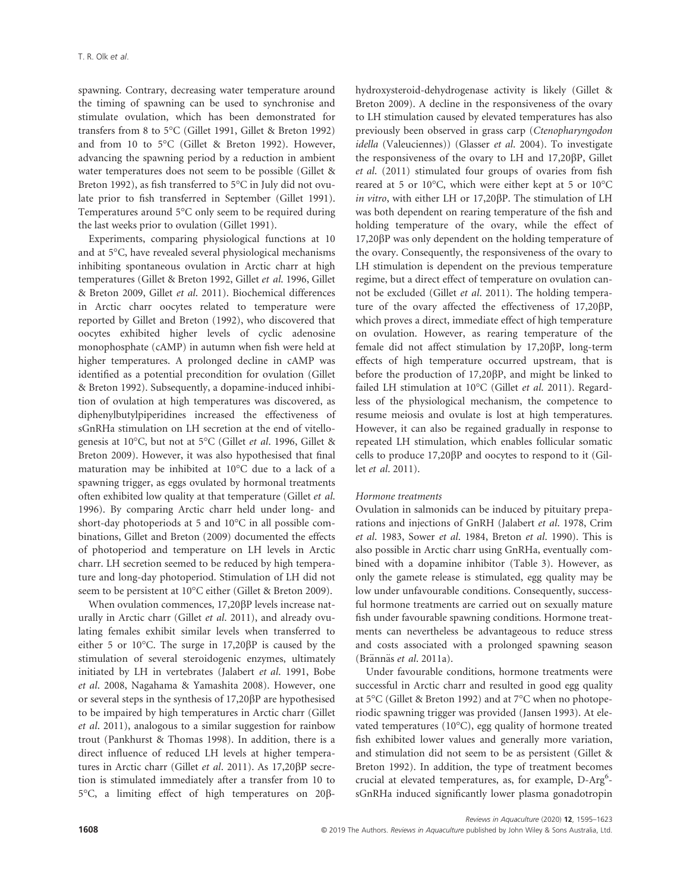spawning. Contrary, decreasing water temperature around the timing of spawning can be used to synchronise and stimulate ovulation, which has been demonstrated for transfers from 8 to 5°C (Gillet 1991, Gillet & Breton 1992) and from 10 to 5°C (Gillet & Breton 1992). However, advancing the spawning period by a reduction in ambient water temperatures does not seem to be possible (Gillet & Breton 1992), as fish transferred to 5°C in July did not ovulate prior to fish transferred in September (Gillet 1991). Temperatures around 5°C only seem to be required during the last weeks prior to ovulation (Gillet 1991).

Experiments, comparing physiological functions at 10 and at 5°C, have revealed several physiological mechanisms inhibiting spontaneous ovulation in Arctic charr at high temperatures (Gillet & Breton 1992, Gillet *et al.* 1996, Gillet & Breton 2009, Gillet *et al.* 2011). Biochemical differences in Arctic charr oocytes related to temperature were reported by Gillet and Breton (1992), who discovered that oocytes exhibited higher levels of cyclic adenosine monophosphate (cAMP) in autumn when fish were held at higher temperatures. A prolonged decline in cAMP was identified as a potential precondition for ovulation (Gillet & Breton 1992). Subsequently, a dopamine-induced inhibition of ovulation at high temperatures was discovered, as diphenylbutylpiperidines increased the effectiveness of sGnRHa stimulation on LH secretion at the end of vitellogenesis at 10°C, but not at 5°C (Gillet *et al.* 1996, Gillet & Breton 2009). However, it was also hypothesised that final maturation may be inhibited at 10°C due to a lack of a spawning trigger, as eggs ovulated by hormonal treatments often exhibited low quality at that temperature (Gillet *et al.* 1996). By comparing Arctic charr held under long- and short-day photoperiods at 5 and 10°C in all possible combinations, Gillet and Breton (2009) documented the effects of photoperiod and temperature on LH levels in Arctic charr. LH secretion seemed to be reduced by high temperature and long-day photoperiod. Stimulation of LH did not seem to be persistent at 10°C either (Gillet & Breton 2009).

When ovulation commences, 17,20βP levels increase naturally in Arctic charr (Gillet *et al.* 2011), and already ovulating females exhibit similar levels when transferred to either 5 or 10°C. The surge in 17,20βP is caused by the stimulation of several steroidogenic enzymes, ultimately initiated by LH in vertebrates (Jalabert *et al.* 1991, Bobe *et al.* 2008, Nagahama & Yamashita 2008). However, one or several steps in the synthesis of 17,20βP are hypothesised to be impaired by high temperatures in Arctic charr (Gillet *et al.* 2011), analogous to a similar suggestion for rainbow trout (Pankhurst & Thomas 1998). In addition, there is a direct influence of reduced LH levels at higher temperatures in Arctic charr (Gillet *et al.* 2011). As 17,20βP secretion is stimulated immediately after a transfer from 10 to 5°C, a limiting effect of high temperatures on 20β-hydroxysteroid-dehydrogenase activity is likely (Gillet & Breton 2009). A decline in the responsiveness of the ovary to LH stimulation caused by elevated temperatures has also previously been observed in grass carp (*Ctenopharyngodon idella* (Valeuciennes)) (Glasser *et al.* 2004). To investigate the responsiveness of the ovary to LH and 17,20βP, Gillet *et al.* (2011) stimulated four groups of ovaries from fish reared at 5 or 10°C, which were either kept at 5 or 10°C *in vitro*, with either LH or 17,20βP. The stimulation of LH was both dependent on rearing temperature of the fish and holding temperature of the ovary, while the effect of 17,20βP was only dependent on the holding temperature of the ovary. Consequently, the responsiveness of the ovary to LH stimulation is dependent on the previous temperature regime, but a direct effect of temperature on ovulation cannot be excluded (Gillet *et al.* 2011). The holding temperature of the ovary affected the effectiveness of 17,20βP, which proves a direct, immediate effect of high temperature on ovulation. However, as rearing temperature of the female did not affect stimulation by 17,20βP, long-term effects of high temperature occurred upstream, that is before the production of 17,20βP, and might be linked to failed LH stimulation at 10°C (Gillet *et al.* 2011). Regardless of the physiological mechanism, the competence to resume meiosis and ovulate is lost at high temperatures. However, it can also be regained gradually in response to repeated LH stimulation, which enables follicular somatic cells to produce 17,20βP and oocytes to respond to it (Gillet *et al.* 2011).

#### Hormone treatments

Ovulation in salmonids can be induced by pituitary preparations and injections of GnRH (Jalabert *et al.* 1978, Crim *et al.* 1983, Sower *et al.* 1984, Breton *et al.* 1990). This is also possible in Arctic charr using GnRHa, eventually combined with a dopamine inhibitor (Table 3). However, as only the gamete release is stimulated, egg quality may be low under unfavourable conditions. Consequently, successful hormone treatments are carried out on sexually mature fish under favourable spawning conditions. Hormone treatments can nevertheless be advantageous to reduce stress and costs associated with a prolonged spawning season (Brännäs *et al.* 2011a).

Under favourable conditions, hormone treatments were successful in Arctic charr and resulted in good egg quality at 5°C (Gillet & Breton 1992) and at 7°C when no photoperiodic spawning trigger was provided (Jansen 1993). At elevated temperatures (10°C), egg quality of hormone treated fish exhibited lower values and generally more variation, and stimulation did not seem to be as persistent (Gillet & Breton 1992). In addition, the type of treatment becomes crucial at elevated temperatures, as, for example, D-Arg[6]-sGnRHa induced significantly lower plasma gonadotropin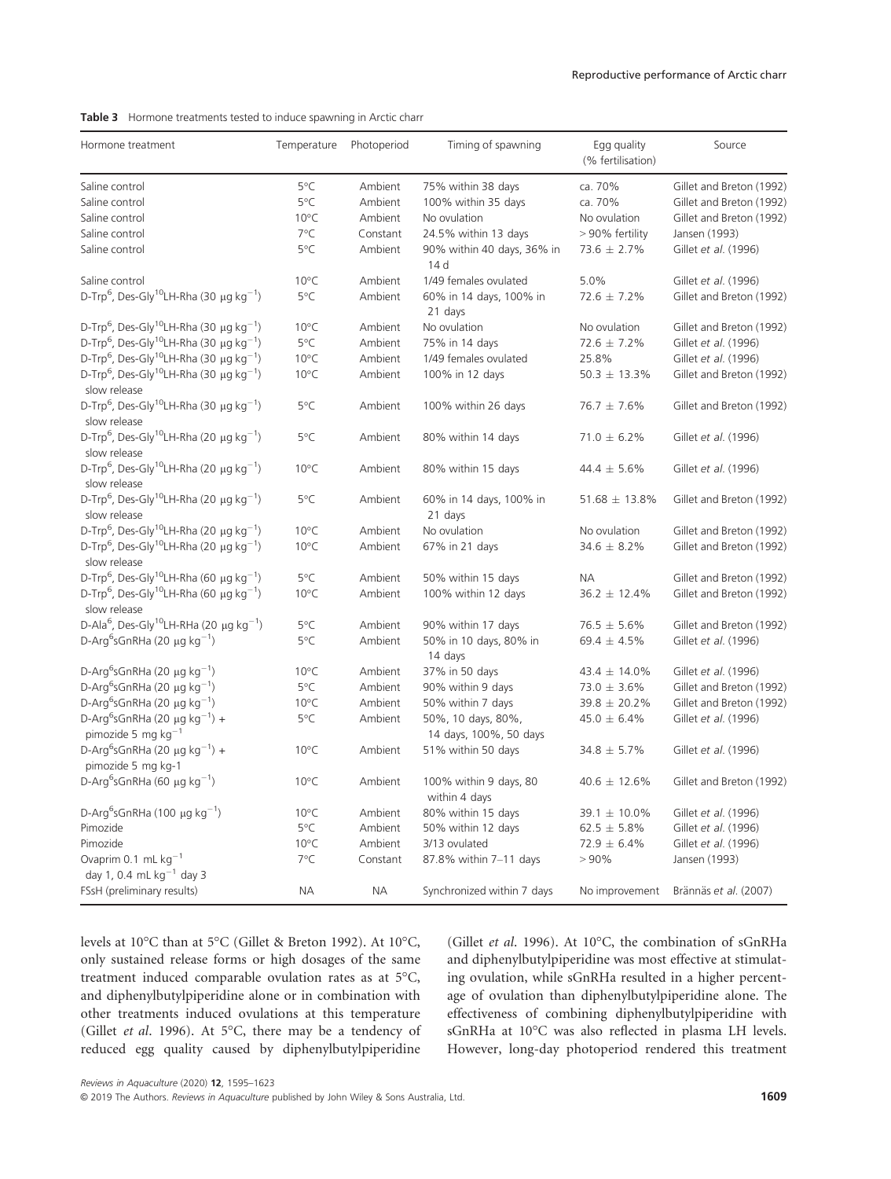**Table 3** Hormone treatments tested to induce spawning in Arctic charr

| Hormone treatment | Temperature | Photoperiod | Timing of spawning | Egg quality (% fertilisation) | Source |
|---|---|---|---|---|---|
| Saline control | 5°C | Ambient | 75% within 38 days | ca. 70% | Gillet and Breton (1992) |
| Saline control | 5°C | Ambient | 100% within 35 days | ca. 70% | Gillet and Breton (1992) |
| Saline control | 10°C | Ambient | No ovulation | No ovulation | Gillet and Breton (1992) |
| Saline control | 7°C | Constant | 24.5% within 13 days | > 90% fertility | Jansen (1993) |
| Saline control | 5°C | Ambient | 90% within 40 days, 36% in 14 d | 73.6 ± 2.7% | Gillet *et al*. (1996) |
| Saline control | 10°C | Ambient | 1/49 females ovulated | 5.0% | Gillet *et al*. (1996) |
| D-Trp$^6$, Des-Gly$^{10}$LH-Rha (30 μg kg$^{-1}$) | 5°C | Ambient | 60% in 14 days, 100% in 21 days | 72.6 ± 7.2% | Gillet and Breton (1992) |
| D-Trp$^6$, Des-Gly$^{10}$LH-Rha (30 μg kg$^{-1}$) | 10°C | Ambient | No ovulation | No ovulation | Gillet and Breton (1992) |
| D-Trp$^6$, Des-Gly$^{10}$LH-Rha (30 μg kg$^{-1}$) | 5°C | Ambient | 75% in 14 days | 72.6 ± 7.2% | Gillet *et al*. (1996) |
| D-Trp$^6$, Des-Gly$^{10}$LH-Rha (30 μg kg$^{-1}$) | 10°C | Ambient | 1/49 females ovulated | 25.8% | Gillet *et al*. (1996) |
| D-Trp$^6$, Des-Gly$^{10}$LH-Rha (30 μg kg$^{-1}$) slow release | 10°C | Ambient | 100% in 12 days | 50.3 ± 13.3% | Gillet and Breton (1992) |
| D-Trp$^6$, Des-Gly$^{10}$LH-Rha (30 μg kg$^{-1}$) slow release | 5°C | Ambient | 100% within 26 days | 76.7 ± 7.6% | Gillet and Breton (1992) |
| D-Trp$^6$, Des-Gly$^{10}$LH-Rha (20 μg kg$^{-1}$) slow release | 5°C | Ambient | 80% within 14 days | 71.0 ± 6.2% | Gillet *et al*. (1996) |
| D-Trp$^6$, Des-Gly$^{10}$LH-Rha (20 μg kg$^{-1}$) slow release | 10°C | Ambient | 80% within 15 days | 44.4 ± 5.6% | Gillet *et al*. (1996) |
| D-Trp$^6$, Des-Gly$^{10}$LH-Rha (20 μg kg$^{-1}$) slow release | 5°C | Ambient | 60% in 14 days, 100% in 21 days | 51.68 ± 13.8% | Gillet and Breton (1992) |
| D-Trp$^6$, Des-Gly$^{10}$LH-Rha (20 μg kg$^{-1}$) | 10°C | Ambient | No ovulation | No ovulation | Gillet and Breton (1992) |
| D-Trp$^6$, Des-Gly$^{10}$LH-Rha (20 μg kg$^{-1}$) slow release | 10°C | Ambient | 67% in 21 days | 34.6 ± 8.2% | Gillet and Breton (1992) |
| D-Trp$^6$, Des-Gly$^{10}$LH-Rha (60 μg kg$^{-1}$) | 5°C | Ambient | 50% within 15 days | NA | Gillet and Breton (1992) |
| D-Trp$^6$, Des-Gly$^{10}$LH-Rha (60 μg kg$^{-1}$) slow release | 10°C | Ambient | 100% within 12 days | 36.2 ± 12.4% | Gillet and Breton (1992) |
| D-Ala$^6$, Des-Gly$^{10}$LH-RHa (20 μg kg$^{-1}$) | 5°C | Ambient | 90% within 17 days | 76.5 ± 5.6% | Gillet and Breton (1992) |
| D-Arg$^6$sGnRHa (20 μg kg$^{-1}$) | 5°C | Ambient | 50% in 10 days, 80% in 14 days | 69.4 ± 4.5% | Gillet *et al*. (1996) |
| D-Arg$^6$sGnRHa (20 μg kg$^{-1}$) | 10°C | Ambient | 37% in 50 days | 43.4 ± 14.0% | Gillet *et al*. (1996) |
| D-Arg$^6$sGnRHa (20 μg kg$^{-1}$) | 5°C | Ambient | 90% within 9 days | 73.0 ± 3.6% | Gillet and Breton (1992) |
| D-Arg$^6$sGnRHa (20 μg kg$^{-1}$) | 10°C | Ambient | 50% within 7 days | 39.8 ± 20.2% | Gillet and Breton (1992) |
| D-Arg$^6$sGnRHa (20 μg kg$^{-1}$) + pimozide 5 mg kg$^{-1}$ | 5°C | Ambient | 50%, 10 days, 80%, 14 days, 100%, 50 days | 45.0 ± 6.4% | Gillet *et al*. (1996) |
| D-Arg$^6$sGnRHa (20 μg kg$^{-1}$) + pimozide 5 mg kg-1 | 10°C | Ambient | 51% within 50 days | 34.8 ± 5.7% | Gillet *et al*. (1996) |
| D-Arg$^6$sGnRHa (60 μg kg$^{-1}$) | 10°C | Ambient | 100% within 9 days, 80 within 4 days | 40.6 ± 12.6% | Gillet and Breton (1992) |
| D-Arg$^6$sGnRHa (100 μg kg$^{-1}$) | 10°C | Ambient | 80% within 15 days | 39.1 ± 10.0% | Gillet *et al*. (1996) |
| Pimozide | 5°C | Ambient | 50% within 12 days | 62.5 ± 5.8% | Gillet *et al*. (1996) |
| Pimozide | 10°C | Ambient | 3/13 ovulated | 72.9 ± 6.4% | Gillet *et al*. (1996) |
| Ovaprim 0.1 mL kg$^{-1}$ day 1, 0.4 mL kg$^{-1}$ day 3 | 7°C | Constant | 87.8% within 7–11 days | > 90% | Jansen (1993) |
| FSsH (preliminary results) | NA | NA | Synchronized within 7 days | No improvement | Brännäs *et al*. (2007) |

levels at 10°C than at 5°C (Gillet & Breton 1992). At 10°C, only sustained release forms or high dosages of the same treatment induced comparable ovulation rates as at 5°C, and diphenylbutylpiperidine alone or in combination with other treatments induced ovulations at this temperature (Gillet *et al*. 1996). At 5°C, there may be a tendency of reduced egg quality caused by diphenylbutylpiperidine (Gillet *et al*. 1996). At 10°C, the combination of sGnRHa and diphenylbutylpiperidine was most effective at stimulating ovulation, while sGnRHa resulted in a higher percentage of ovulation than diphenylbutylpiperidine alone. The effectiveness of combining diphenylbutylpiperidine with sGnRHa at 10°C was also reflected in plasma LH levels. However, long-day photoperiod rendered this treatment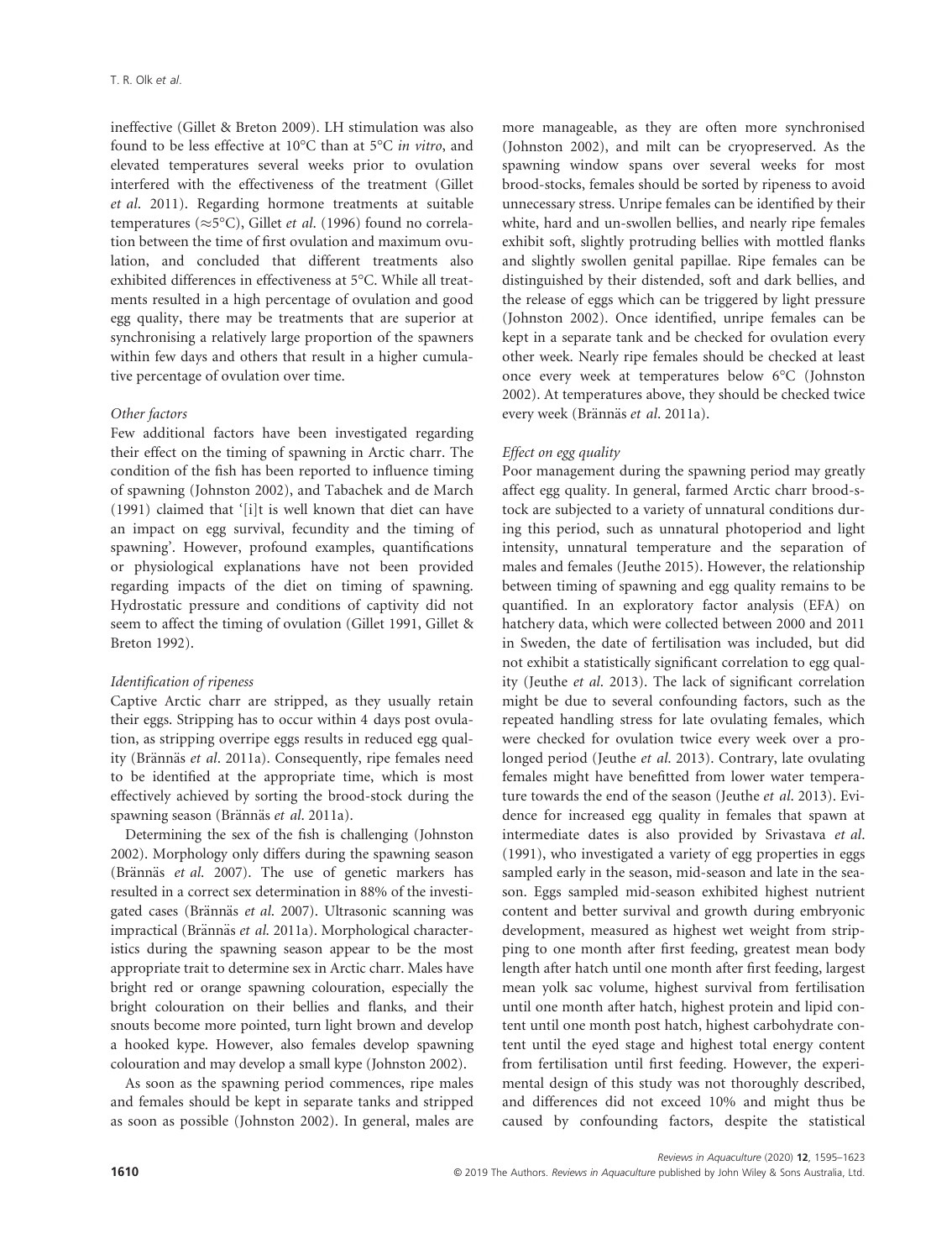ineffective (Gillet & Breton 2009). LH stimulation was also found to be less effective at 10°C than at 5°C *in vitro*, and elevated temperatures several weeks prior to ovulation interfered with the effectiveness of the treatment (Gillet *et al*. 2011). Regarding hormone treatments at suitable temperatures (≈5°C), Gillet *et al*. (1996) found no correlation between the time of first ovulation and maximum ovulation, and concluded that different treatments also exhibited differences in effectiveness at 5°C. While all treatments resulted in a high percentage of ovulation and good egg quality, there may be treatments that are superior at synchronising a relatively large proportion of the spawners within few days and others that result in a higher cumulative percentage of ovulation over time.

*Other factors*

Few additional factors have been investigated regarding their effect on the timing of spawning in Arctic charr. The condition of the fish has been reported to influence timing of spawning (Johnston 2002), and Tabachek and de March (1991) claimed that '[i]t is well known that diet can have an impact on egg survival, fecundity and the timing of spawning'. However, profound examples, quantifications or physiological explanations have not been provided regarding impacts of the diet on timing of spawning. Hydrostatic pressure and conditions of captivity did not seem to affect the timing of ovulation (Gillet 1991, Gillet & Breton 1992).

*Identification of ripeness*

Captive Arctic charr are stripped, as they usually retain their eggs. Stripping has to occur within 4 days post ovulation, as stripping overripe eggs results in reduced egg quality (Brännäs *et al*. 2011a). Consequently, ripe females need to be identified at the appropriate time, which is most effectively achieved by sorting the brood-stock during the spawning season (Brännäs *et al*. 2011a).

Determining the sex of the fish is challenging (Johnston 2002). Morphology only differs during the spawning season (Brännäs *et al*. 2007). The use of genetic markers has resulted in a correct sex determination in 88% of the investigated cases (Brännäs *et al*. 2007). Ultrasonic scanning was impractical (Brännäs *et al*. 2011a). Morphological characteristics during the spawning season appear to be the most appropriate trait to determine sex in Arctic charr. Males have bright red or orange spawning colouration, especially the bright colouration on their bellies and flanks, and their snouts become more pointed, turn light brown and develop a hooked kype. However, also females develop spawning colouration and may develop a small kype (Johnston 2002).

As soon as the spawning period commences, ripe males and females should be kept in separate tanks and stripped as soon as possible (Johnston 2002). In general, males are more manageable, as they are often more synchronised (Johnston 2002), and milt can be cryopreserved. As the spawning window spans over several weeks for most brood-stocks, females should be sorted by ripeness to avoid unnecessary stress. Unripe females can be identified by their white, hard and un-swollen bellies, and nearly ripe females exhibit soft, slightly protruding bellies with mottled flanks and slightly swollen genital papillae. Ripe females can be distinguished by their distended, soft and dark bellies, and the release of eggs which can be triggered by light pressure (Johnston 2002). Once identified, unripe females can be kept in a separate tank and be checked for ovulation every other week. Nearly ripe females should be checked at least once every week at temperatures below 6°C (Johnston 2002). At temperatures above, they should be checked twice every week (Brännäs *et al*. 2011a).

*Effect on egg quality*

Poor management during the spawning period may greatly affect egg quality. In general, farmed Arctic charr brood-stock are subjected to a variety of unnatural conditions during this period, such as unnatural photoperiod and light intensity, unnatural temperature and the separation of males and females (Jeuthe 2015). However, the relationship between timing of spawning and egg quality remains to be quantified. In an exploratory factor analysis (EFA) on hatchery data, which were collected between 2000 and 2011 in Sweden, the date of fertilisation was included, but did not exhibit a statistically significant correlation to egg quality (Jeuthe *et al*. 2013). The lack of significant correlation might be due to several confounding factors, such as the repeated handling stress for late ovulating females, which were checked for ovulation twice every week over a prolonged period (Jeuthe *et al*. 2013). Contrary, late ovulating females might have benefitted from lower water temperature towards the end of the season (Jeuthe *et al*. 2013). Evidence for increased egg quality in females that spawn at intermediate dates is also provided by Srivastava *et al*. (1991), who investigated a variety of egg properties in eggs sampled early in the season, mid-season and late in the season. Eggs sampled mid-season exhibited highest nutrient content and better survival and growth during embryonic development, measured as highest wet weight from stripping to one month after first feeding, greatest mean body length after hatch until one month after first feeding, largest mean yolk sac volume, highest survival from fertilisation until one month after hatch, highest protein and lipid content until one month post hatch, highest carbohydrate content until the eyed stage and highest total energy content from fertilisation until first feeding. However, the experimental design of this study was not thoroughly described, and differences did not exceed 10% and might thus be caused by confounding factors, despite the statistical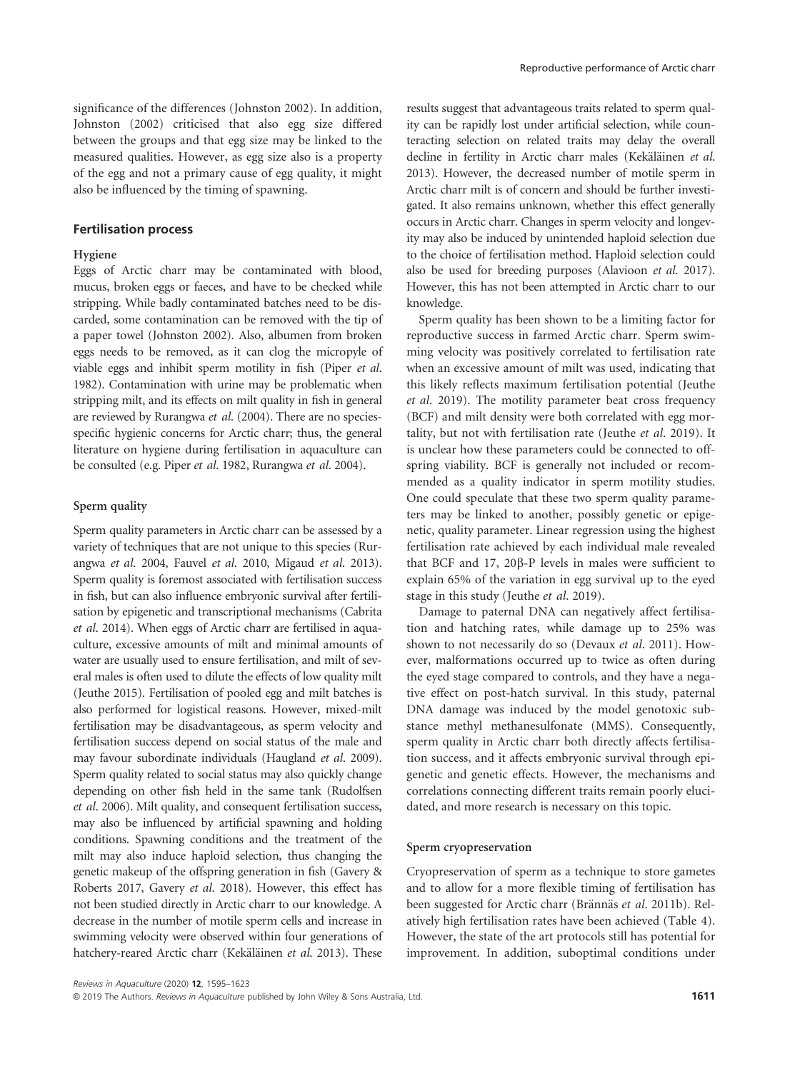significance of the differences (Johnston 2002). In addition, Johnston (2002) criticised that also egg size differed between the groups and that egg size may be linked to the measured qualities. However, as egg size also is a property of the egg and not a primary cause of egg quality, it might also be influenced by the timing of spawning.

## Fertilisation process

### Hygiene

Eggs of Arctic charr may be contaminated with blood, mucus, broken eggs or faeces, and have to be checked while stripping. While badly contaminated batches need to be discarded, some contamination can be removed with the tip of a paper towel (Johnston 2002). Also, albumen from broken eggs needs to be removed, as it can clog the micropyle of viable eggs and inhibit sperm motility in fish (Piper *et al.* 1982). Contamination with urine may be problematic when stripping milt, and its effects on milt quality in fish in general are reviewed by Rurangwa *et al.* (2004). There are no species-specific hygienic concerns for Arctic charr; thus, the general literature on hygiene during fertilisation in aquaculture can be consulted (e.g. Piper *et al.* 1982, Rurangwa *et al.* 2004).

### Sperm quality

Sperm quality parameters in Arctic charr can be assessed by a variety of techniques that are not unique to this species (Rurangwa *et al.* 2004, Fauvel *et al.* 2010, Migaud *et al.* 2013). Sperm quality is foremost associated with fertilisation success in fish, but can also influence embryonic survival after fertilisation by epigenetic and transcriptional mechanisms (Cabrita *et al.* 2014). When eggs of Arctic charr are fertilised in aquaculture, excessive amounts of milt and minimal amounts of water are usually used to ensure fertilisation, and milt of several males is often used to dilute the effects of low quality milt (Jeuthe 2015). Fertilisation of pooled egg and milt batches is also performed for logistical reasons. However, mixed-milt fertilisation may be disadvantageous, as sperm velocity and fertilisation success depend on social status of the male and may favour subordinate individuals (Haugland *et al.* 2009). Sperm quality related to social status may also quickly change depending on other fish held in the same tank (Rudolfsen *et al.* 2006). Milt quality, and consequent fertilisation success, may also be influenced by artificial spawning and holding conditions. Spawning conditions and the treatment of the milt may also induce haploid selection, thus changing the genetic makeup of the offspring generation in fish (Gavery & Roberts 2017, Gavery *et al.* 2018). However, this effect has not been studied directly in Arctic charr to our knowledge. A decrease in the number of motile sperm cells and increase in swimming velocity were observed within four generations of hatchery-reared Arctic charr (Kekäläinen *et al.* 2013). These results suggest that advantageous traits related to sperm quality can be rapidly lost under artificial selection, while counteracting selection on related traits may delay the overall decline in fertility in Arctic charr males (Kekäläinen *et al.* 2013). However, the decreased number of motile sperm in Arctic charr milt is of concern and should be further investigated. It also remains unknown, whether this effect generally occurs in Arctic charr. Changes in sperm velocity and longevity may also be induced by unintended haploid selection due to the choice of fertilisation method. Haploid selection could also be used for breeding purposes (Alavioon *et al.* 2017). However, this has not been attempted in Arctic charr to our knowledge.

Sperm quality has been shown to be a limiting factor for reproductive success in farmed Arctic charr. Sperm swimming velocity was positively correlated to fertilisation rate when an excessive amount of milt was used, indicating that this likely reflects maximum fertilisation potential (Jeuthe *et al.* 2019). The motility parameter beat cross frequency (BCF) and milt density were both correlated with egg mortality, but not with fertilisation rate (Jeuthe *et al.* 2019). It is unclear how these parameters could be connected to offspring viability. BCF is generally not included or recommended as a quality indicator in sperm motility studies. One could speculate that these two sperm quality parameters may be linked to another, possibly genetic or epigenetic, quality parameter. Linear regression using the highest fertilisation rate achieved by each individual male revealed that BCF and 17, 20β-P levels in males were sufficient to explain 65% of the variation in egg survival up to the eyed stage in this study (Jeuthe *et al.* 2019).

Damage to paternal DNA can negatively affect fertilisation and hatching rates, while damage up to 25% was shown to not necessarily do so (Devaux *et al.* 2011). However, malformations occurred up to twice as often during the eyed stage compared to controls, and they have a negative effect on post-hatch survival. In this study, paternal DNA damage was induced by the model genotoxic substance methyl methanesulfonate (MMS). Consequently, sperm quality in Arctic charr both directly affects fertilisation success, and it affects embryonic survival through epigenetic and genetic effects. However, the mechanisms and correlations connecting different traits remain poorly elucidated, and more research is necessary on this topic.

### Sperm cryopreservation

Cryopreservation of sperm as a technique to store gametes and to allow for a more flexible timing of fertilisation has been suggested for Arctic charr (Brännäs *et al.* 2011b). Relatively high fertilisation rates have been achieved (Table 4). However, the state of the art protocols still has potential for improvement. In addition, suboptimal conditions under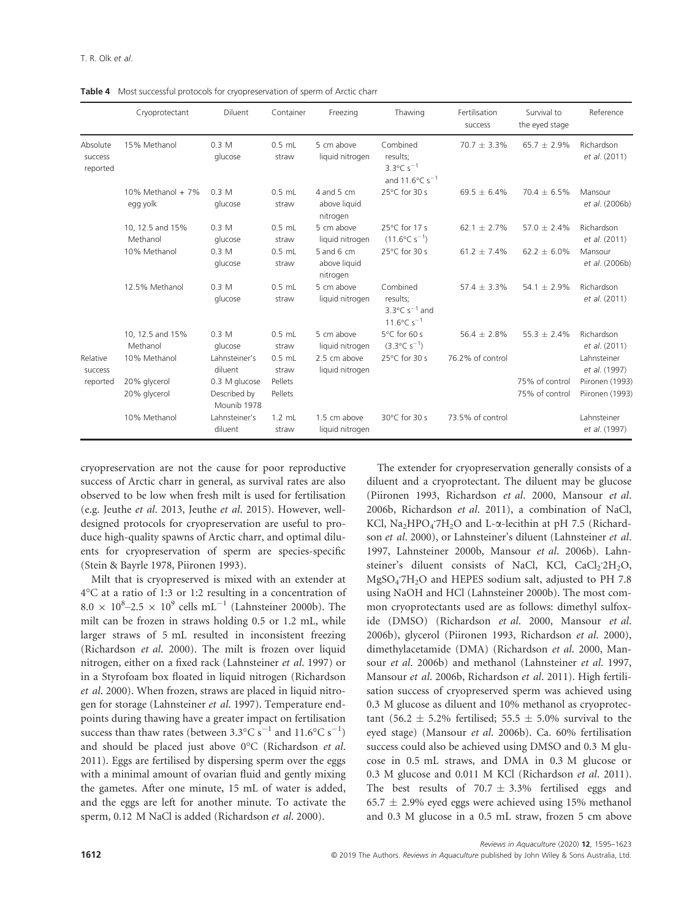**Table 4** Most successful protocols for cryopreservation of sperm of Arctic charr

| | Cryoprotectant | Diluent | Container | Freezing | Thawing | Fertilisation success | Survival to the eyed stage | Reference |
|---|---|---|---|---|---|---|---|---|
| Absolute success reported | 15% Methanol | 0.3 M glucose | 0.5 mL straw | 5 cm above liquid nitrogen | Combined results; 3.3°C $s^{-1}$ and 11.6°C $s^{-1}$ | 70.7 ± 3.3% | 65.7 ± 2.9% | Richardson *et al.* (2011) |
| | 10% Methanol + 7% egg yolk | 0.3 M glucose | 0.5 mL straw | 4 and 5 cm above liquid nitrogen | 25°C for 30 s | 69.5 ± 6.4% | 70.4 ± 6.5% | Mansour *et al.* (2006b) |
| | 10, 12.5 and 15% Methanol | 0.3 M glucose | 0.5 mL straw | 5 cm above liquid nitrogen | 25°C for 17 s (11.6°C $s^{-1}$) | 62.1 ± 2.7% | 57.0 ± 2.4% | Richardson *et al.* (2011) |
| | 10% Methanol | 0.3 M glucose | 0.5 mL straw | 5 and 6 cm above liquid nitrogen | 25°C for 30 s | 61.2 ± 7.4% | 62.2 ± 6.0% | Mansour *et al.* (2006b) |
| | 12.5% Methanol | 0.3 M glucose | 0.5 mL straw | 5 cm above liquid nitrogen | Combined results; 3.3°C $s^{-1}$ and 11.6°C $s^{-1}$ | 57.4 ± 3.3% | 54.1 ± 2.9% | Richardson *et al.* (2011) |
| | 10, 12.5 and 15% Methanol | 0.3 M glucose | 0.5 mL straw | 5 cm above liquid nitrogen | 5°C for 60 s (3.3°C $s^{-1}$) | 56.4 ± 2.8% | 55.3 ± 2.4% | Richardson *et al.* (2011) |
| Relative success reported | 10% Methanol | Lahnsteiner's diluent | 0.5 mL straw | 2.5 cm above liquid nitrogen | 25°C for 30 s | 76.2% of control | | Lahnsteiner *et al.* (1997) |
| | 20% glycerol | 0.3 M glucose | Pellets | | | | 75% of control | Piironen (1993) |
| | 20% glycerol | Described by Mounib 1978 | Pellets | | | | 75% of control | Piironen (1993) |
| | 10% Methanol | Lahnsteiner's diluent | 1.2 mL straw | 1.5 cm above liquid nitrogen | 30°C for 30 s | 73.5% of control | | Lahnsteiner *et al.* (1997) |

cryopreservation are not the cause for poor reproductive success of Arctic charr in general, as survival rates are also observed to be low when fresh milt is used for fertilisation (e.g. Jeuthe *et al.* 2013, Jeuthe *et al.* 2015). However, well-designed protocols for cryopreservation are useful to produce high-quality spawns of Arctic charr, and optimal diluents for cryopreservation of sperm are species-specific (Stein & Bayrle 1978, Piironen 1993).

Milt that is cryopreserved is mixed with an extender at 4°C at a ratio of 1:3 or 1:2 resulting in a concentration of $8.0 \times 10^8$–$2.5 \times 10^9$ cells $mL^{-1}$ (Lahnsteiner 2000b). The milt can be frozen in straws holding 0.5 or 1.2 mL, while larger straws of 5 mL resulted in inconsistent freezing (Richardson *et al.* 2000). The milt is frozen over liquid nitrogen, either on a fixed rack (Lahnsteiner *et al.* 1997) or in a Styrofoam box floated in liquid nitrogen (Richardson *et al.* 2000). When frozen, straws are placed in liquid nitrogen for storage (Lahnsteiner *et al.* 1997). Temperature endpoints during thawing have a greater impact on fertilisation success than thaw rates (between 3.3°C $s^{-1}$ and 11.6°C $s^{-1}$) and should be placed just above 0°C (Richardson *et al.* 2011). Eggs are fertilised by dispersing sperm over the eggs with a minimal amount of ovarian fluid and gently mixing the gametes. After one minute, 15 mL of water is added, and the eggs are left for another minute. To activate the sperm, 0.12 M NaCl is added (Richardson *et al.* 2000).

The extender for cryopreservation generally consists of a diluent and a cryoprotectant. The diluent may be glucose (Piironen 1993, Richardson *et al.* 2000, Mansour *et al.* 2006b, Richardson *et al.* 2011), a combination of NaCl, KCl, $Na_2HPO_4 \cdot 7H_2O$ and L-α-lecithin at pH 7.5 (Richardson *et al.* 2000), or Lahnsteiner's diluent (Lahnsteiner *et al.* 1997, Lahnsteiner 2000b, Mansour *et al.* 2006b). Lahnsteiner's diluent consists of NaCl, KCl, $CaCl_2 \cdot 2H_2O$, $MgSO_4 \cdot 7H_2O$ and HEPES sodium salt, adjusted to PH 7.8 using NaOH and HCl (Lahnsteiner 2000b). The most common cryoprotectants used are as follows: dimethyl sulfoxide (DMSO) (Richardson *et al.* 2000, Mansour *et al.* 2006b), glycerol (Piironen 1993, Richardson *et al.* 2000), dimethylacetamide (DMA) (Richardson *et al.* 2000, Mansour *et al.* 2006b) and methanol (Lahnsteiner *et al.* 1997, Mansour *et al.* 2006b, Richardson *et al.* 2011). High fertilisation success of cryopreserved sperm was achieved using 0.3 M glucose as diluent and 10% methanol as cryoprotectant (56.2 ± 5.2% fertilised; 55.5 ± 5.0% survival to the eyed stage) (Mansour *et al.* 2006b). Ca. 60% fertilisation success could also be achieved using DMSO and 0.3 M glucose in 0.5 mL straws, and DMA in 0.3 M glucose or 0.3 M glucose and 0.011 M KCl (Richardson *et al.* 2011). The best results of 70.7 ± 3.3% fertilised eggs and 65.7 ± 2.9% eyed eggs were achieved using 15% methanol and 0.3 M glucose in a 0.5 mL straw, frozen 5 cm above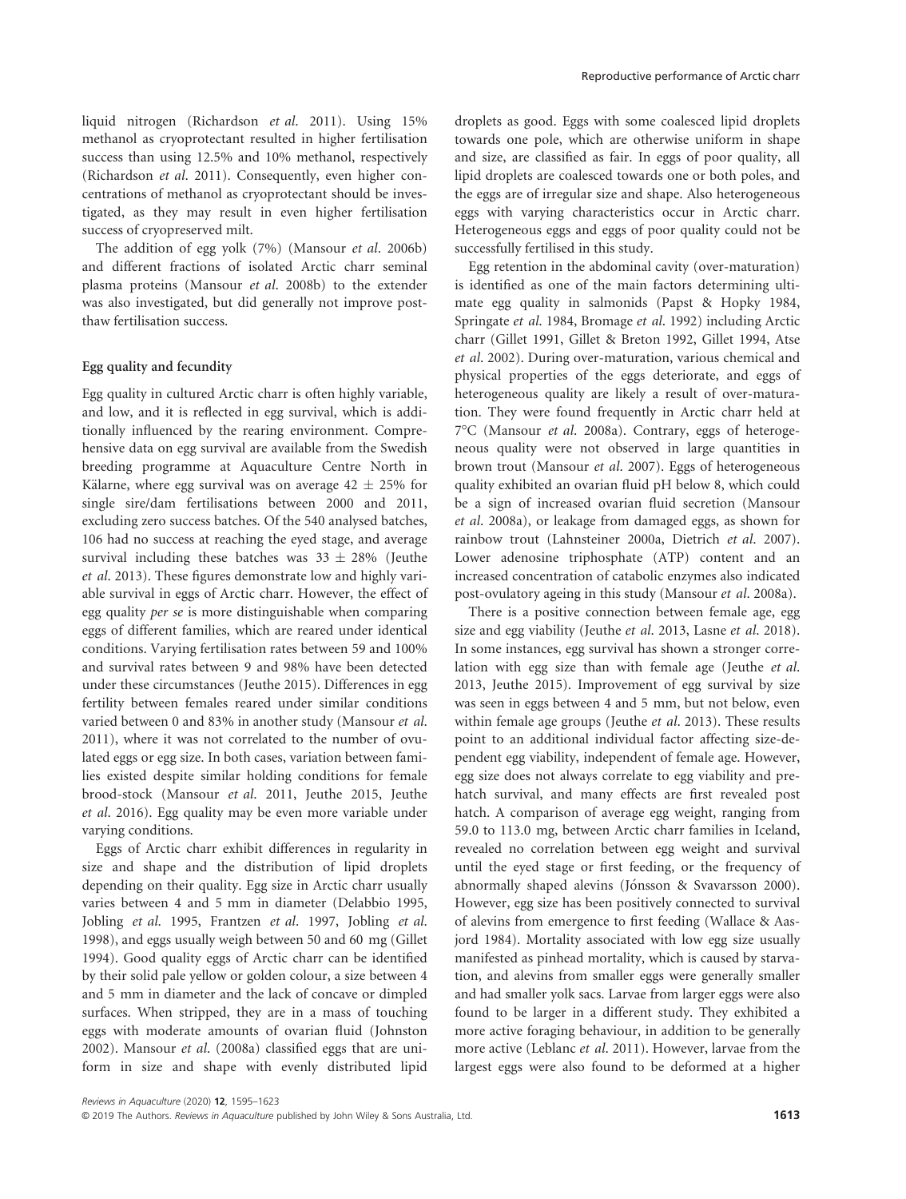liquid nitrogen (Richardson *et al.* 2011). Using 15% methanol as cryoprotectant resulted in higher fertilisation success than using 12.5% and 10% methanol, respectively (Richardson *et al.* 2011). Consequently, even higher concentrations of methanol as cryoprotectant should be investigated, as they may result in even higher fertilisation success of cryopreserved milt.

The addition of egg yolk (7%) (Mansour *et al.* 2006b) and different fractions of isolated Arctic charr seminal plasma proteins (Mansour *et al.* 2008b) to the extender was also investigated, but did generally not improve post-thaw fertilisation success.

### Egg quality and fecundity

Egg quality in cultured Arctic charr is often highly variable, and low, and it is reflected in egg survival, which is additionally influenced by the rearing environment. Comprehensive data on egg survival are available from the Swedish breeding programme at Aquaculture Centre North in Kälarne, where egg survival was on average 42 ± 25% for single sire/dam fertilisations between 2000 and 2011, excluding zero success batches. Of the 540 analysed batches, 106 had no success at reaching the eyed stage, and average survival including these batches was 33 ± 28% (Jeuthe *et al.* 2013). These figures demonstrate low and highly variable survival in eggs of Arctic charr. However, the effect of egg quality *per se* is more distinguishable when comparing eggs of different families, which are reared under identical conditions. Varying fertilisation rates between 59 and 100% and survival rates between 9 and 98% have been detected under these circumstances (Jeuthe 2015). Differences in egg fertility between females reared under similar conditions varied between 0 and 83% in another study (Mansour *et al.* 2011), where it was not correlated to the number of ovulated eggs or egg size. In both cases, variation between families existed despite similar holding conditions for female brood-stock (Mansour *et al.* 2011, Jeuthe 2015, Jeuthe *et al.* 2016). Egg quality may be even more variable under varying conditions.

Eggs of Arctic charr exhibit differences in regularity in size and shape and the distribution of lipid droplets depending on their quality. Egg size in Arctic charr usually varies between 4 and 5 mm in diameter (Delabbio 1995, Jobling *et al.* 1995, Frantzen *et al.* 1997, Jobling *et al.* 1998), and eggs usually weigh between 50 and 60 mg (Gillet 1994). Good quality eggs of Arctic charr can be identified by their solid pale yellow or golden colour, a size between 4 and 5 mm in diameter and the lack of concave or dimpled surfaces. When stripped, they are in a mass of touching eggs with moderate amounts of ovarian fluid (Johnston 2002). Mansour *et al.* (2008a) classified eggs that are uniform in size and shape with evenly distributed lipid droplets as good. Eggs with some coalesced lipid droplets towards one pole, which are otherwise uniform in shape and size, are classified as fair. In eggs of poor quality, all lipid droplets are coalesced towards one or both poles, and the eggs are of irregular size and shape. Also heterogeneous eggs with varying characteristics occur in Arctic charr. Heterogeneous eggs and eggs of poor quality could not be successfully fertilised in this study.

Egg retention in the abdominal cavity (over-maturation) is identified as one of the main factors determining ultimate egg quality in salmonids (Papst & Hopky 1984, Springate *et al.* 1984, Bromage *et al.* 1992) including Arctic charr (Gillet 1991, Gillet & Breton 1992, Gillet 1994, Atse *et al.* 2002). During over-maturation, various chemical and physical properties of the eggs deteriorate, and eggs of heterogeneous quality are likely a result of over-maturation. They were found frequently in Arctic charr held at 7°C (Mansour *et al.* 2008a). Contrary, eggs of heterogeneous quality were not observed in large quantities in brown trout (Mansour *et al.* 2007). Eggs of heterogeneous quality exhibited an ovarian fluid pH below 8, which could be a sign of increased ovarian fluid secretion (Mansour *et al.* 2008a), or leakage from damaged eggs, as shown for rainbow trout (Lahnsteiner 2000a, Dietrich *et al.* 2007). Lower adenosine triphosphate (ATP) content and an increased concentration of catabolic enzymes also indicated post-ovulatory ageing in this study (Mansour *et al.* 2008a).

There is a positive connection between female age, egg size and egg viability (Jeuthe *et al.* 2013, Lasne *et al.* 2018). In some instances, egg survival has shown a stronger correlation with egg size than with female age (Jeuthe *et al.* 2013, Jeuthe 2015). Improvement of egg survival by size was seen in eggs between 4 and 5 mm, but not below, even within female age groups (Jeuthe *et al.* 2013). These results point to an additional individual factor affecting size-dependent egg viability, independent of female age. However, egg size does not always correlate to egg viability and pre-hatch survival, and many effects are first revealed post hatch. A comparison of average egg weight, ranging from 59.0 to 113.0 mg, between Arctic charr families in Iceland, revealed no correlation between egg weight and survival until the eyed stage or first feeding, or the frequency of abnormally shaped alevins (Jónsson & Svavarsson 2000). However, egg size has been positively connected to survival of alevins from emergence to first feeding (Wallace & Aasjord 1984). Mortality associated with low egg size usually manifested as pinhead mortality, which is caused by starvation, and alevins from smaller eggs were generally smaller and had smaller yolk sacs. Larvae from larger eggs were also found to be larger in a different study. They exhibited a more active foraging behaviour, in addition to be generally more active (Leblanc *et al.* 2011). However, larvae from the largest eggs were also found to be deformed at a higher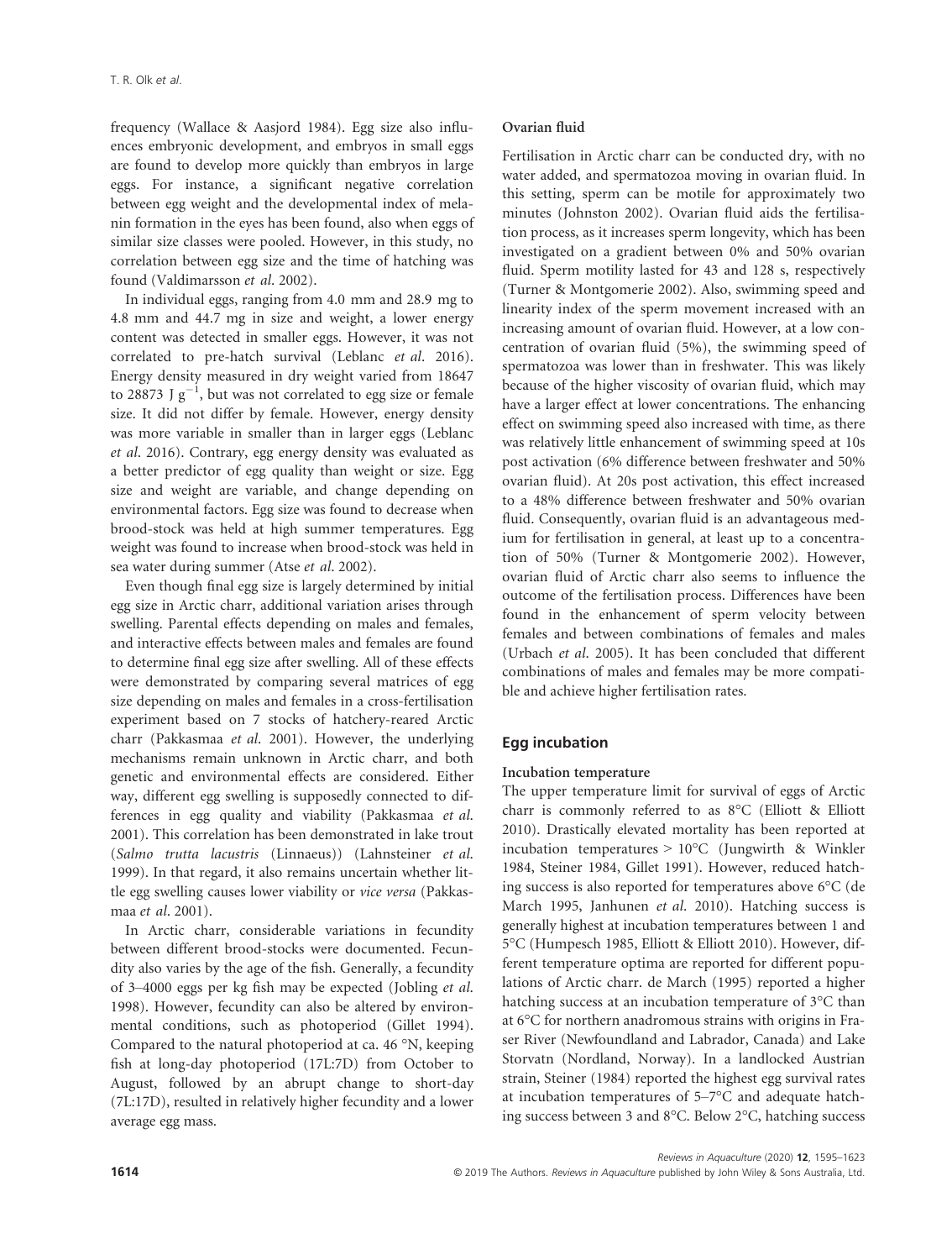frequency (Wallace & Aasjord 1984). Egg size also influences embryonic development, and embryos in small eggs are found to develop more quickly than embryos in large eggs. For instance, a significant negative correlation between egg weight and the developmental index of melanin formation in the eyes has been found, also when eggs of similar size classes were pooled. However, in this study, no correlation between egg size and the time of hatching was found (Valdimarsson *et al*. 2002).

In individual eggs, ranging from 4.0 mm and 28.9 mg to 4.8 mm and 44.7 mg in size and weight, a lower energy content was detected in smaller eggs. However, it was not correlated to pre-hatch survival (Leblanc *et al*. 2016). Energy density measured in dry weight varied from 18647 to 28873 J $g^{-1}$, but was not correlated to egg size or female size. It did not differ by female. However, energy density was more variable in smaller than in larger eggs (Leblanc *et al*. 2016). Contrary, egg energy density was evaluated as a better predictor of egg quality than weight or size. Egg size and weight are variable, and change depending on environmental factors. Egg size was found to decrease when brood-stock was held at high summer temperatures. Egg weight was found to increase when brood-stock was held in sea water during summer (Atse *et al*. 2002).

Even though final egg size is largely determined by initial egg size in Arctic charr, additional variation arises through swelling. Parental effects depending on males and females, and interactive effects between males and females are found to determine final egg size after swelling. All of these effects were demonstrated by comparing several matrices of egg size depending on males and females in a cross-fertilisation experiment based on 7 stocks of hatchery-reared Arctic charr (Pakkasmaa *et al*. 2001). However, the underlying mechanisms remain unknown in Arctic charr, and both genetic and environmental effects are considered. Either way, different egg swelling is supposedly connected to differences in egg quality and viability (Pakkasmaa *et al*. 2001). This correlation has been demonstrated in lake trout (*Salmo trutta lacustris* (Linnaeus)) (Lahnsteiner *et al*. 1999). In that regard, it also remains uncertain whether little egg swelling causes lower viability or *vice versa* (Pakkasmaa *et al*. 2001).

In Arctic charr, considerable variations in fecundity between different brood-stocks were documented. Fecundity also varies by the age of the fish. Generally, a fecundity of 3–4000 eggs per kg fish may be expected (Jobling *et al*. 1998). However, fecundity can also be altered by environmental conditions, such as photoperiod (Gillet 1994). Compared to the natural photoperiod at ca. 46 °N, keeping fish at long-day photoperiod (17L:7D) from October to August, followed by an abrupt change to short-day (7L:17D), resulted in relatively higher fecundity and a lower average egg mass.

#### Ovarian fluid

Fertilisation in Arctic charr can be conducted dry, with no water added, and spermatozoa moving in ovarian fluid. In this setting, sperm can be motile for approximately two minutes (Johnston 2002). Ovarian fluid aids the fertilisation process, as it increases sperm longevity, which has been investigated on a gradient between 0% and 50% ovarian fluid. Sperm motility lasted for 43 and 128 s, respectively (Turner & Montgomerie 2002). Also, swimming speed and linearity index of the sperm movement increased with an increasing amount of ovarian fluid. However, at a low concentration of ovarian fluid (5%), the swimming speed of spermatozoa was lower than in freshwater. This was likely because of the higher viscosity of ovarian fluid, which may have a larger effect at lower concentrations. The enhancing effect on swimming speed also increased with time, as there was relatively little enhancement of swimming speed at 10s post activation (6% difference between freshwater and 50% ovarian fluid). At 20s post activation, this effect increased to a 48% difference between freshwater and 50% ovarian fluid. Consequently, ovarian fluid is an advantageous medium for fertilisation in general, at least up to a concentration of 50% (Turner & Montgomerie 2002). However, ovarian fluid of Arctic charr also seems to influence the outcome of the fertilisation process. Differences have been found in the enhancement of sperm velocity between females and between combinations of females and males (Urbach *et al*. 2005). It has been concluded that different combinations of males and females may be more compatible and achieve higher fertilisation rates.

### Egg incubation

#### Incubation temperature

The upper temperature limit for survival of eggs of Arctic charr is commonly referred to as 8°C (Elliott & Elliott 2010). Drastically elevated mortality has been reported at incubation temperatures > 10°C (Jungwirth & Winkler 1984, Steiner 1984, Gillet 1991). However, reduced hatching success is also reported for temperatures above 6°C (de March 1995, Janhunen *et al*. 2010). Hatching success is generally highest at incubation temperatures between 1 and 5°C (Humpesch 1985, Elliott & Elliott 2010). However, different temperature optima are reported for different populations of Arctic charr. de March (1995) reported a higher hatching success at an incubation temperature of 3°C than at 6°C for northern anadromous strains with origins in Fraser River (Newfoundland and Labrador, Canada) and Lake Storvatn (Nordland, Norway). In a landlocked Austrian strain, Steiner (1984) reported the highest egg survival rates at incubation temperatures of 5–7°C and adequate hatching success between 3 and 8°C. Below 2°C, hatching success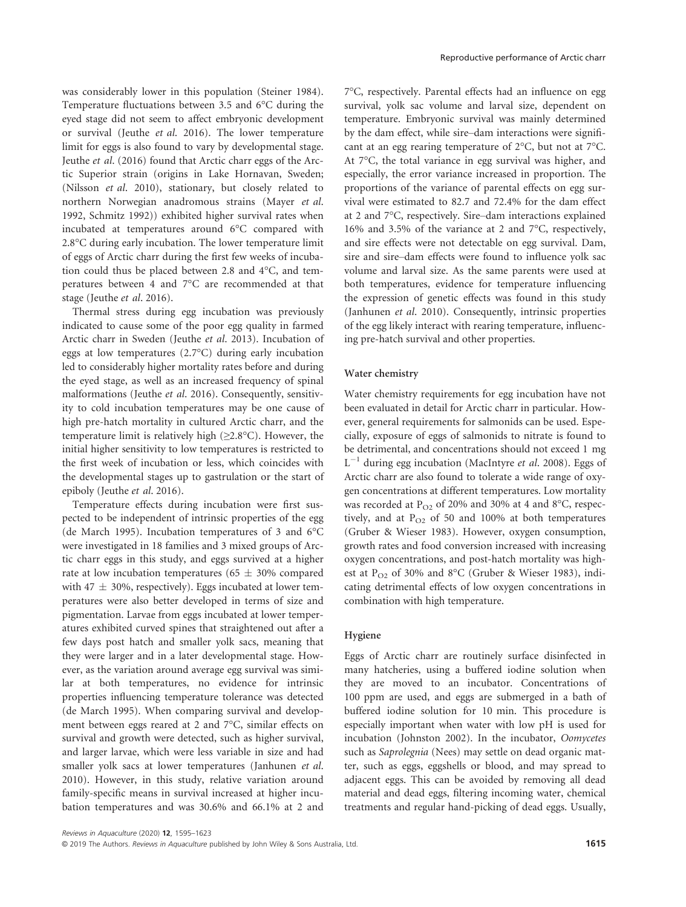was considerably lower in this population (Steiner 1984). Temperature fluctuations between 3.5 and 6°C during the eyed stage did not seem to affect embryonic development or survival (Jeuthe *et al.* 2016). The lower temperature limit for eggs is also found to vary by developmental stage. Jeuthe *et al.* (2016) found that Arctic charr eggs of the Arctic Superior strain (origins in Lake Hornavan, Sweden; (Nilsson *et al.* 2010), stationary, but closely related to northern Norwegian anadromous strains (Mayer *et al.* 1992, Schmitz 1992)) exhibited higher survival rates when incubated at temperatures around 6°C compared with 2.8°C during early incubation. The lower temperature limit of eggs of Arctic charr during the first few weeks of incubation could thus be placed between 2.8 and 4°C, and temperatures between 4 and 7°C are recommended at that stage (Jeuthe *et al.* 2016).

Thermal stress during egg incubation was previously indicated to cause some of the poor egg quality in farmed Arctic charr in Sweden (Jeuthe *et al.* 2013). Incubation of eggs at low temperatures (2.7°C) during early incubation led to considerably higher mortality rates before and during the eyed stage, as well as an increased frequency of spinal malformations (Jeuthe *et al.* 2016). Consequently, sensitivity to cold incubation temperatures may be one cause of high pre-hatch mortality in cultured Arctic charr, and the temperature limit is relatively high (≥2.8°C). However, the initial higher sensitivity to low temperatures is restricted to the first week of incubation or less, which coincides with the developmental stages up to gastrulation or the start of epiboly (Jeuthe *et al.* 2016).

Temperature effects during incubation were first suspected to be independent of intrinsic properties of the egg (de March 1995). Incubation temperatures of 3 and 6°C were investigated in 18 families and 3 mixed groups of Arctic charr eggs in this study, and eggs survived at a higher rate at low incubation temperatures (65 ± 30% compared with 47 ± 30%, respectively). Eggs incubated at lower temperatures were also better developed in terms of size and pigmentation. Larvae from eggs incubated at lower temperatures exhibited curved spines that straightened out after a few days post hatch and smaller yolk sacs, meaning that they were larger and in a later developmental stage. However, as the variation around average egg survival was similar at both temperatures, no evidence for intrinsic properties influencing temperature tolerance was detected (de March 1995). When comparing survival and development between eggs reared at 2 and 7°C, similar effects on survival and growth were detected, such as higher survival, and larger larvae, which were less variable in size and had smaller yolk sacs at lower temperatures (Janhunen *et al.* 2010). However, in this study, relative variation around family-specific means in survival increased at higher incubation temperatures and was 30.6% and 66.1% at 2 and 7°C, respectively. Parental effects had an influence on egg survival, yolk sac volume and larval size, dependent on temperature. Embryonic survival was mainly determined by the dam effect, while sire–dam interactions were significant at an egg rearing temperature of 2°C, but not at 7°C. At 7°C, the total variance in egg survival was higher, and especially, the error variance increased in proportion. The proportions of the variance of parental effects on egg survival were estimated to 82.7 and 72.4% for the dam effect at 2 and 7°C, respectively. Sire–dam interactions explained 16% and 3.5% of the variance at 2 and 7°C, respectively, and sire effects were not detectable on egg survival. Dam, sire and sire–dam effects were found to influence yolk sac volume and larval size. As the same parents were used at both temperatures, evidence for temperature influencing the expression of genetic effects was found in this study (Janhunen *et al.* 2010). Consequently, intrinsic properties of the egg likely interact with rearing temperature, influencing pre-hatch survival and other properties.

### Water chemistry

Water chemistry requirements for egg incubation have not been evaluated in detail for Arctic charr in particular. However, general requirements for salmonids can be used. Especially, exposure of eggs of salmonids to nitrate is found to be detrimental, and concentrations should not exceed 1 mg $L^{-1}$ during egg incubation (MacIntyre *et al.* 2008). Eggs of Arctic charr are also found to tolerate a wide range of oxygen concentrations at different temperatures. Low mortality was recorded at $P_{O2}$ of 20% and 30% at 4 and 8°C, respectively, and at $P_{O2}$ of 50 and 100% at both temperatures (Gruber & Wieser 1983). However, oxygen consumption, growth rates and food conversion increased with increasing oxygen concentrations, and post-hatch mortality was highest at $P_{O2}$ of 30% and 8°C (Gruber & Wieser 1983), indicating detrimental effects of low oxygen concentrations in combination with high temperature.

### Hygiene

Eggs of Arctic charr are routinely surface disinfected in many hatcheries, using a buffered iodine solution when they are moved to an incubator. Concentrations of 100 ppm are used, and eggs are submerged in a bath of buffered iodine solution for 10 min. This procedure is especially important when water with low pH is used for incubation (Johnston 2002). In the incubator, *Oomycetes* such as *Saprolegnia* (Nees) may settle on dead organic matter, such as eggs, eggshells or blood, and may spread to adjacent eggs. This can be avoided by removing all dead material and dead eggs, filtering incoming water, chemical treatments and regular hand-picking of dead eggs. Usually,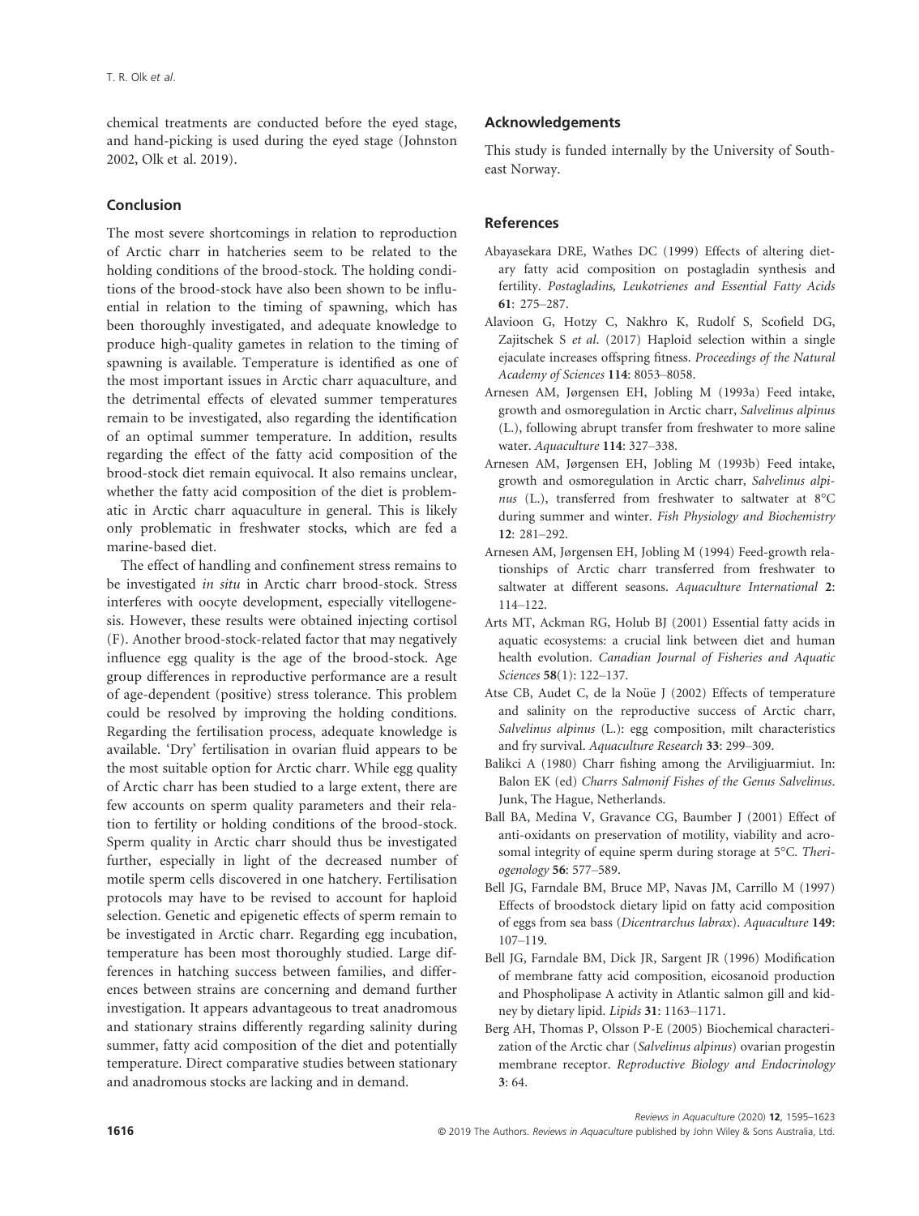chemical treatments are conducted before the eyed stage, and hand-picking is used during the eyed stage (Johnston 2002, Olk et al. 2019).

## Conclusion

The most severe shortcomings in relation to reproduction of Arctic charr in hatcheries seem to be related to the holding conditions of the brood-stock. The holding conditions of the brood-stock have also been shown to be influential in relation to the timing of spawning, which has been thoroughly investigated, and adequate knowledge to produce high-quality gametes in relation to the timing of spawning is available. Temperature is identified as one of the most important issues in Arctic charr aquaculture, and the detrimental effects of elevated summer temperatures remain to be investigated, also regarding the identification of an optimal summer temperature. In addition, results regarding the effect of the fatty acid composition of the brood-stock diet remain equivocal. It also remains unclear, whether the fatty acid composition of the diet is problematic in Arctic charr aquaculture in general. This is likely only problematic in freshwater stocks, which are fed a marine-based diet.

The effect of handling and confinement stress remains to be investigated *in situ* in Arctic charr brood-stock. Stress interferes with oocyte development, especially vitellogenesis. However, these results were obtained injecting cortisol (F). Another brood-stock-related factor that may negatively influence egg quality is the age of the brood-stock. Age group differences in reproductive performance are a result of age-dependent (positive) stress tolerance. This problem could be resolved by improving the holding conditions. Regarding the fertilisation process, adequate knowledge is available. 'Dry' fertilisation in ovarian fluid appears to be the most suitable option for Arctic charr. While egg quality of Arctic charr has been studied to a large extent, there are few accounts on sperm quality parameters and their relation to fertility or holding conditions of the brood-stock. Sperm quality in Arctic charr should thus be investigated further, especially in light of the decreased number of motile sperm cells discovered in one hatchery. Fertilisation protocols may have to be revised to account for haploid selection. Genetic and epigenetic effects of sperm remain to be investigated in Arctic charr. Regarding egg incubation, temperature has been most thoroughly studied. Large differences in hatching success between families, and differences between strains are concerning and demand further investigation. It appears advantageous to treat anadromous and stationary strains differently regarding salinity during summer, fatty acid composition of the diet and potentially temperature. Direct comparative studies between stationary and anadromous stocks are lacking and in demand.

## Acknowledgements

This study is funded internally by the University of South-east Norway.

## References

Abayasekara DRE, Wathes DC (1999) Effects of altering dietary fatty acid composition on postagladin synthesis and fertility. *Postagladins, Leukotrienes and Essential Fatty Acids* **61**: 275–287.

Alavioon G, Hotzy C, Nakhro K, Rudolf S, Scofield DG, Zajitschek S *et al*. (2017) Haploid selection within a single ejaculate increases offspring fitness. *Proceedings of the Natural Academy of Sciences* **114**: 8053–8058.

Arnesen AM, Jørgensen EH, Jobling M (1993a) Feed intake, growth and osmoregulation in Arctic charr, *Salvelinus alpinus* (L.), following abrupt transfer from freshwater to more saline water. *Aquaculture* **114**: 327–338.

Arnesen AM, Jørgensen EH, Jobling M (1993b) Feed intake, growth and osmoregulation in Arctic charr, *Salvelinus alpinus* (L.), transferred from freshwater to saltwater at 8°C during summer and winter. *Fish Physiology and Biochemistry* **12**: 281–292.

Arnesen AM, Jørgensen EH, Jobling M (1994) Feed-growth relationships of Arctic charr transferred from freshwater to saltwater at different seasons. *Aquaculture International* **2**: 114–122.

Arts MT, Ackman RG, Holub BJ (2001) Essential fatty acids in aquatic ecosystems: a crucial link between diet and human health evolution. *Canadian Journal of Fisheries and Aquatic Sciences* **58**(1): 122–137.

Atse CB, Audet C, de la Noüe J (2002) Effects of temperature and salinity on the reproductive success of Arctic charr, *Salvelinus alpinus* (L.): egg composition, milt characteristics and fry survival. *Aquaculture Research* **33**: 299–309.

Balikci A (1980) Charr fishing among the Arviligjuarmiut. In: Balon EK (ed) *Charrs Salmonif Fishes of the Genus Salvelinus*. Junk, The Hague, Netherlands.

Ball BA, Medina V, Gravance CG, Baumber J (2001) Effect of anti-oxidants on preservation of motility, viability and acrosomal integrity of equine sperm during storage at 5°C. *Theriogenology* **56**: 577–589.

Bell JG, Farndale BM, Bruce MP, Navas JM, Carrillo M (1997) Effects of broodstock dietary lipid on fatty acid composition of eggs from sea bass (*Dicentrarchus labrax*). *Aquaculture* **149**: 107–119.

Bell JG, Farndale BM, Dick JR, Sargent JR (1996) Modification of membrane fatty acid composition, eicosanoid production and Phospholipase A activity in Atlantic salmon gill and kidney by dietary lipid. *Lipids* **31**: 1163–1171.

Berg AH, Thomas P, Olsson P-E (2005) Biochemical characterization of the Arctic char (*Salvelinus alpinus*) ovarian progestin membrane receptor. *Reproductive Biology and Endocrinology* **3**: 64.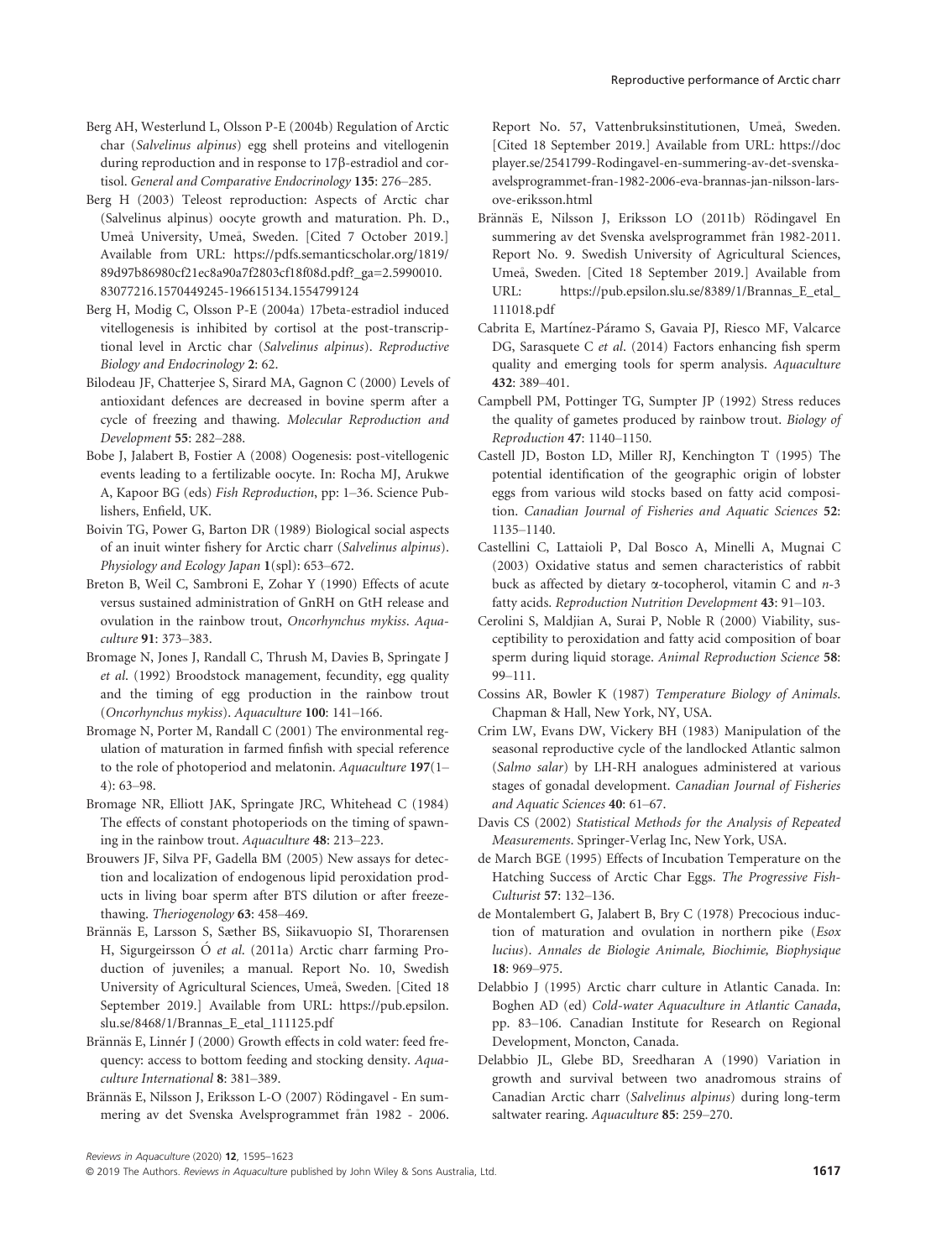Berg AH, Westerlund L, Olsson P-E (2004b) Regulation of Arctic char (*Salvelinus alpinus*) egg shell proteins and vitellogenin during reproduction and in response to 17β-estradiol and cortisol. *General and Comparative Endocrinology* **135**: 276–285.

Berg H (2003) Teleost reproduction: Aspects of Arctic char (Salvelinus alpinus) oocyte growth and maturation. Ph. D., Umeå University, Umeå, Sweden. [Cited 7 October 2019.] Available from URL: https://pdfs.semanticscholar.org/1819/89d97b86980cf21ec8a90a7f2803cf18f08d.pdf?_ga=2.5990010.83077216.1570449245-196615134.1554799124

Berg H, Modig C, Olsson P-E (2004a) 17beta-estradiol induced vitellogenesis is inhibited by cortisol at the post-transcriptional level in Arctic char (*Salvelinus alpinus*). *Reproductive Biology and Endocrinology* **2**: 62.

Bilodeau JF, Chatterjee S, Sirard MA, Gagnon C (2000) Levels of antioxidant defences are decreased in bovine sperm after a cycle of freezing and thawing. *Molecular Reproduction and Development* **55**: 282–288.

Bobe J, Jalabert B, Fostier A (2008) Oogenesis: post-vitellogenic events leading to a fertilizable oocyte. In: Rocha MJ, Arukwe A, Kapoor BG (eds) *Fish Reproduction*, pp: 1–36. Science Publishers, Enfield, UK.

Boivin TG, Power G, Barton DR (1989) Biological social aspects of an inuit winter fishery for Arctic charr (*Salvelinus alpinus*). *Physiology and Ecology Japan* **1**(spl): 653–672.

Breton B, Weil C, Sambroni E, Zohar Y (1990) Effects of acute versus sustained administration of GnRH on GtH release and ovulation in the rainbow trout, *Oncorhynchus mykiss*. *Aquaculture* **91**: 373–383.

Bromage N, Jones J, Randall C, Thrush M, Davies B, Springate J *et al.* (1992) Broodstock management, fecundity, egg quality and the timing of egg production in the rainbow trout (*Oncorhynchus mykiss*). *Aquaculture* **100**: 141–166.

Bromage N, Porter M, Randall C (2001) The environmental regulation of maturation in farmed finfish with special reference to the role of photoperiod and melatonin. *Aquaculture* **197**(1–4): 63–98.

Bromage NR, Elliott JAK, Springate JRC, Whitehead C (1984) The effects of constant photoperiods on the timing of spawning in the rainbow trout. *Aquaculture* **48**: 213–223.

Brouwers JF, Silva PF, Gadella BM (2005) New assays for detection and localization of endogenous lipid peroxidation products in living boar sperm after BTS dilution or after freeze-thawing. *Theriogenology* **63**: 458–469.

Brännäs E, Larsson S, Sæther BS, Siikavuopio SI, Thorarensen H, Sigurgeirsson Ó *et al.* (2011a) Arctic charr farming Production of juveniles; a manual. Report No. 10, Swedish University of Agricultural Sciences, Umeå, Sweden. [Cited 18 September 2019.] Available from URL: https://pub.epsilon.slu.se/8468/1/Brannas_E_etal_111125.pdf

Brännäs E, Linnér J (2000) Growth effects in cold water: feed frequency: access to bottom feeding and stocking density. *Aquaculture International* **8**: 381–389.

Brännäs E, Nilsson J, Eriksson L-O (2007) Rödingavel - En summering av det Svenska Avelsprogrammet från 1982 - 2006. Report No. 57, Vattenbruksinstitutionen, Umeå, Sweden. [Cited 18 September 2019.] Available from URL: https://docplayer.se/2541799-Rodingavel-en-summering-av-det-svenska-avelsprogrammet-fran-1982-2006-eva-brannas-jan-nilsson-lars-ove-eriksson.html

Brännäs E, Nilsson J, Eriksson LO (2011b) Rödingavel En summering av det Svenska avelsprogrammet från 1982-2011. Report No. 9. Swedish University of Agricultural Sciences, Umeå, Sweden. [Cited 18 September 2019.] Available from URL: https://pub.epsilon.slu.se/8389/1/Brannas_E_etal_111018.pdf

Cabrita E, Martínez-Páramo S, Gavaia PJ, Riesco MF, Valcarce DG, Sarasquete C *et al.* (2014) Factors enhancing fish sperm quality and emerging tools for sperm analysis. *Aquaculture* **432**: 389–401.

Campbell PM, Pottinger TG, Sumpter JP (1992) Stress reduces the quality of gametes produced by rainbow trout. *Biology of Reproduction* **47**: 1140–1150.

Castell JD, Boston LD, Miller RJ, Kenchington T (1995) The potential identification of the geographic origin of lobster eggs from various wild stocks based on fatty acid composition. *Canadian Journal of Fisheries and Aquatic Sciences* **52**: 1135–1140.

Castellini C, Lattaioli P, Dal Bosco A, Minelli A, Mugnai C (2003) Oxidative status and semen characteristics of rabbit buck as affected by dietary α-tocopherol, vitamin C and *n*-3 fatty acids. *Reproduction Nutrition Development* **43**: 91–103.

Cerolini S, Maldjian A, Surai P, Noble R (2000) Viability, susceptibility to peroxidation and fatty acid composition of boar sperm during liquid storage. *Animal Reproduction Science* **58**: 99–111.

Cossins AR, Bowler K (1987) *Temperature Biology of Animals*. Chapman & Hall, New York, NY, USA.

Crim LW, Evans DW, Vickery BH (1983) Manipulation of the seasonal reproductive cycle of the landlocked Atlantic salmon (*Salmo salar*) by LH-RH analogues administered at various stages of gonadal development. *Canadian Journal of Fisheries and Aquatic Sciences* **40**: 61–67.

Davis CS (2002) *Statistical Methods for the Analysis of Repeated Measurements*. Springer-Verlag Inc, New York, USA.

de March BGE (1995) Effects of Incubation Temperature on the Hatching Success of Arctic Char Eggs. *The Progressive Fish-Culturist* **57**: 132–136.

de Montalembert G, Jalabert B, Bry C (1978) Precocious induction of maturation and ovulation in northern pike (*Esox lucius*). *Annales de Biologie Animale, Biochimie, Biophysique* **18**: 969–975.

Delabbio J (1995) Arctic charr culture in Atlantic Canada. In: Boghen AD (ed) *Cold-water Aquaculture in Atlantic Canada*, pp. 83–106. Canadian Institute for Research on Regional Development, Moncton, Canada.

Delabbio JL, Glebe BD, Sreedharan A (1990) Variation in growth and survival between two anadromous strains of Canadian Arctic charr (*Salvelinus alpinus*) during long-term saltwater rearing. *Aquaculture* **85**: 259–270.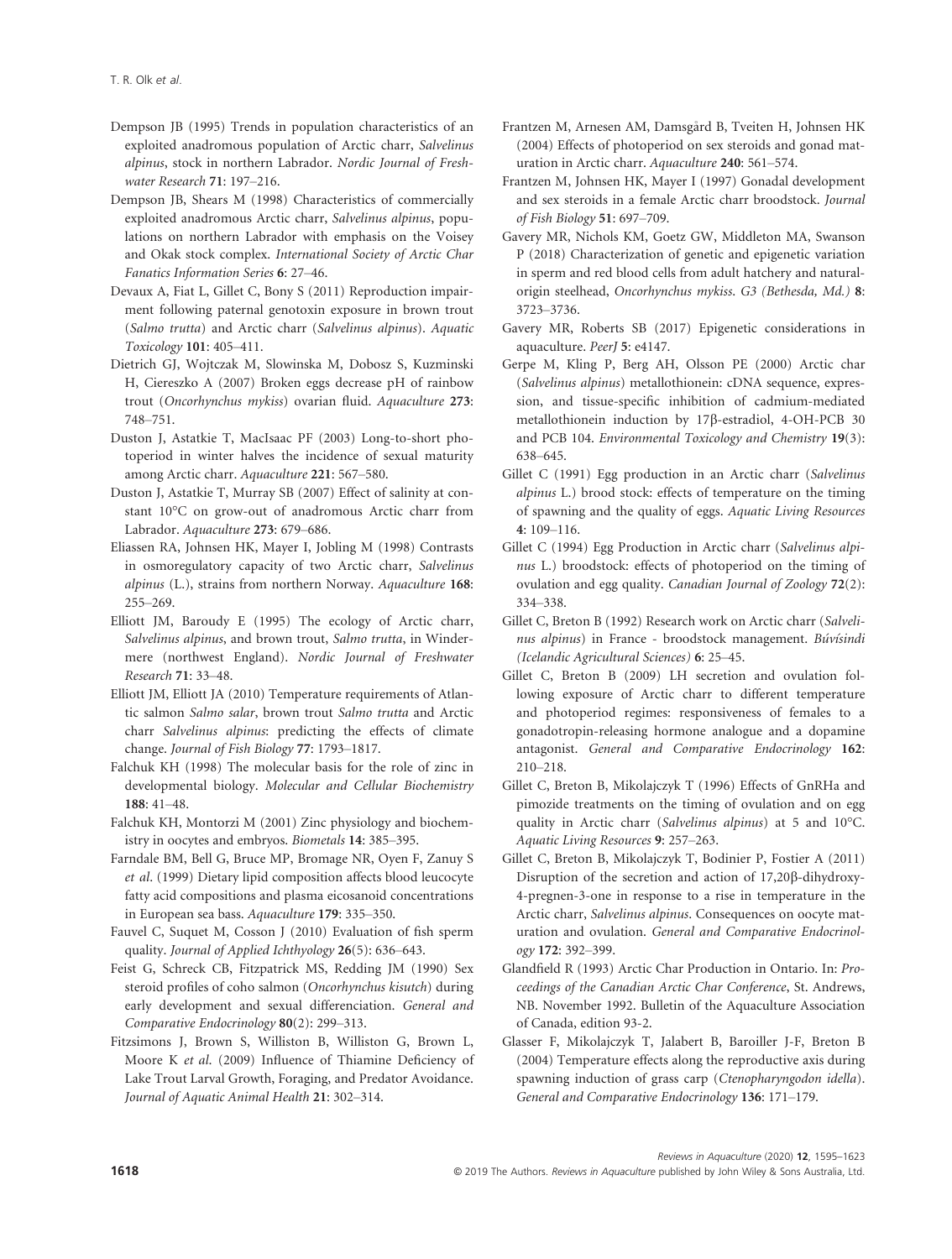Dempson JB (1995) Trends in population characteristics of an exploited anadromous population of Arctic charr, *Salvelinus alpinus*, stock in northern Labrador. *Nordic Journal of Freshwater Research* **71**: 197–216.

Dempson JB, Shears M (1998) Characteristics of commercially exploited anadromous Arctic charr, *Salvelinus alpinus*, populations on northern Labrador with emphasis on the Voisey and Okak stock complex. *International Society of Arctic Char Fanatics Information Series* **6**: 27–46.

Devaux A, Fiat L, Gillet C, Bony S (2011) Reproduction impairment following paternal genotoxin exposure in brown trout (*Salmo trutta*) and Arctic charr (*Salvelinus alpinus*). *Aquatic Toxicology* **101**: 405–411.

Dietrich GJ, Wojtczak M, Slowinska M, Dobosz S, Kuzminski H, Ciereszko A (2007) Broken eggs decrease pH of rainbow trout (*Oncorhynchus mykiss*) ovarian fluid. *Aquaculture* **273**: 748–751.

Duston J, Astatkie T, MacIsaac PF (2003) Long-to-short photoperiod in winter halves the incidence of sexual maturity among Arctic charr. *Aquaculture* **221**: 567–580.

Duston J, Astatkie T, Murray SB (2007) Effect of salinity at constant 10°C on grow-out of anadromous Arctic charr from Labrador. *Aquaculture* **273**: 679–686.

Eliassen RA, Johnsen HK, Mayer I, Jobling M (1998) Contrasts in osmoregulatory capacity of two Arctic charr, *Salvelinus alpinus* (L.), strains from northern Norway. *Aquaculture* **168**: 255–269.

Elliott JM, Baroudy E (1995) The ecology of Arctic charr, *Salvelinus alpinus*, and brown trout, *Salmo trutta*, in Windermere (northwest England). *Nordic Journal of Freshwater Research* **71**: 33–48.

Elliott JM, Elliott JA (2010) Temperature requirements of Atlantic salmon *Salmo salar*, brown trout *Salmo trutta* and Arctic charr *Salvelinus alpinus*: predicting the effects of climate change. *Journal of Fish Biology* **77**: 1793–1817.

Falchuk KH (1998) The molecular basis for the role of zinc in developmental biology. *Molecular and Cellular Biochemistry* **188**: 41–48.

Falchuk KH, Montorzi M (2001) Zinc physiology and biochemistry in oocytes and embryos. *Biometals* **14**: 385–395.

Farndale BM, Bell G, Bruce MP, Bromage NR, Oyen F, Zanuy S *et al*. (1999) Dietary lipid composition affects blood leucocyte fatty acid compositions and plasma eicosanoid concentrations in European sea bass. *Aquaculture* **179**: 335–350.

Fauvel C, Suquet M, Cosson J (2010) Evaluation of fish sperm quality. *Journal of Applied Ichthyology* **26**(5): 636–643.

Feist G, Schreck CB, Fitzpatrick MS, Redding JM (1990) Sex steroid profiles of coho salmon (*Oncorhynchus kisutch*) during early development and sexual differenciation. *General and Comparative Endocrinology* **80**(2): 299–313.

Fitzsimons J, Brown S, Williston B, Williston G, Brown L, Moore K *et al*. (2009) Influence of Thiamine Deficiency of Lake Trout Larval Growth, Foraging, and Predator Avoidance. *Journal of Aquatic Animal Health* **21**: 302–314.

Frantzen M, Arnesen AM, Damsgård B, Tveiten H, Johnsen HK (2004) Effects of photoperiod on sex steroids and gonad maturation in Arctic charr. *Aquaculture* **240**: 561–574.

Frantzen M, Johnsen HK, Mayer I (1997) Gonadal development and sex steroids in a female Arctic charr broodstock. *Journal of Fish Biology* **51**: 697–709.

Gavery MR, Nichols KM, Goetz GW, Middleton MA, Swanson P (2018) Characterization of genetic and epigenetic variation in sperm and red blood cells from adult hatchery and natural-origin steelhead, *Oncorhynchus mykiss*. *G3 (Bethesda, Md.)* **8**: 3723–3736.

Gavery MR, Roberts SB (2017) Epigenetic considerations in aquaculture. *PeerJ* **5**: e4147.

Gerpe M, Kling P, Berg AH, Olsson PE (2000) Arctic char (*Salvelinus alpinus*) metallothionein: cDNA sequence, expression, and tissue-specific inhibition of cadmium-mediated metallothionein induction by 17β-estradiol, 4-OH-PCB 30 and PCB 104. *Environmental Toxicology and Chemistry* **19**(3): 638–645.

Gillet C (1991) Egg production in an Arctic charr (*Salvelinus alpinus* L.) brood stock: effects of temperature on the timing of spawning and the quality of eggs. *Aquatic Living Resources* **4**: 109–116.

Gillet C (1994) Egg Production in Arctic charr (*Salvelinus alpinus* L.) broodstock: effects of photoperiod on the timing of ovulation and egg quality. *Canadian Journal of Zoology* **72**(2): 334–338.

Gillet C, Breton B (1992) Research work on Arctic charr (*Salvelinus alpinus*) in France - broodstock management. *Búvísindi (Icelandic Agricultural Sciences)* **6**: 25–45.

Gillet C, Breton B (2009) LH secretion and ovulation following exposure of Arctic charr to different temperature and photoperiod regimes: responsiveness of females to a gonadotropin-releasing hormone analogue and a dopamine antagonist. *General and Comparative Endocrinology* **162**: 210–218.

Gillet C, Breton B, Mikolajczyk T (1996) Effects of GnRHa and pimozide treatments on the timing of ovulation and on egg quality in Arctic charr (*Salvelinus alpinus*) at 5 and 10°C. *Aquatic Living Resources* **9**: 257–263.

Gillet C, Breton B, Mikolajczyk T, Bodinier P, Fostier A (2011) Disruption of the secretion and action of 17,20β-dihydroxy-4-pregnen-3-one in response to a rise in temperature in the Arctic charr, *Salvelinus alpinus*. Consequences on oocyte maturation and ovulation. *General and Comparative Endocrinology* **172**: 392–399.

Glandfield R (1993) Arctic Char Production in Ontario. In: *Proceedings of the Canadian Arctic Char Conference*, St. Andrews, NB. November 1992. Bulletin of the Aquaculture Association of Canada, edition 93-2.

Glasser F, Mikolajczyk T, Jalabert B, Baroiller J-F, Breton B (2004) Temperature effects along the reproductive axis during spawning induction of grass carp (*Ctenopharyngodon idella*). *General and Comparative Endocrinology* **136**: 171–179.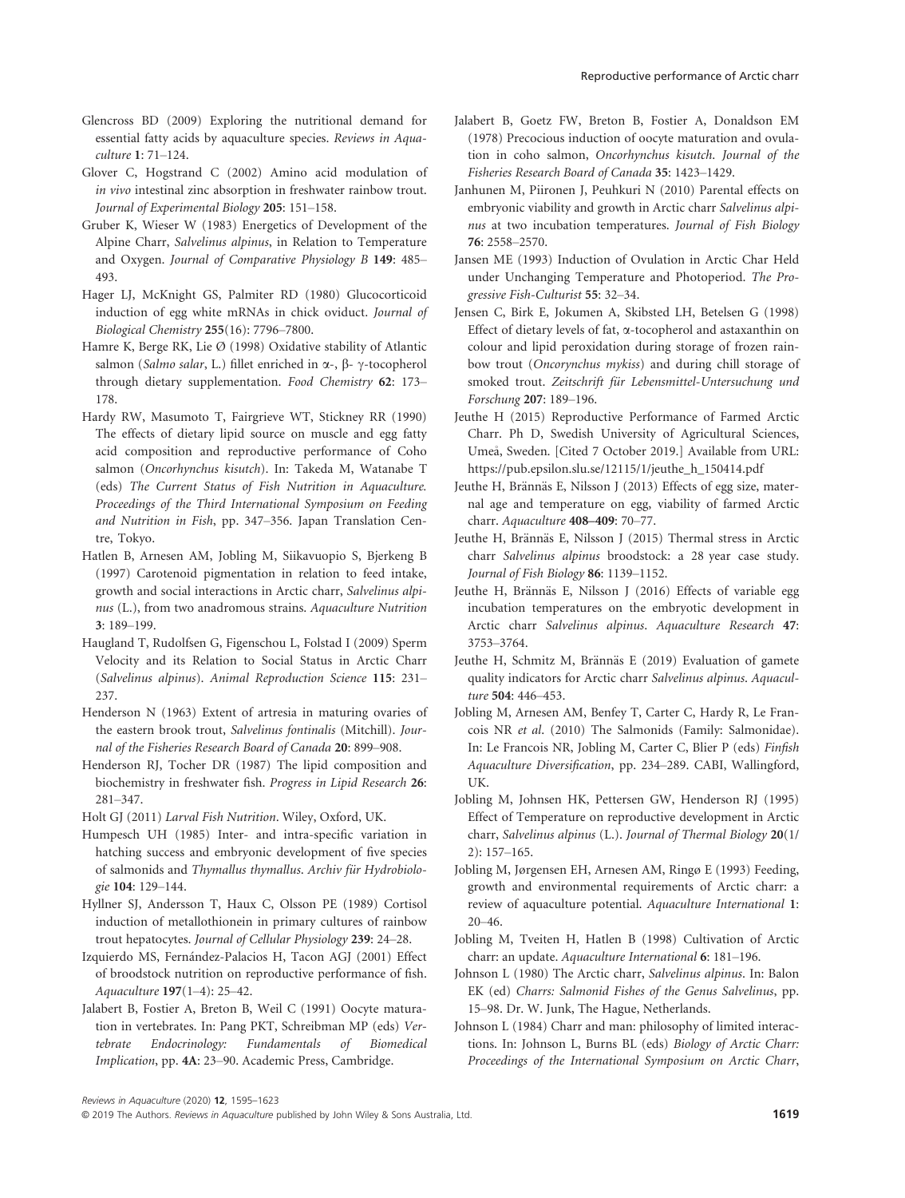Glencross BD (2009) Exploring the nutritional demand for essential fatty acids by aquaculture species. *Reviews in Aquaculture* **1**: 71–124.

Glover C, Hogstrand C (2002) Amino acid modulation of *in vivo* intestinal zinc absorption in freshwater rainbow trout. *Journal of Experimental Biology* **205**: 151–158.

Gruber K, Wieser W (1983) Energetics of Development of the Alpine Charr, *Salvelinus alpinus*, in Relation to Temperature and Oxygen. *Journal of Comparative Physiology B* **149**: 485–493.

Hager LJ, McKnight GS, Palmiter RD (1980) Glucocorticoid induction of egg white mRNAs in chick oviduct. *Journal of Biological Chemistry* **255**(16): 7796–7800.

Hamre K, Berge RK, Lie Ø (1998) Oxidative stability of Atlantic salmon (*Salmo salar*, L.) fillet enriched in α-, β- γ-tocopherol through dietary supplementation. *Food Chemistry* **62**: 173–178.

Hardy RW, Masumoto T, Fairgrieve WT, Stickney RR (1990) The effects of dietary lipid source on muscle and egg fatty acid composition and reproductive performance of Coho salmon (*Oncorhynchus kisutch*). In: Takeda M, Watanabe T (eds) *The Current Status of Fish Nutrition in Aquaculture. Proceedings of the Third International Symposium on Feeding and Nutrition in Fish*, pp. 347–356. Japan Translation Centre, Tokyo.

Hatlen B, Arnesen AM, Jobling M, Siikavuopio S, Bjerkeng B (1997) Carotenoid pigmentation in relation to feed intake, growth and social interactions in Arctic charr, *Salvelinus alpinus* (L.), from two anadromous strains. *Aquaculture Nutrition* **3**: 189–199.

Haugland T, Rudolfsen G, Figenschou L, Folstad I (2009) Sperm Velocity and its Relation to Social Status in Arctic Charr (*Salvelinus alpinus*). *Animal Reproduction Science* **115**: 231–237.

Henderson N (1963) Extent of artresia in maturing ovaries of the eastern brook trout, *Salvelinus fontinalis* (Mitchill). *Journal of the Fisheries Research Board of Canada* **20**: 899–908.

Henderson RJ, Tocher DR (1987) The lipid composition and biochemistry in freshwater fish. *Progress in Lipid Research* **26**: 281–347.

Holt GJ (2011) *Larval Fish Nutrition*. Wiley, Oxford, UK.

Humpesch UH (1985) Inter- and intra-specific variation in hatching success and embryonic development of five species of salmonids and *Thymallus thymallus*. *Archiv für Hydrobiologie* **104**: 129–144.

Hyllner SJ, Andersson T, Haux C, Olsson PE (1989) Cortisol induction of metallothionein in primary cultures of rainbow trout hepatocytes. *Journal of Cellular Physiology* **239**: 24–28.

Izquierdo MS, Fernández-Palacios H, Tacon AGJ (2001) Effect of broodstock nutrition on reproductive performance of fish. *Aquaculture* **197**(1–4): 25–42.

Jalabert B, Fostier A, Breton B, Weil C (1991) Oocyte maturation in vertebrates. In: Pang PKT, Schreibman MP (eds) *Vertebrate Endocrinology: Fundamentals of Biomedical Implication*, pp. **4A**: 23–90. Academic Press, Cambridge.

Jalabert B, Goetz FW, Breton B, Fostier A, Donaldson EM (1978) Precocious induction of oocyte maturation and ovulation in coho salmon, *Oncorhynchus kisutch*. *Journal of the Fisheries Research Board of Canada* **35**: 1423–1429.

Janhunen M, Piironen J, Peuhkuri N (2010) Parental effects on embryonic viability and growth in Arctic charr *Salvelinus alpinus* at two incubation temperatures. *Journal of Fish Biology* **76**: 2558–2570.

Jansen ME (1993) Induction of Ovulation in Arctic Char Held under Unchanging Temperature and Photoperiod. *The Progressive Fish-Culturist* **55**: 32–34.

Jensen C, Birk E, Jokumen A, Skibsted LH, Betelsen G (1998) Effect of dietary levels of fat, α-tocopherol and astaxanthin on colour and lipid peroxidation during storage of frozen rainbow trout (*Oncorynchus mykiss*) and during chill storage of smoked trout. *Zeitschrift für Lebensmittel-Untersuchung und Forschung* **207**: 189–196.

Jeuthe H (2015) Reproductive Performance of Farmed Arctic Charr. Ph D, Swedish University of Agricultural Sciences, Umeå, Sweden. [Cited 7 October 2019.] Available from URL: https://pub.epsilon.slu.se/12115/1/jeuthe_h_150414.pdf

Jeuthe H, Brännäs E, Nilsson J (2013) Effects of egg size, maternal age and temperature on egg, viability of farmed Arctic charr. *Aquaculture* **408–409**: 70–77.

Jeuthe H, Brännäs E, Nilsson J (2015) Thermal stress in Arctic charr *Salvelinus alpinus* broodstock: a 28 year case study. *Journal of Fish Biology* **86**: 1139–1152.

Jeuthe H, Brännäs E, Nilsson J (2016) Effects of variable egg incubation temperatures on the embryotic development in Arctic charr *Salvelinus alpinus*. *Aquaculture Research* **47**: 3753–3764.

Jeuthe H, Schmitz M, Brännäs E (2019) Evaluation of gamete quality indicators for Arctic charr *Salvelinus alpinus*. *Aquaculture* **504**: 446–453.

Jobling M, Arnesen AM, Benfey T, Carter C, Hardy R, Le Francois NR *et al*. (2010) The Salmonids (Family: Salmonidae). In: Le Francois NR, Jobling M, Carter C, Blier P (eds) *Finfish Aquaculture Diversification*, pp. 234–289. CABI, Wallingford, UK.

Jobling M, Johnsen HK, Pettersen GW, Henderson RJ (1995) Effect of Temperature on reproductive development in Arctic charr, *Salvelinus alpinus* (L.). *Journal of Thermal Biology* **20**(1/2): 157–165.

Jobling M, Jørgensen EH, Arnesen AM, Ringø E (1993) Feeding, growth and environmental requirements of Arctic charr: a review of aquaculture potential. *Aquaculture International* **1**: 20–46.

Jobling M, Tveiten H, Hatlen B (1998) Cultivation of Arctic charr: an update. *Aquaculture International* **6**: 181–196.

Johnson L (1980) The Arctic charr, *Salvelinus alpinus*. In: Balon EK (ed) *Charrs: Salmonid Fishes of the Genus Salvelinus*, pp. 15–98. Dr. W. Junk, The Hague, Netherlands.

Johnson L (1984) Charr and man: philosophy of limited interactions. In: Johnson L, Burns BL (eds) *Biology of Arctic Charr: Proceedings of the International Symposium on Arctic Charr*,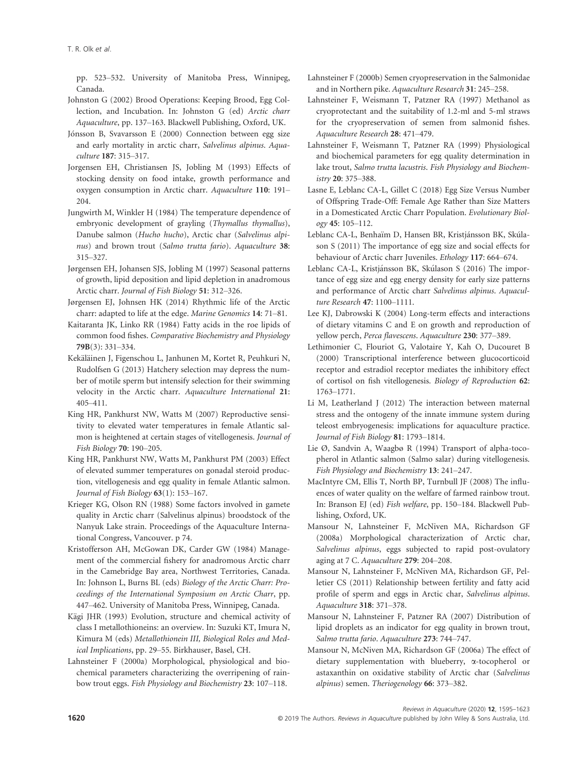pp. 523–532. University of Manitoba Press, Winnipeg, Canada.

Johnston G (2002) Brood Operations: Keeping Brood, Egg Collection, and Incubation. In: Johnston G (ed) *Arctic charr Aquaculture*, pp. 137–163. Blackwell Publishing, Oxford, UK.

Jónsson B, Svavarsson E (2000) Connection between egg size and early mortality in arctic charr, *Salvelinus alpinus*. *Aquaculture* **187**: 315–317.

Jorgensen EH, Christiansen JS, Jobling M (1993) Effects of stocking density on food intake, growth performance and oxygen consumption in Arctic charr. *Aquaculture* **110**: 191–204.

Jungwirth M, Winkler H (1984) The temperature dependence of embryonic development of grayling (*Thymallus thymallus*), Danube salmon (*Hucho hucho*), Arctic char (*Salvelinus alpinus*) and brown trout (*Salmo trutta fario*). *Aquaculture* **38**: 315–327.

Jørgensen EH, Johansen SJS, Jobling M (1997) Seasonal patterns of growth, lipid deposition and lipid depletion in anadromous Arctic charr. *Journal of Fish Biology* **51**: 312–326.

Jørgensen EJ, Johnsen HK (2014) Rhythmic life of the Arctic charr: adapted to life at the edge. *Marine Genomics* **14**: 71–81.

Kaitaranta JK, Linko RR (1984) Fatty acids in the roe lipids of common food fishes. *Comparative Biochemistry and Physiology* **79B**(3): 331–334.

Kekäläinen J, Figenschou L, Janhunen M, Kortet R, Peuhkuri N, Rudolfsen G (2013) Hatchery selection may depress the number of motile sperm but intensify selection for their swimming velocity in the Arctic charr. *Aquaculture International* **21**: 405–411.

King HR, Pankhurst NW, Watts M (2007) Reproductive sensitivity to elevated water temperatures in female Atlantic salmon is heightened at certain stages of vitellogenesis. *Journal of Fish Biology* **70**: 190–205.

King HR, Pankhurst NW, Watts M, Pankhurst PM (2003) Effect of elevated summer temperatures on gonadal steroid production, vitellogenesis and egg quality in female Atlantic salmon. *Journal of Fish Biology* **63**(1): 153–167.

Krieger KG, Olson RN (1988) Some factors involved in gamete quality in Arctic charr (Salvelinus alpinus) broodstock of the Nanyuk Lake strain. Proceedings of the Aquaculture International Congress, Vancouver. p 74.

Kristofferson AH, McGowan DK, Carder GW (1984) Management of the commercial fishery for anadromous Arctic charr in the Camebridge Bay area, Northwest Territories, Canada. In: Johnson L, Burns BL (eds) *Biology of the Arctic Charr: Proceedings of the International Symposium on Arctic Charr*, pp. 447–462. University of Manitoba Press, Winnipeg, Canada.

Kägi JHR (1993) Evolution, structure and chemical activity of class I metallothioneins: an overview. In: Suzuki KT, Imura N, Kimura M (eds) *Metallothionein III, Biological Roles and Medical Implications*, pp. 29–55. Birkhauser, Basel, CH.

Lahnsteiner F (2000a) Morphological, physiological and biochemical parameters characterizing the overripening of rainbow trout eggs. *Fish Physiology and Biochemistry* **23**: 107–118.

Lahnsteiner F (2000b) Semen cryopreservation in the Salmonidae and in Northern pike. *Aquaculture Research* **31**: 245–258.

Lahnsteiner F, Weismann T, Patzner RA (1997) Methanol as cryoprotectant and the suitability of 1.2-ml and 5-ml straws for the cryopreservation of semen from salmonid fishes. *Aquaculture Research* **28**: 471–479.

Lahnsteiner F, Weismann T, Patzner RA (1999) Physiological and biochemical parameters for egg quality determination in lake trout, *Salmo trutta lacustris*. *Fish Physiology and Biochemistry* **20**: 375–388.

Lasne E, Leblanc CA-L, Gillet C (2018) Egg Size Versus Number of Offspring Trade-Off: Female Age Rather than Size Matters in a Domesticated Arctic Charr Population. *Evolutionary Biology* **45**: 105–112.

Leblanc CA-L, Benhaïm D, Hansen BR, Kristjánsson BK, Skúlason S (2011) The importance of egg size and social effects for behaviour of Arctic charr Juveniles. *Ethology* **117**: 664–674.

Leblanc CA-L, Kristjánsson BK, Skúlason S (2016) The importance of egg size and egg energy density for early size patterns and performance of Arctic charr *Salvelinus alpinus*. *Aquaculture Research* **47**: 1100–1111.

Lee KJ, Dabrowski K (2004) Long-term effects and interactions of dietary vitamins C and E on growth and reproduction of yellow perch, *Perca flavescens*. *Aquaculture* **230**: 377–389.

Lethimonier C, Flouriot G, Valotaire Y, Kah O, Ducouret B (2000) Transcriptional interference between glucocorticoid receptor and estradiol receptor mediates the inhibitory effect of cortisol on fish vitellogenesis. *Biology of Reproduction* **62**: 1763–1771.

Li M, Leatherland J (2012) The interaction between maternal stress and the ontogeny of the innate immune system during teleost embryogenesis: implications for aquaculture practice. *Journal of Fish Biology* **81**: 1793–1814.

Lie Ø, Sandvin A, Waagbø R (1994) Transport of alpha-tocopherol in Atlantic salmon (Salmo salar) during vitellogenesis. *Fish Physiology and Biochemistry* **13**: 241–247.

MacIntyre CM, Ellis T, North BP, Turnbull JF (2008) The influences of water quality on the welfare of farmed rainbow trout. In: Branson EJ (ed) *Fish welfare*, pp. 150–184. Blackwell Publishing, Oxford, UK.

Mansour N, Lahnsteiner F, McNiven MA, Richardson GF (2008a) Morphological characterization of Arctic char, *Salvelinus alpinus*, eggs subjected to rapid post-ovulatory aging at 7 C. *Aquaculture* **279**: 204–208.

Mansour N, Lahnsteiner F, McNiven MA, Richardson GF, Pelletier CS (2011) Relationship between fertility and fatty acid profile of sperm and eggs in Arctic char, *Salvelinus alpinus*. *Aquaculture* **318**: 371–378.

Mansour N, Lahnsteiner F, Patzner RA (2007) Distribution of lipid droplets as an indicator for egg quality in brown trout, *Salmo trutta fario*. *Aquaculture* **273**: 744–747.

Mansour N, McNiven MA, Richardson GF (2006a) The effect of dietary supplementation with blueberry, α-tocopherol or astaxanthin on oxidative stability of Arctic char (*Salvelinus alpinus*) semen. *Theriogenology* **66**: 373–382.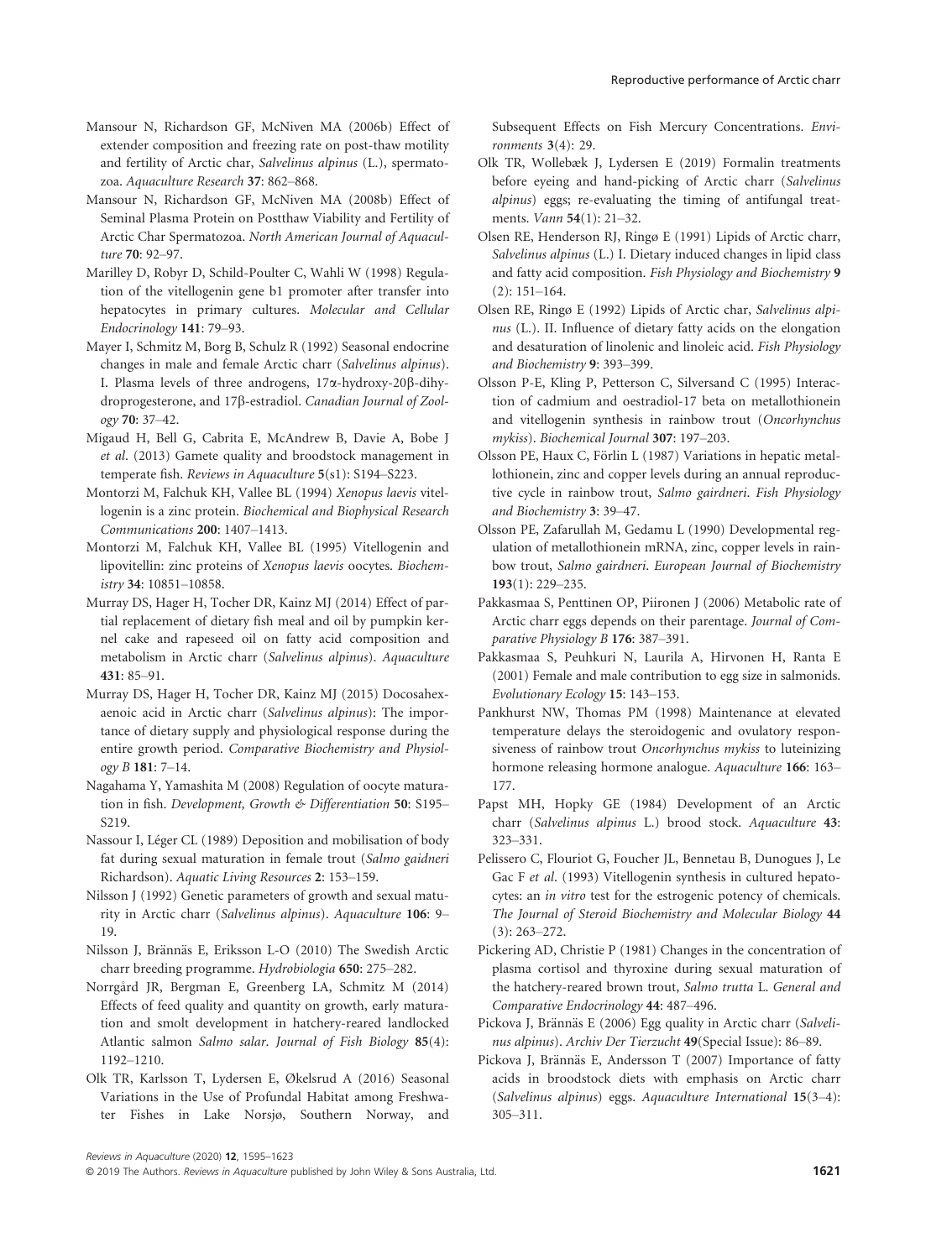Mansour N, Richardson GF, McNiven MA (2006b) Effect of extender composition and freezing rate on post-thaw motility and fertility of Arctic char, *Salvelinus alpinus* (L.), spermatozoa. *Aquaculture Research* **37**: 862–868.

Mansour N, Richardson GF, McNiven MA (2008b) Effect of Seminal Plasma Protein on Postthaw Viability and Fertility of Arctic Char Spermatozoa. *North American Journal of Aquaculture* **70**: 92–97.

Marilley D, Robyr D, Schild-Poulter C, Wahli W (1998) Regulation of the vitellogenin gene b1 promoter after transfer into hepatocytes in primary cultures. *Molecular and Cellular Endocrinology* **141**: 79–93.

Mayer I, Schmitz M, Borg B, Schulz R (1992) Seasonal endocrine changes in male and female Arctic charr (*Salvelinus alpinus*). I. Plasma levels of three androgens, 17α-hydroxy-20β-dihydroprogesterone, and 17β-estradiol. *Canadian Journal of Zoology* **70**: 37–42.

Migaud H, Bell G, Cabrita E, McAndrew B, Davie A, Bobe J *et al*. (2013) Gamete quality and broodstock management in temperate fish. *Reviews in Aquaculture* **5**(s1): S194–S223.

Montorzi M, Falchuk KH, Vallee BL (1994) *Xenopus laevis* vitellogenin is a zinc protein. *Biochemical and Biophysical Research Communications* **200**: 1407–1413.

Montorzi M, Falchuk KH, Vallee BL (1995) Vitellogenin and lipovitellin: zinc proteins of *Xenopus laevis* oocytes. *Biochemistry* **34**: 10851–10858.

Murray DS, Hager H, Tocher DR, Kainz MJ (2014) Effect of partial replacement of dietary fish meal and oil by pumpkin kernel cake and rapeseed oil on fatty acid composition and metabolism in Arctic charr (*Salvelinus alpinus*). *Aquaculture* **431**: 85–91.

Murray DS, Hager H, Tocher DR, Kainz MJ (2015) Docosahexaenoic acid in Arctic charr (*Salvelinus alpinus*): The importance of dietary supply and physiological response during the entire growth period. *Comparative Biochemistry and Physiology B* **181**: 7–14.

Nagahama Y, Yamashita M (2008) Regulation of oocyte maturation in fish. *Development, Growth & Differentiation* **50**: S195–S219.

Nassour I, Léger CL (1989) Deposition and mobilisation of body fat during sexual maturation in female trout (*Salmo gaidneri* Richardson). *Aquatic Living Resources* **2**: 153–159.

Nilsson J (1992) Genetic parameters of growth and sexual maturity in Arctic charr (*Salvelinus alpinus*). *Aquaculture* **106**: 9–19.

Nilsson J, Brännäs E, Eriksson L-O (2010) The Swedish Arctic charr breeding programme. *Hydrobiologia* **650**: 275–282.

Norrgård JR, Bergman E, Greenberg LA, Schmitz M (2014) Effects of feed quality and quantity on growth, early maturation and smolt development in hatchery-reared landlocked Atlantic salmon *Salmo salar*. *Journal of Fish Biology* **85**(4): 1192–1210.

Olk TR, Karlsson T, Lydersen E, Økelsrud A (2016) Seasonal Variations in the Use of Profundal Habitat among Freshwater Fishes in Lake Norsjø, Southern Norway, and Subsequent Effects on Fish Mercury Concentrations. *Environments* **3**(4): 29.

Olk TR, Wollebæk J, Lydersen E (2019) Formalin treatments before eyeing and hand-picking of Arctic charr (*Salvelinus alpinus*) eggs; re-evaluating the timing of antifungal treatments. *Vann* **54**(1): 21–32.

Olsen RE, Henderson RJ, Ringø E (1991) Lipids of Arctic charr, *Salvelinus alpinus* (L.) I. Dietary induced changes in lipid class and fatty acid composition. *Fish Physiology and Biochemistry* **9** (2): 151–164.

Olsen RE, Ringø E (1992) Lipids of Arctic char, *Salvelinus alpinus* (L.). II. Influence of dietary fatty acids on the elongation and desaturation of linolenic and linoleic acid. *Fish Physiology and Biochemistry* **9**: 393–399.

Olsson P-E, Kling P, Petterson C, Silversand C (1995) Interaction of cadmium and oestradiol-17 beta on metallothionein and vitellogenin synthesis in rainbow trout (*Oncorhynchus mykiss*). *Biochemical Journal* **307**: 197–203.

Olsson PE, Haux C, Förlin L (1987) Variations in hepatic metallothionein, zinc and copper levels during an annual reproductive cycle in rainbow trout, *Salmo gairdneri*. *Fish Physiology and Biochemistry* **3**: 39–47.

Olsson PE, Zafarullah M, Gedamu L (1990) Developmental regulation of metallothionein mRNA, zinc, copper levels in rainbow trout, *Salmo gairdneri*. *European Journal of Biochemistry* **193**(1): 229–235.

Pakkasmaa S, Penttinen OP, Piironen J (2006) Metabolic rate of Arctic charr eggs depends on their parentage. *Journal of Comparative Physiology B* **176**: 387–391.

Pakkasmaa S, Peuhkuri N, Laurila A, Hirvonen H, Ranta E (2001) Female and male contribution to egg size in salmonids. *Evolutionary Ecology* **15**: 143–153.

Pankhurst NW, Thomas PM (1998) Maintenance at elevated temperature delays the steroidogenic and ovulatory responsiveness of rainbow trout *Oncorhynchus mykiss* to luteinizing hormone releasing hormone analogue. *Aquaculture* **166**: 163–177.

Papst MH, Hopky GE (1984) Development of an Arctic charr (*Salvelinus alpinus* L.) brood stock. *Aquaculture* **43**: 323–331.

Pelissero C, Flouriot G, Foucher JL, Bennetau B, Dunogues J, Le Gac F *et al*. (1993) Vitellogenin synthesis in cultured hepatocytes: an *in vitro* test for the estrogenic potency of chemicals. *The Journal of Steroid Biochemistry and Molecular Biology* **44** (3): 263–272.

Pickering AD, Christie P (1981) Changes in the concentration of plasma cortisol and thyroxine during sexual maturation of the hatchery-reared brown trout, *Salmo trutta* L. *General and Comparative Endocrinology* **44**: 487–496.

Pickova J, Brännäs E (2006) Egg quality in Arctic charr (*Salvelinus alpinus*). *Archiv Der Tierzucht* **49**(Special Issue): 86–89.

Pickova J, Brännäs E, Andersson T (2007) Importance of fatty acids in broodstock diets with emphasis on Arctic charr (*Salvelinus alpinus*) eggs. *Aquaculture International* **15**(3–4): 305–311.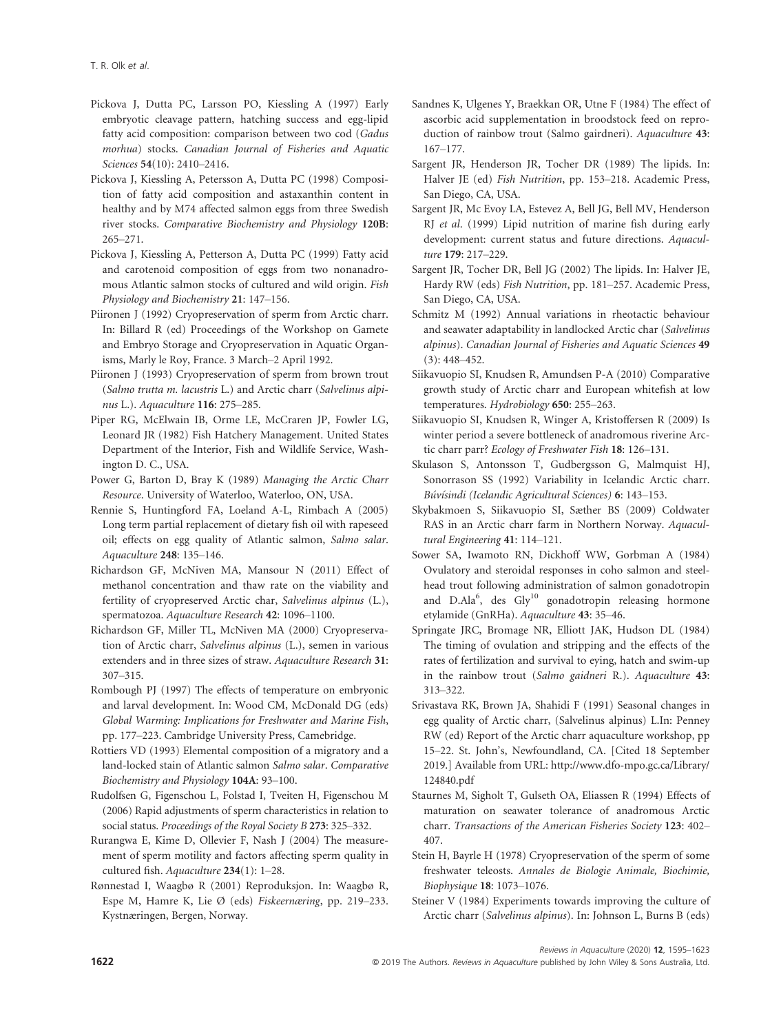Pickova J, Dutta PC, Larsson PO, Kiessling A (1997) Early embryotic cleavage pattern, hatching success and egg-lipid fatty acid composition: comparison between two cod (*Gadus morhua*) stocks. *Canadian Journal of Fisheries and Aquatic Sciences* **54**(10): 2410–2416.

Pickova J, Kiessling A, Petersson A, Dutta PC (1998) Composition of fatty acid composition and astaxanthin content in healthy and by M74 affected salmon eggs from three Swedish river stocks. *Comparative Biochemistry and Physiology* **120B**: 265–271.

Pickova J, Kiessling A, Petterson A, Dutta PC (1999) Fatty acid and carotenoid composition of eggs from two nonanadromous Atlantic salmon stocks of cultured and wild origin. *Fish Physiology and Biochemistry* **21**: 147–156.

Piironen J (1992) Cryopreservation of sperm from Arctic charr. In: Billard R (ed) Proceedings of the Workshop on Gamete and Embryo Storage and Cryopreservation in Aquatic Organisms, Marly le Roy, France. 3 March–2 April 1992.

Piironen J (1993) Cryopreservation of sperm from brown trout (*Salmo trutta m. lacustris* L.) and Arctic charr (*Salvelinus alpinus* L.). *Aquaculture* **116**: 275–285.

Piper RG, McElwain IB, Orme LE, McCraren JP, Fowler LG, Leonard JR (1982) Fish Hatchery Management. United States Department of the Interior, Fish and Wildlife Service, Washington D. C., USA.

Power G, Barton D, Bray K (1989) *Managing the Arctic Charr Resource*. University of Waterloo, Waterloo, ON, USA.

Rennie S, Huntingford FA, Loeland A-L, Rimbach A (2005) Long term partial replacement of dietary fish oil with rapeseed oil; effects on egg quality of Atlantic salmon, *Salmo salar*. *Aquaculture* **248**: 135–146.

Richardson GF, McNiven MA, Mansour N (2011) Effect of methanol concentration and thaw rate on the viability and fertility of cryopreserved Arctic char, *Salvelinus alpinus* (L.), spermatozoa. *Aquaculture Research* **42**: 1096–1100.

Richardson GF, Miller TL, McNiven MA (2000) Cryopreservation of Arctic charr, *Salvelinus alpinus* (L.), semen in various extenders and in three sizes of straw. *Aquaculture Research* **31**: 307–315.

Rombough PJ (1997) The effects of temperature on embryonic and larval development. In: Wood CM, McDonald DG (eds) *Global Warming: Implications for Freshwater and Marine Fish*, pp. 177–223. Cambridge University Press, Camebridge.

Rottiers VD (1993) Elemental composition of a migratory and a land-locked stain of Atlantic salmon *Salmo salar*. *Comparative Biochemistry and Physiology* **104A**: 93–100.

Rudolfsen G, Figenschou L, Folstad I, Tveiten H, Figenschou M (2006) Rapid adjustments of sperm characteristics in relation to social status. *Proceedings of the Royal Society B* **273**: 325–332.

Rurangwa E, Kime D, Ollevier F, Nash J (2004) The measurement of sperm motility and factors affecting sperm quality in cultured fish. *Aquaculture* **234**(1): 1–28.

Rønnestad I, Waagbø R (2001) Reproduksjon. In: Waagbø R, Espe M, Hamre K, Lie Ø (eds) *Fiskeernæring*, pp. 219–233. Kystnæringen, Bergen, Norway.

Sandnes K, Ulgenes Y, Braekkan OR, Utne F (1984) The effect of ascorbic acid supplementation in broodstock feed on reproduction of rainbow trout (Salmo gairdneri). *Aquaculture* **43**: 167–177.

Sargent JR, Henderson JR, Tocher DR (1989) The lipids. In: Halver JE (ed) *Fish Nutrition*, pp. 153–218. Academic Press, San Diego, CA, USA.

Sargent JR, Mc Evoy LA, Estevez A, Bell JG, Bell MV, Henderson RJ *et al*. (1999) Lipid nutrition of marine fish during early development: current status and future directions. *Aquaculture* **179**: 217–229.

Sargent JR, Tocher DR, Bell JG (2002) The lipids. In: Halver JE, Hardy RW (eds) *Fish Nutrition*, pp. 181–257. Academic Press, San Diego, CA, USA.

Schmitz M (1992) Annual variations in rheotactic behaviour and seawater adaptability in landlocked Arctic char (*Salvelinus alpinus*). *Canadian Journal of Fisheries and Aquatic Sciences* **49** (3): 448–452.

Siikavuopio SI, Knudsen R, Amundsen P-A (2010) Comparative growth study of Arctic charr and European whitefish at low temperatures. *Hydrobiology* **650**: 255–263.

Siikavuopio SI, Knudsen R, Winger A, Kristoffersen R (2009) Is winter period a severe bottleneck of anadromous riverine Arctic charr parr? *Ecology of Freshwater Fish* **18**: 126–131.

Skulason S, Antonsson T, Gudbergsson G, Malmquist HJ, Sonorrason SS (1992) Variability in Icelandic Arctic charr. *Búvísindi (Icelandic Agricultural Sciences)* **6**: 143–153.

Skybakmoen S, Siikavuopio SI, Sæther BS (2009) Coldwater RAS in an Arctic charr farm in Northern Norway. *Aquacultural Engineering* **41**: 114–121.

Sower SA, Iwamoto RN, Dickhoff WW, Gorbman A (1984) Ovulatory and steroidal responses in coho salmon and steelhead trout following administration of salmon gonadotropin and D.Ala[6], des Gly[10] gonadotropin releasing hormone etylamide (GnRHa). *Aquaculture* **43**: 35–46.

Springate JRC, Bromage NR, Elliott JAK, Hudson DL (1984) The timing of ovulation and stripping and the effects of the rates of fertilization and survival to eying, hatch and swim-up in the rainbow trout (*Salmo gaidneri* R.). *Aquaculture* **43**: 313–322.

Srivastava RK, Brown JA, Shahidi F (1991) Seasonal changes in egg quality of Arctic charr, (Salvelinus alpinus) L.In: Penney RW (ed) Report of the Arctic charr aquaculture workshop, pp 15–22. St. John's, Newfoundland, CA. [Cited 18 September 2019.] Available from URL: http://www.dfo-mpo.gc.ca/Library/124840.pdf

Staurnes M, Sigholt T, Gulseth OA, Eliassen R (1994) Effects of maturation on seawater tolerance of anadromous Arctic charr. *Transactions of the American Fisheries Society* **123**: 402–407.

Stein H, Bayrle H (1978) Cryopreservation of the sperm of some freshwater teleosts. *Annales de Biologie Animale, Biochimie, Biophysique* **18**: 1073–1076.

Steiner V (1984) Experiments towards improving the culture of Arctic charr (*Salvelinus alpinus*). In: Johnson L, Burns B (eds)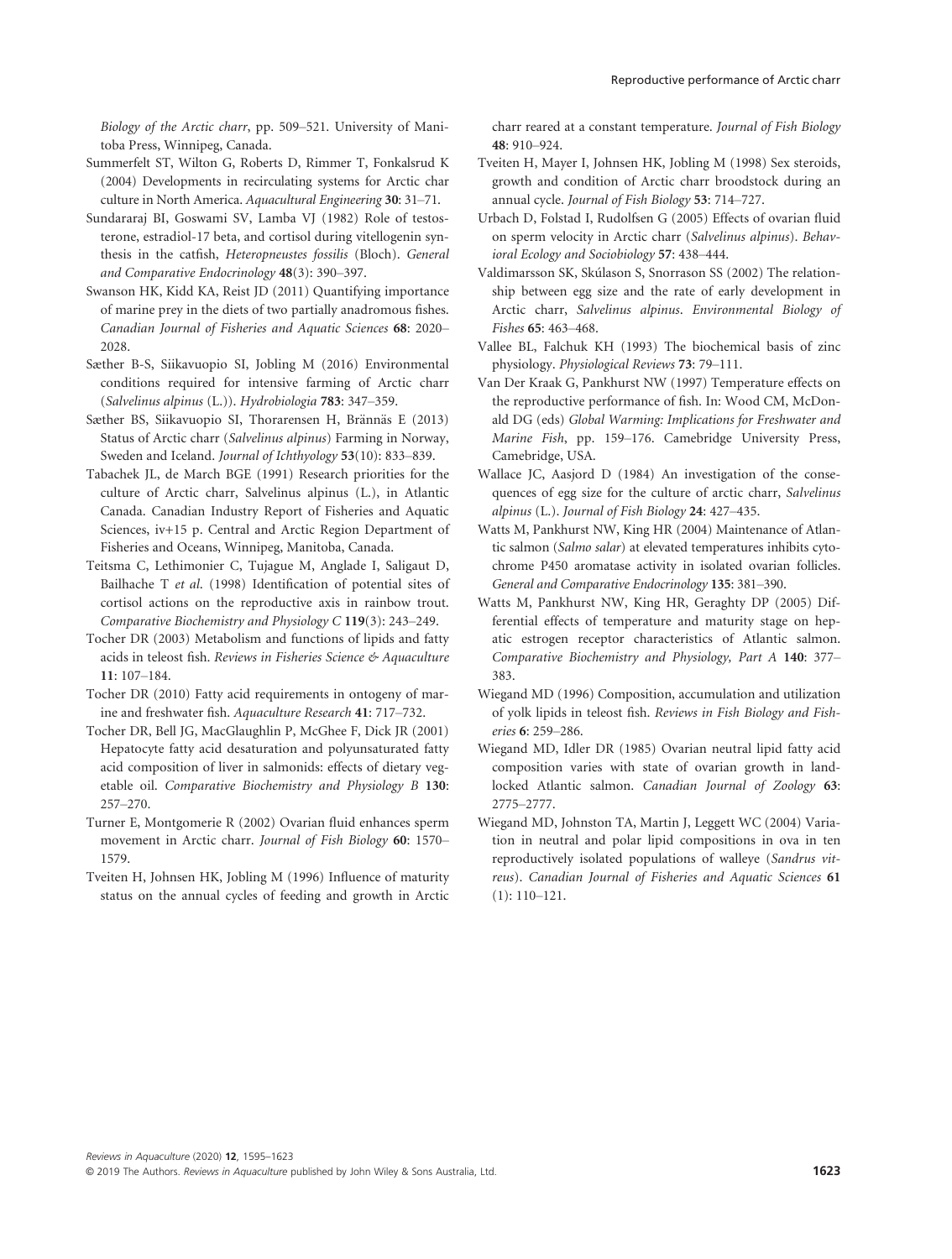Biology of the Arctic charr, pp. 509–521. University of Manitoba Press, Winnipeg, Canada.

Summerfelt ST, Wilton G, Roberts D, Rimmer T, Fonkalsrud K (2004) Developments in recirculating systems for Arctic char culture in North America. *Aquacultural Engineering* **30**: 31–71.

Sundararaj BI, Goswami SV, Lamba VJ (1982) Role of testosterone, estradiol-17 beta, and cortisol during vitellogenin synthesis in the catfish, *Heteropneustes fossilis* (Bloch). *General and Comparative Endocrinology* **48**(3): 390–397.

Swanson HK, Kidd KA, Reist JD (2011) Quantifying importance of marine prey in the diets of two partially anadromous fishes. *Canadian Journal of Fisheries and Aquatic Sciences* **68**: 2020–2028.

Sæther B-S, Siikavuopio SI, Jobling M (2016) Environmental conditions required for intensive farming of Arctic charr (*Salvelinus alpinus* (L.)). *Hydrobiologia* **783**: 347–359.

Sæther BS, Siikavuopio SI, Thorarensen H, Brännäs E (2013) Status of Arctic charr (*Salvelinus alpinus*) Farming in Norway, Sweden and Iceland. *Journal of Ichthyology* **53**(10): 833–839.

Tabachek JL, de March BGE (1991) Research priorities for the culture of Arctic charr, Salvelinus alpinus (L.), in Atlantic Canada. Canadian Industry Report of Fisheries and Aquatic Sciences, iv+15 p. Central and Arctic Region Department of Fisheries and Oceans, Winnipeg, Manitoba, Canada.

Teitsma C, Lethimonier C, Tujague M, Anglade I, Saligaut D, Bailhache T *et al*. (1998) Identification of potential sites of cortisol actions on the reproductive axis in rainbow trout. *Comparative Biochemistry and Physiology C* **119**(3): 243–249.

Tocher DR (2003) Metabolism and functions of lipids and fatty acids in teleost fish. *Reviews in Fisheries Science & Aquaculture* **11**: 107–184.

Tocher DR (2010) Fatty acid requirements in ontogeny of marine and freshwater fish. *Aquaculture Research* **41**: 717–732.

Tocher DR, Bell JG, MacGlaughlin P, McGhee F, Dick JR (2001) Hepatocyte fatty acid desaturation and polyunsaturated fatty acid composition of liver in salmonids: effects of dietary vegetable oil. *Comparative Biochemistry and Physiology B* **130**: 257–270.

Turner E, Montgomerie R (2002) Ovarian fluid enhances sperm movement in Arctic charr. *Journal of Fish Biology* **60**: 1570–1579.

Tveiten H, Johnsen HK, Jobling M (1996) Influence of maturity status on the annual cycles of feeding and growth in Arctic charr reared at a constant temperature. *Journal of Fish Biology* **48**: 910–924.

Tveiten H, Mayer I, Johnsen HK, Jobling M (1998) Sex steroids, growth and condition of Arctic charr broodstock during an annual cycle. *Journal of Fish Biology* **53**: 714–727.

Urbach D, Folstad I, Rudolfsen G (2005) Effects of ovarian fluid on sperm velocity in Arctic charr (*Salvelinus alpinus*). *Behavioral Ecology and Sociobiology* **57**: 438–444.

Valdimarsson SK, Skúlason S, Snorrason SS (2002) The relationship between egg size and the rate of early development in Arctic charr, *Salvelinus alpinus*. *Environmental Biology of Fishes* **65**: 463–468.

Vallee BL, Falchuk KH (1993) The biochemical basis of zinc physiology. *Physiological Reviews* **73**: 79–111.

Van Der Kraak G, Pankhurst NW (1997) Temperature effects on the reproductive performance of fish. In: Wood CM, McDonald DG (eds) *Global Warming: Implications for Freshwater and Marine Fish*, pp. 159–176. Camebridge University Press, Camebridge, USA.

Wallace JC, Aasjord D (1984) An investigation of the consequences of egg size for the culture of arctic charr, *Salvelinus alpinus* (L.). *Journal of Fish Biology* **24**: 427–435.

Watts M, Pankhurst NW, King HR (2004) Maintenance of Atlantic salmon (*Salmo salar*) at elevated temperatures inhibits cytochrome P450 aromatase activity in isolated ovarian follicles. *General and Comparative Endocrinology* **135**: 381–390.

Watts M, Pankhurst NW, King HR, Geraghty DP (2005) Differential effects of temperature and maturity stage on hepatic estrogen receptor characteristics of Atlantic salmon. *Comparative Biochemistry and Physiology, Part A* **140**: 377–383.

Wiegand MD (1996) Composition, accumulation and utilization of yolk lipids in teleost fish. *Reviews in Fish Biology and Fisheries* **6**: 259–286.

Wiegand MD, Idler DR (1985) Ovarian neutral lipid fatty acid composition varies with state of ovarian growth in landlocked Atlantic salmon. *Canadian Journal of Zoology* **63**: 2775–2777.

Wiegand MD, Johnston TA, Martin J, Leggett WC (2004) Variation in neutral and polar lipid compositions in ova in ten reproductively isolated populations of walleye (*Sandrus vitreus*). *Canadian Journal of Fisheries and Aquatic Sciences* **61** (1): 110–121.